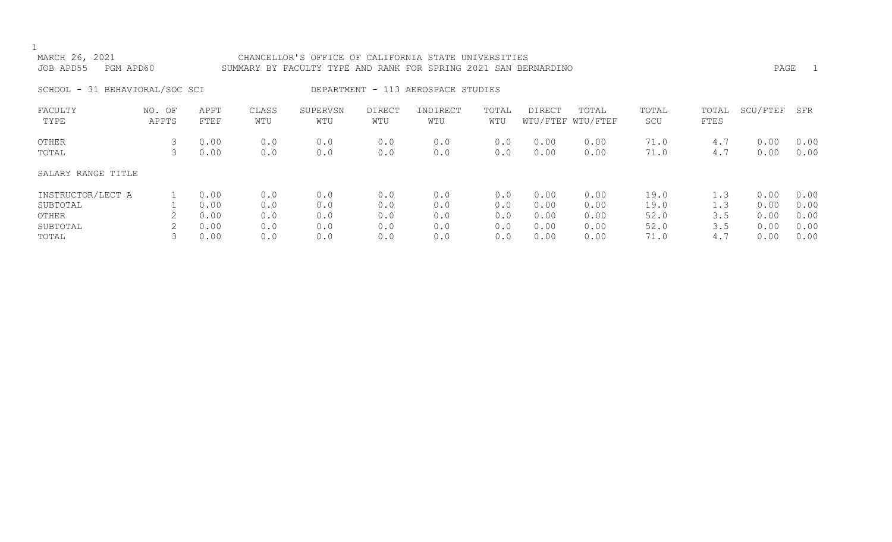MARCH 26, 2021 CHANCELLOR'S OFFICE OF CALIFORNIA STATE UNIVERSITIES

JOB APD55 PGM APD60 SUMMARY BY FACULTY TYPE AND RANK FOR SPRING 2021 SAN BERNARDINO

SCHOOL - 31 BEHAVIORAL/SOC SCI DEPARTMENT - 113 AEROSPACE STUDIES

| FACULTY TYPE | NO. OF APPTS | APPT FTEF | CLASS WTU | SUPERVSN WTU | DIRECT WTU | INDIRECT WTU | TOTAL WTU | DIRECT WTU/FTEF | TOTAL WTU/FTEF | TOTAL SCU | TOTAL FTES | SCU/FTEF | SFR |
|---|---|---|---|---|---|---|---|---|---|---|---|---|---|
| OTHER | 3 | 0.00 | 0.0 | 0.0 | 0.0 | 0.0 | 0.0 | 0.00 | 0.00 | 71.0 | 4.7 | 0.00 | 0.00 |
| TOTAL | 3 | 0.00 | 0.0 | 0.0 | 0.0 | 0.0 | 0.0 | 0.00 | 0.00 | 71.0 | 4.7 | 0.00 | 0.00 |

| SALARY RANGE TITLE | NO. OF APPTS | APPT FTEF | CLASS WTU | SUPERVSN WTU | DIRECT WTU | INDIRECT WTU | TOTAL WTU | DIRECT WTU/FTEF | TOTAL WTU/FTEF | TOTAL SCU | TOTAL FTES | SCU/FTEF | SFR |
|---|---|---|---|---|---|---|---|---|---|---|---|---|---|
| INSTRUCTOR/LECT A | 1 | 0.00 | 0.0 | 0.0 | 0.0 | 0.0 | 0.0 | 0.00 | 0.00 | 19.0 | 1.3 | 0.00 | 0.00 |
| SUBTOTAL | 1 | 0.00 | 0.0 | 0.0 | 0.0 | 0.0 | 0.0 | 0.00 | 0.00 | 19.0 | 1.3 | 0.00 | 0.00 |
| OTHER | 2 | 0.00 | 0.0 | 0.0 | 0.0 | 0.0 | 0.0 | 0.00 | 0.00 | 52.0 | 3.5 | 0.00 | 0.00 |
| SUBTOTAL | 2 | 0.00 | 0.0 | 0.0 | 0.0 | 0.0 | 0.0 | 0.00 | 0.00 | 52.0 | 3.5 | 0.00 | 0.00 |
| TOTAL | 3 | 0.00 | 0.0 | 0.0 | 0.0 | 0.0 | 0.0 | 0.00 | 0.00 | 71.0 | 4.7 | 0.00 | 0.00 |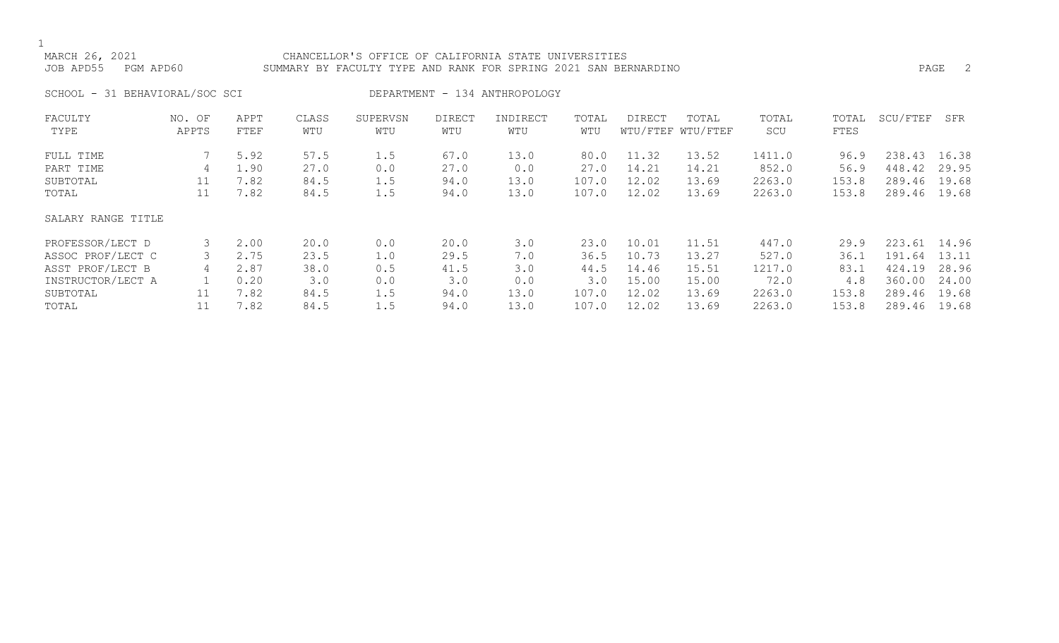MARCH 26, 2021 CHANCELLOR'S OFFICE OF CALIFORNIA STATE UNIVERSITIES
JOB APD55 PGM APD60 SUMMARY BY FACULTY TYPE AND RANK FOR SPRING 2021 SAN BERNARDINO

SCHOOL - 31 BEHAVIORAL/SOC SCI DEPARTMENT - 134 ANTHROPOLOGY

| FACULTY TYPE | NO. OF APPTS | APPT FTEF | CLASS WTU | SUPERVSN WTU | DIRECT WTU | INDIRECT WTU | TOTAL WTU | DIRECT WTU/FTEF | TOTAL WTU/FTEF | TOTAL SCU | TOTAL FTES | SCU/FTEF | SFR |
|---|---|---|---|---|---|---|---|---|---|---|---|---|---|
| FULL TIME | 7 | 5.92 | 57.5 | 1.5 | 67.0 | 13.0 | 80.0 | 11.32 | 13.52 | 1411.0 | 96.9 | 238.43 | 16.38 |
| PART TIME | 4 | 1.90 | 27.0 | 0.0 | 27.0 | 0.0 | 27.0 | 14.21 | 14.21 | 852.0 | 56.9 | 448.42 | 29.95 |
| SUBTOTAL | 11 | 7.82 | 84.5 | 1.5 | 94.0 | 13.0 | 107.0 | 12.02 | 13.69 | 2263.0 | 153.8 | 289.46 | 19.68 |
| TOTAL | 11 | 7.82 | 84.5 | 1.5 | 94.0 | 13.0 | 107.0 | 12.02 | 13.69 | 2263.0 | 153.8 | 289.46 | 19.68 |
| SALARY RANGE TITLE | | | | | | | | | | | | | |
| PROFESSOR/LECT D | 3 | 2.00 | 20.0 | 0.0 | 20.0 | 3.0 | 23.0 | 10.01 | 11.51 | 447.0 | 29.9 | 223.61 | 14.96 |
| ASSOC PROF/LECT C | 3 | 2.75 | 23.5 | 1.0 | 29.5 | 7.0 | 36.5 | 10.73 | 13.27 | 527.0 | 36.1 | 191.64 | 13.11 |
| ASST PROF/LECT B | 4 | 2.87 | 38.0 | 0.5 | 41.5 | 3.0 | 44.5 | 14.46 | 15.51 | 1217.0 | 83.1 | 424.19 | 28.96 |
| INSTRUCTOR/LECT A | 1 | 0.20 | 3.0 | 0.0 | 3.0 | 0.0 | 3.0 | 15.00 | 15.00 | 72.0 | 4.8 | 360.00 | 24.00 |
| SUBTOTAL | 11 | 7.82 | 84.5 | 1.5 | 94.0 | 13.0 | 107.0 | 12.02 | 13.69 | 2263.0 | 153.8 | 289.46 | 19.68 |
| TOTAL | 11 | 7.82 | 84.5 | 1.5 | 94.0 | 13.0 | 107.0 | 12.02 | 13.69 | 2263.0 | 153.8 | 289.46 | 19.68 |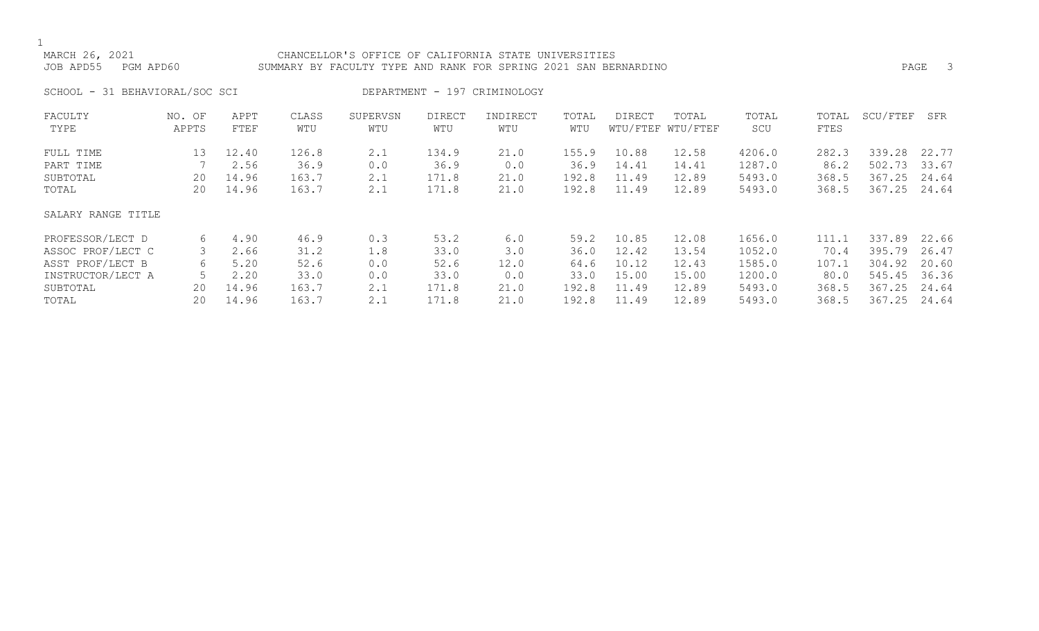MARCH 26, 2021 CHANCELLOR'S OFFICE OF CALIFORNIA STATE UNIVERSITIES
JOB APD55 PGM APD60 SUMMARY BY FACULTY TYPE AND RANK FOR SPRING 2021 SAN BERNARDINO

SCHOOL - 31 BEHAVIORAL/SOC SCI DEPARTMENT - 197 CRIMINOLOGY

| FACULTY TYPE | NO. OF APPTS | APPT FTEF | CLASS WTU | SUPERVSN WTU | DIRECT WTU | INDIRECT WTU | TOTAL WTU | DIRECT WTU/FTEF | TOTAL WTU/FTEF | TOTAL SCU | TOTAL FTES | SCU/FTEF | SFR |
|---|---|---|---|---|---|---|---|---|---|---|---|---|---|
| FULL TIME | 13 | 12.40 | 126.8 | 2.1 | 134.9 | 21.0 | 155.9 | 10.88 | 12.58 | 4206.0 | 282.3 | 339.28 | 22.77 |
| PART TIME | 7 | 2.56 | 36.9 | 0.0 | 36.9 | 0.0 | 36.9 | 14.41 | 14.41 | 1287.0 | 86.2 | 502.73 | 33.67 |
| SUBTOTAL | 20 | 14.96 | 163.7 | 2.1 | 171.8 | 21.0 | 192.8 | 11.49 | 12.89 | 5493.0 | 368.5 | 367.25 | 24.64 |
| TOTAL | 20 | 14.96 | 163.7 | 2.1 | 171.8 | 21.0 | 192.8 | 11.49 | 12.89 | 5493.0 | 368.5 | 367.25 | 24.64 |
| SALARY RANGE TITLE | | | | | | | | | | | | | |
| PROFESSOR/LECT D | 6 | 4.90 | 46.9 | 0.3 | 53.2 | 6.0 | 59.2 | 10.85 | 12.08 | 1656.0 | 111.1 | 337.89 | 22.66 |
| ASSOC PROF/LECT C | 3 | 2.66 | 31.2 | 1.8 | 33.0 | 3.0 | 36.0 | 12.42 | 13.54 | 1052.0 | 70.4 | 395.79 | 26.47 |
| ASST PROF/LECT B | 6 | 5.20 | 52.6 | 0.0 | 52.6 | 12.0 | 64.6 | 10.12 | 12.43 | 1585.0 | 107.1 | 304.92 | 20.60 |
| INSTRUCTOR/LECT A | 5 | 2.20 | 33.0 | 0.0 | 33.0 | 0.0 | 33.0 | 15.00 | 15.00 | 1200.0 | 80.0 | 545.45 | 36.36 |
| SUBTOTAL | 20 | 14.96 | 163.7 | 2.1 | 171.8 | 21.0 | 192.8 | 11.49 | 12.89 | 5493.0 | 368.5 | 367.25 | 24.64 |
| TOTAL | 20 | 14.96 | 163.7 | 2.1 | 171.8 | 21.0 | 192.8 | 11.49 | 12.89 | 5493.0 | 368.5 | 367.25 | 24.64 |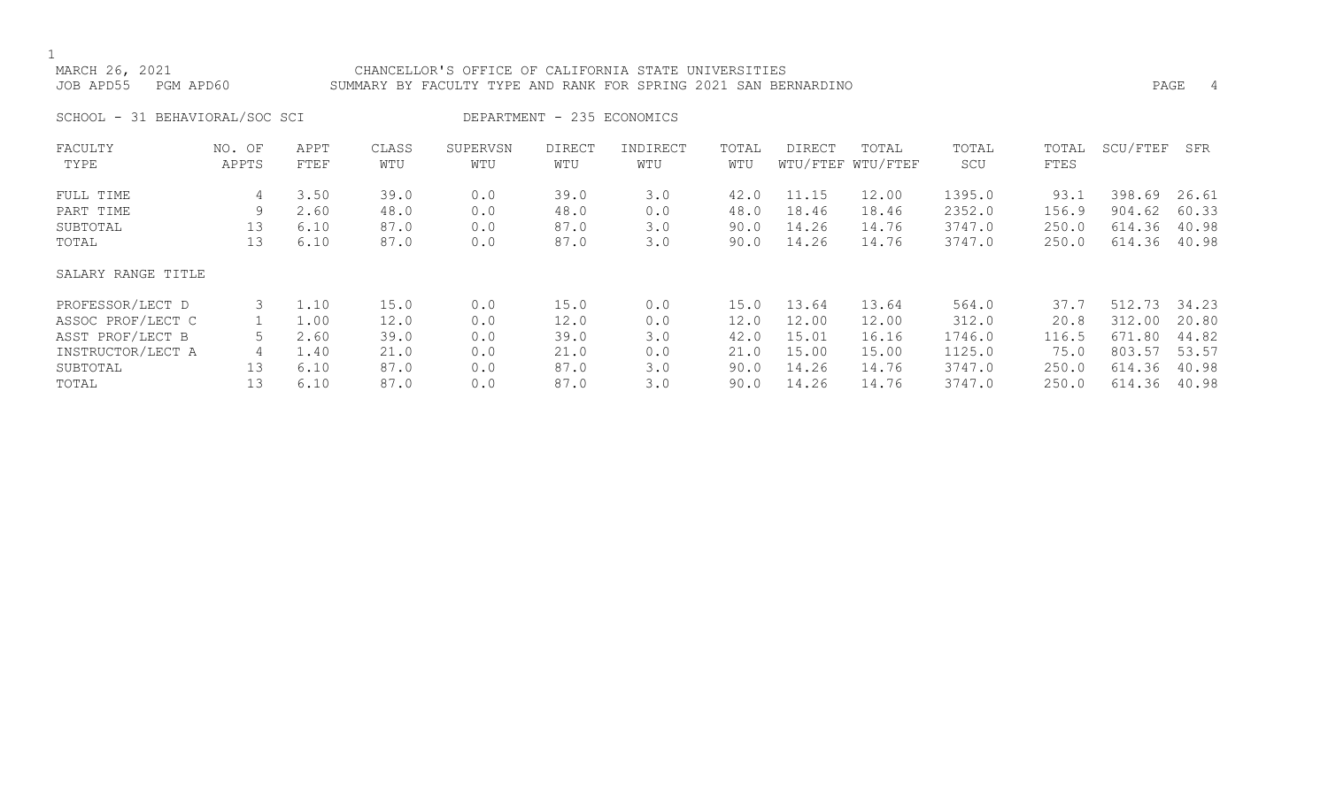MARCH 26, 2021 — CHANCELLOR'S OFFICE OF CALIFORNIA STATE UNIVERSITIES

JOB APD55 PGM APD60 — SUMMARY BY FACULTY TYPE AND RANK FOR SPRING 2021 SAN BERNARDINO

SCHOOL - 31 BEHAVIORAL/SOC SCI — DEPARTMENT - 235 ECONOMICS

| FACULTY TYPE | NO. OF APPTS | APPT FTEF | CLASS WTU | SUPERVSN WTU | DIRECT WTU | INDIRECT WTU | TOTAL WTU | DIRECT WTU/FTEF | TOTAL WTU/FTEF | TOTAL SCU | TOTAL FTES | SCU/FTEF | SFR |
|---|---|---|---|---|---|---|---|---|---|---|---|---|---|
| FULL TIME | 4 | 3.50 | 39.0 | 0.0 | 39.0 | 3.0 | 42.0 | 11.15 | 12.00 | 1395.0 | 93.1 | 398.69 | 26.61 |
| PART TIME | 9 | 2.60 | 48.0 | 0.0 | 48.0 | 0.0 | 48.0 | 18.46 | 18.46 | 2352.0 | 156.9 | 904.62 | 60.33 |
| SUBTOTAL | 13 | 6.10 | 87.0 | 0.0 | 87.0 | 3.0 | 90.0 | 14.26 | 14.76 | 3747.0 | 250.0 | 614.36 | 40.98 |
| TOTAL | 13 | 6.10 | 87.0 | 0.0 | 87.0 | 3.0 | 90.0 | 14.26 | 14.76 | 3747.0 | 250.0 | 614.36 | 40.98 |
| **SALARY RANGE TITLE** | | | | | | | | | | | | | |
| PROFESSOR/LECT D | 3 | 1.10 | 15.0 | 0.0 | 15.0 | 0.0 | 15.0 | 13.64 | 13.64 | 564.0 | 37.7 | 512.73 | 34.23 |
| ASSOC PROF/LECT C | 1 | 1.00 | 12.0 | 0.0 | 12.0 | 0.0 | 12.0 | 12.00 | 12.00 | 312.0 | 20.8 | 312.00 | 20.80 |
| ASST PROF/LECT B | 5 | 2.60 | 39.0 | 0.0 | 39.0 | 3.0 | 42.0 | 15.01 | 16.16 | 1746.0 | 116.5 | 671.80 | 44.82 |
| INSTRUCTOR/LECT A | 4 | 1.40 | 21.0 | 0.0 | 21.0 | 0.0 | 21.0 | 15.00 | 15.00 | 1125.0 | 75.0 | 803.57 | 53.57 |
| SUBTOTAL | 13 | 6.10 | 87.0 | 0.0 | 87.0 | 3.0 | 90.0 | 14.26 | 14.76 | 3747.0 | 250.0 | 614.36 | 40.98 |
| TOTAL | 13 | 6.10 | 87.0 | 0.0 | 87.0 | 3.0 | 90.0 | 14.26 | 14.76 | 3747.0 | 250.0 | 614.36 | 40.98 |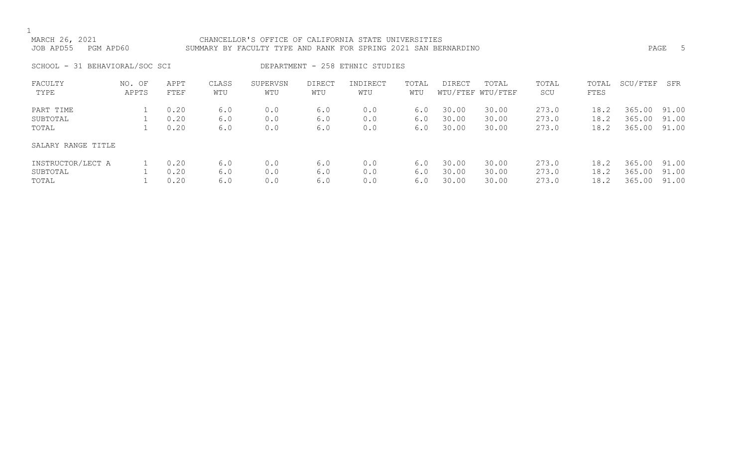MARCH 26, 2021 CHANCELLOR'S OFFICE OF CALIFORNIA STATE UNIVERSITIES
JOB APD55 PGM APD60 SUMMARY BY FACULTY TYPE AND RANK FOR SPRING 2021 SAN BERNARDINO

SCHOOL - 31 BEHAVIORAL/SOC SCI DEPARTMENT - 258 ETHNIC STUDIES

| FACULTY TYPE | NO. OF APPTS | APPT FTEF | CLASS WTU | SUPERVSN WTU | DIRECT WTU | INDIRECT WTU | TOTAL WTU | DIRECT WTU/FTEF | TOTAL WTU/FTEF | TOTAL SCU | TOTAL FTES | SCU/FTEF | SFR |
|---|---|---|---|---|---|---|---|---|---|---|---|---|---|
| PART TIME | 1 | 0.20 | 6.0 | 0.0 | 6.0 | 0.0 | 6.0 | 30.00 | 30.00 | 273.0 | 18.2 | 365.00 | 91.00 |
| SUBTOTAL | 1 | 0.20 | 6.0 | 0.0 | 6.0 | 0.0 | 6.0 | 30.00 | 30.00 | 273.0 | 18.2 | 365.00 | 91.00 |
| TOTAL | 1 | 0.20 | 6.0 | 0.0 | 6.0 | 0.0 | 6.0 | 30.00 | 30.00 | 273.0 | 18.2 | 365.00 | 91.00 |
| SALARY RANGE TITLE | | | | | | | | | | | | | |
| INSTRUCTOR/LECT A | 1 | 0.20 | 6.0 | 0.0 | 6.0 | 0.0 | 6.0 | 30.00 | 30.00 | 273.0 | 18.2 | 365.00 | 91.00 |
| SUBTOTAL | 1 | 0.20 | 6.0 | 0.0 | 6.0 | 0.0 | 6.0 | 30.00 | 30.00 | 273.0 | 18.2 | 365.00 | 91.00 |
| TOTAL | 1 | 0.20 | 6.0 | 0.0 | 6.0 | 0.0 | 6.0 | 30.00 | 30.00 | 273.0 | 18.2 | 365.00 | 91.00 |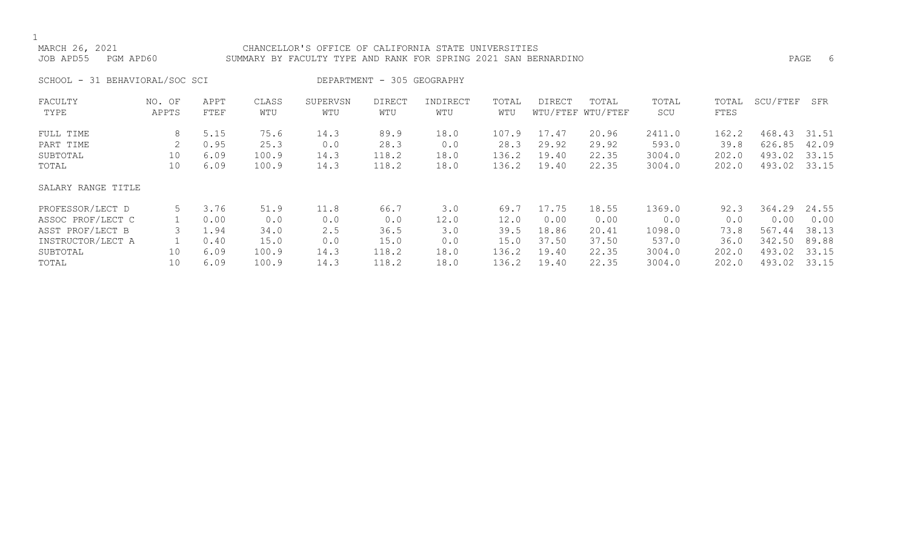MARCH 26, 2021 CHANCELLOR'S OFFICE OF CALIFORNIA STATE UNIVERSITIES
JOB APD55 PGM APD60 SUMMARY BY FACULTY TYPE AND RANK FOR SPRING 2021 SAN BERNARDINO

SCHOOL - 31 BEHAVIORAL/SOC SCI DEPARTMENT - 305 GEOGRAPHY

| FACULTY TYPE | NO. OF APPTS | APPT FTEF | CLASS WTU | SUPERVSN WTU | DIRECT WTU | INDIRECT WTU | TOTAL WTU | DIRECT WTU/FTEF | TOTAL WTU/FTEF | TOTAL SCU | TOTAL FTES | SCU/FTEF | SFR |
|---|---|---|---|---|---|---|---|---|---|---|---|---|---|
| FULL TIME | 8 | 5.15 | 75.6 | 14.3 | 89.9 | 18.0 | 107.9 | 17.47 | 20.96 | 2411.0 | 162.2 | 468.43 | 31.51 |
| PART TIME | 2 | 0.95 | 25.3 | 0.0 | 28.3 | 0.0 | 28.3 | 29.92 | 29.92 | 593.0 | 39.8 | 626.85 | 42.09 |
| SUBTOTAL | 10 | 6.09 | 100.9 | 14.3 | 118.2 | 18.0 | 136.2 | 19.40 | 22.35 | 3004.0 | 202.0 | 493.02 | 33.15 |
| TOTAL | 10 | 6.09 | 100.9 | 14.3 | 118.2 | 18.0 | 136.2 | 19.40 | 22.35 | 3004.0 | 202.0 | 493.02 | 33.15 |
| SALARY RANGE TITLE | | | | | | | | | | | | | |
| PROFESSOR/LECT D | 5 | 3.76 | 51.9 | 11.8 | 66.7 | 3.0 | 69.7 | 17.75 | 18.55 | 1369.0 | 92.3 | 364.29 | 24.55 |
| ASSOC PROF/LECT C | 1 | 0.00 | 0.0 | 0.0 | 0.0 | 12.0 | 12.0 | 0.00 | 0.00 | 0.0 | 0.0 | 0.00 | 0.00 |
| ASST PROF/LECT B | 3 | 1.94 | 34.0 | 2.5 | 36.5 | 3.0 | 39.5 | 18.86 | 20.41 | 1098.0 | 73.8 | 567.44 | 38.13 |
| INSTRUCTOR/LECT A | 1 | 0.40 | 15.0 | 0.0 | 15.0 | 0.0 | 15.0 | 37.50 | 37.50 | 537.0 | 36.0 | 342.50 | 89.88 |
| SUBTOTAL | 10 | 6.09 | 100.9 | 14.3 | 118.2 | 18.0 | 136.2 | 19.40 | 22.35 | 3004.0 | 202.0 | 493.02 | 33.15 |
| TOTAL | 10 | 6.09 | 100.9 | 14.3 | 118.2 | 18.0 | 136.2 | 19.40 | 22.35 | 3004.0 | 202.0 | 493.02 | 33.15 |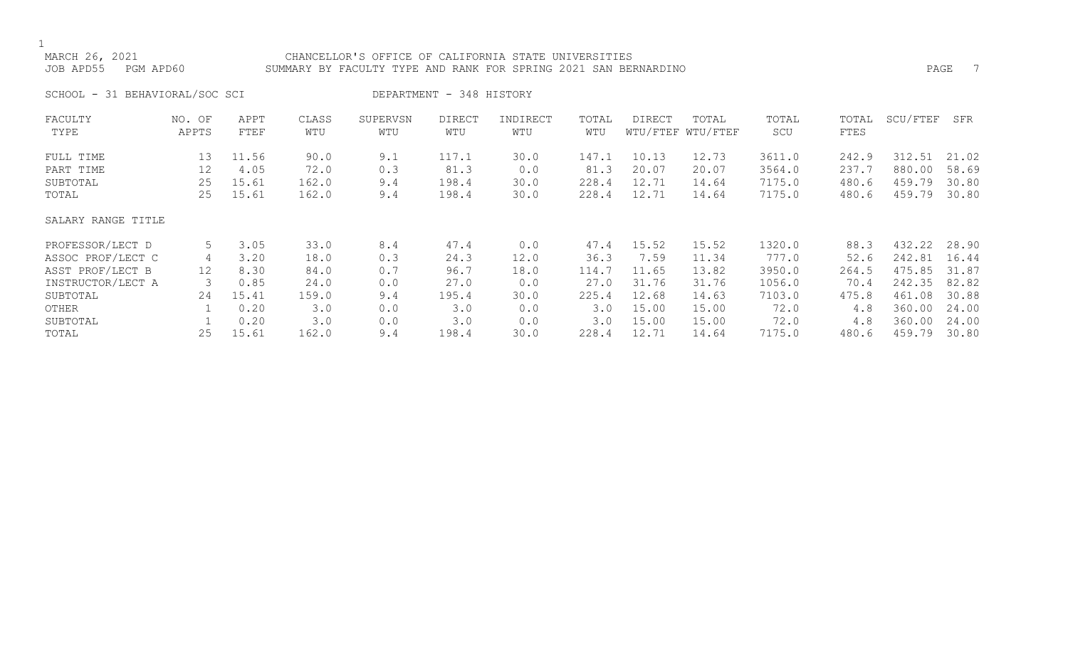MARCH 26, 2021 CHANCELLOR'S OFFICE OF CALIFORNIA STATE UNIVERSITIES
JOB APD55 PGM APD60 SUMMARY BY FACULTY TYPE AND RANK FOR SPRING 2021 SAN BERNARDINO

SCHOOL - 31 BEHAVIORAL/SOC SCI DEPARTMENT - 348 HISTORY

| FACULTY TYPE | NO. OF APPTS | APPT FTEF | CLASS WTU | SUPERVSN WTU | DIRECT WTU | INDIRECT WTU | TOTAL WTU | DIRECT WTU/FTEF | TOTAL WTU/FTEF | TOTAL SCU | TOTAL FTES | SCU/FTEF | SFR |
|---|---|---|---|---|---|---|---|---|---|---|---|---|---|
| FULL TIME | 13 | 11.56 | 90.0 | 9.1 | 117.1 | 30.0 | 147.1 | 10.13 | 12.73 | 3611.0 | 242.9 | 312.51 | 21.02 |
| PART TIME | 12 | 4.05 | 72.0 | 0.3 | 81.3 | 0.0 | 81.3 | 20.07 | 20.07 | 3564.0 | 237.7 | 880.00 | 58.69 |
| SUBTOTAL | 25 | 15.61 | 162.0 | 9.4 | 198.4 | 30.0 | 228.4 | 12.71 | 14.64 | 7175.0 | 480.6 | 459.79 | 30.80 |
| TOTAL | 25 | 15.61 | 162.0 | 9.4 | 198.4 | 30.0 | 228.4 | 12.71 | 14.64 | 7175.0 | 480.6 | 459.79 | 30.80 |
| SALARY RANGE TITLE | | | | | | | | | | | | | |
| PROFESSOR/LECT D | 5 | 3.05 | 33.0 | 8.4 | 47.4 | 0.0 | 47.4 | 15.52 | 15.52 | 1320.0 | 88.3 | 432.22 | 28.90 |
| ASSOC PROF/LECT C | 4 | 3.20 | 18.0 | 0.3 | 24.3 | 12.0 | 36.3 | 7.59 | 11.34 | 777.0 | 52.6 | 242.81 | 16.44 |
| ASST PROF/LECT B | 12 | 8.30 | 84.0 | 0.7 | 96.7 | 18.0 | 114.7 | 11.65 | 13.82 | 3950.0 | 264.5 | 475.85 | 31.87 |
| INSTRUCTOR/LECT A | 3 | 0.85 | 24.0 | 0.0 | 27.0 | 0.0 | 27.0 | 31.76 | 31.76 | 1056.0 | 70.4 | 242.35 | 82.82 |
| SUBTOTAL | 24 | 15.41 | 159.0 | 9.4 | 195.4 | 30.0 | 225.4 | 12.68 | 14.63 | 7103.0 | 475.8 | 461.08 | 30.88 |
| OTHER | 1 | 0.20 | 3.0 | 0.0 | 3.0 | 0.0 | 3.0 | 15.00 | 15.00 | 72.0 | 4.8 | 360.00 | 24.00 |
| SUBTOTAL | 1 | 0.20 | 3.0 | 0.0 | 3.0 | 0.0 | 3.0 | 15.00 | 15.00 | 72.0 | 4.8 | 360.00 | 24.00 |
| TOTAL | 25 | 15.61 | 162.0 | 9.4 | 198.4 | 30.0 | 228.4 | 12.71 | 14.64 | 7175.0 | 480.6 | 459.79 | 30.80 |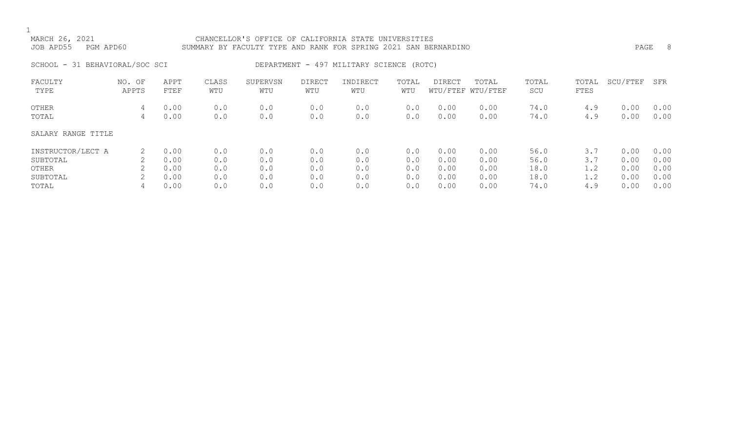MARCH 26, 2021 CHANCELLOR'S OFFICE OF CALIFORNIA STATE UNIVERSITIES
JOB APD55 PGM APD60 SUMMARY BY FACULTY TYPE AND RANK FOR SPRING 2021 SAN BERNARDINO

SCHOOL - 31 BEHAVIORAL/SOC SCI DEPARTMENT - 497 MILITARY SCIENCE (ROTC)

| FACULTY TYPE | NO. OF APPTS | APPT FTEF | CLASS WTU | SUPERVSN WTU | DIRECT WTU | INDIRECT WTU | TOTAL WTU | DIRECT WTU/FTEF | TOTAL WTU/FTEF | TOTAL SCU | TOTAL FTES | SCU/FTEF | SFR |
|---|---|---|---|---|---|---|---|---|---|---|---|---|---|
| OTHER | 4 | 0.00 | 0.0 | 0.0 | 0.0 | 0.0 | 0.0 | 0.00 | 0.00 | 74.0 | 4.9 | 0.00 | 0.00 |
| TOTAL | 4 | 0.00 | 0.0 | 0.0 | 0.0 | 0.0 | 0.0 | 0.00 | 0.00 | 74.0 | 4.9 | 0.00 | 0.00 |

SALARY RANGE TITLE

| SALARY RANGE TITLE | NO. OF APPTS | APPT FTEF | CLASS WTU | SUPERVSN WTU | DIRECT WTU | INDIRECT WTU | TOTAL WTU | DIRECT WTU/FTEF | TOTAL WTU/FTEF | TOTAL SCU | TOTAL FTES | SCU/FTEF | SFR |
|---|---|---|---|---|---|---|---|---|---|---|---|---|---|
| INSTRUCTOR/LECT A | 2 | 0.00 | 0.0 | 0.0 | 0.0 | 0.0 | 0.0 | 0.00 | 0.00 | 56.0 | 3.7 | 0.00 | 0.00 |
| SUBTOTAL | 2 | 0.00 | 0.0 | 0.0 | 0.0 | 0.0 | 0.0 | 0.00 | 0.00 | 56.0 | 3.7 | 0.00 | 0.00 |
| OTHER | 2 | 0.00 | 0.0 | 0.0 | 0.0 | 0.0 | 0.0 | 0.00 | 0.00 | 18.0 | 1.2 | 0.00 | 0.00 |
| SUBTOTAL | 2 | 0.00 | 0.0 | 0.0 | 0.0 | 0.0 | 0.0 | 0.00 | 0.00 | 18.0 | 1.2 | 0.00 | 0.00 |
| TOTAL | 4 | 0.00 | 0.0 | 0.0 | 0.0 | 0.0 | 0.0 | 0.00 | 0.00 | 74.0 | 4.9 | 0.00 | 0.00 |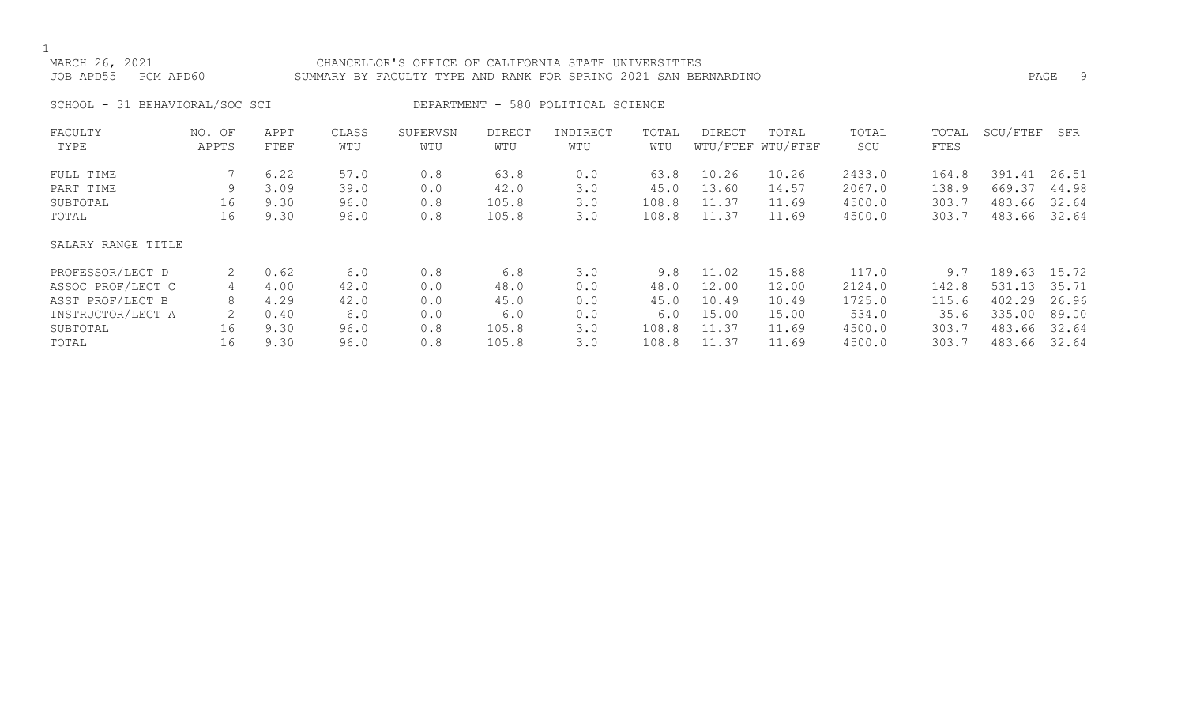MARCH 26, 2021 CHANCELLOR'S OFFICE OF CALIFORNIA STATE UNIVERSITIES
JOB APD55 PGM APD60 SUMMARY BY FACULTY TYPE AND RANK FOR SPRING 2021 SAN BERNARDINO

SCHOOL - 31 BEHAVIORAL/SOC SCI DEPARTMENT - 580 POLITICAL SCIENCE

| FACULTY TYPE | NO. OF APPTS | APPT FTEF | CLASS WTU | SUPERVSN WTU | DIRECT WTU | INDIRECT WTU | TOTAL WTU | DIRECT WTU/FTEF | TOTAL WTU/FTEF | TOTAL SCU | TOTAL FTES | SCU/FTEF | SFR |
|---|---|---|---|---|---|---|---|---|---|---|---|---|---|
| FULL TIME | 7 | 6.22 | 57.0 | 0.8 | 63.8 | 0.0 | 63.8 | 10.26 | 10.26 | 2433.0 | 164.8 | 391.41 | 26.51 |
| PART TIME | 9 | 3.09 | 39.0 | 0.0 | 42.0 | 3.0 | 45.0 | 13.60 | 14.57 | 2067.0 | 138.9 | 669.37 | 44.98 |
| SUBTOTAL | 16 | 9.30 | 96.0 | 0.8 | 105.8 | 3.0 | 108.8 | 11.37 | 11.69 | 4500.0 | 303.7 | 483.66 | 32.64 |
| TOTAL | 16 | 9.30 | 96.0 | 0.8 | 105.8 | 3.0 | 108.8 | 11.37 | 11.69 | 4500.0 | 303.7 | 483.66 | 32.64 |
| SALARY RANGE TITLE | | | | | | | | | | | | | |
| PROFESSOR/LECT D | 2 | 0.62 | 6.0 | 0.8 | 6.8 | 3.0 | 9.8 | 11.02 | 15.88 | 117.0 | 9.7 | 189.63 | 15.72 |
| ASSOC PROF/LECT C | 4 | 4.00 | 42.0 | 0.0 | 48.0 | 0.0 | 48.0 | 12.00 | 12.00 | 2124.0 | 142.8 | 531.13 | 35.71 |
| ASST PROF/LECT B | 8 | 4.29 | 42.0 | 0.0 | 45.0 | 0.0 | 45.0 | 10.49 | 10.49 | 1725.0 | 115.6 | 402.29 | 26.96 |
| INSTRUCTOR/LECT A | 2 | 0.40 | 6.0 | 0.0 | 6.0 | 0.0 | 6.0 | 15.00 | 15.00 | 534.0 | 35.6 | 335.00 | 89.00 |
| SUBTOTAL | 16 | 9.30 | 96.0 | 0.8 | 105.8 | 3.0 | 108.8 | 11.37 | 11.69 | 4500.0 | 303.7 | 483.66 | 32.64 |
| TOTAL | 16 | 9.30 | 96.0 | 0.8 | 105.8 | 3.0 | 108.8 | 11.37 | 11.69 | 4500.0 | 303.7 | 483.66 | 32.64 |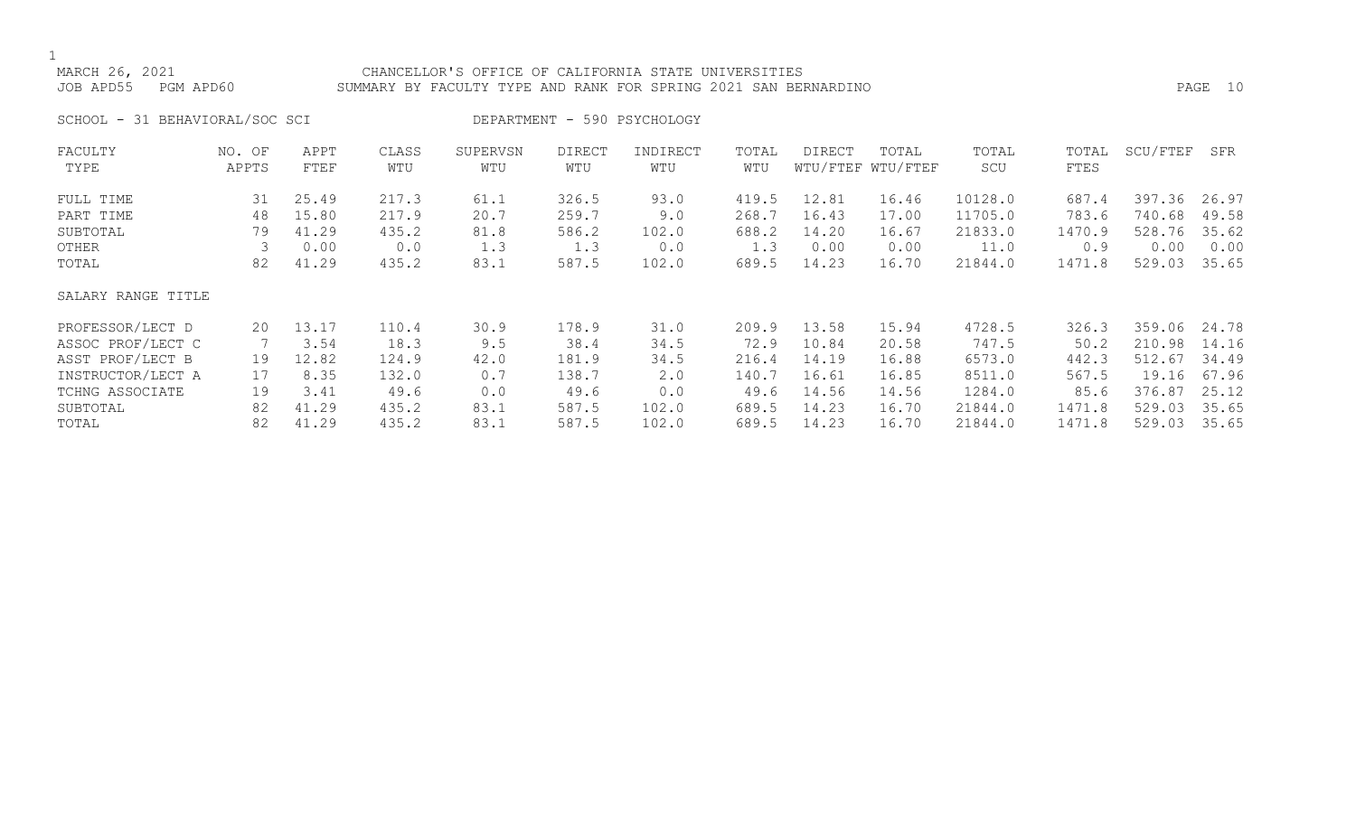MARCH 26, 2021 CHANCELLOR'S OFFICE OF CALIFORNIA STATE UNIVERSITIES
JOB APD55 PGM APD60 SUMMARY BY FACULTY TYPE AND RANK FOR SPRING 2021 SAN BERNARDINO

SCHOOL - 31 BEHAVIORAL/SOC SCI DEPARTMENT - 590 PSYCHOLOGY

| FACULTY TYPE | NO. OF APPTS | APPT FTEF | CLASS WTU | SUPERVSN WTU | DIRECT WTU | INDIRECT WTU | TOTAL WTU | DIRECT WTU/FTEF | TOTAL WTU/FTEF | TOTAL SCU | TOTAL FTES | SCU/FTEF | SFR |
|---|---|---|---|---|---|---|---|---|---|---|---|---|---|
| FULL TIME | 31 | 25.49 | 217.3 | 61.1 | 326.5 | 93.0 | 419.5 | 12.81 | 16.46 | 10128.0 | 687.4 | 397.36 | 26.97 |
| PART TIME | 48 | 15.80 | 217.9 | 20.7 | 259.7 | 9.0 | 268.7 | 16.43 | 17.00 | 11705.0 | 783.6 | 740.68 | 49.58 |
| SUBTOTAL | 79 | 41.29 | 435.2 | 81.8 | 586.2 | 102.0 | 688.2 | 14.20 | 16.67 | 21833.0 | 1470.9 | 528.76 | 35.62 |
| OTHER | 3 | 0.00 | 0.0 | 1.3 | 1.3 | 0.0 | 1.3 | 0.00 | 0.00 | 11.0 | 0.9 | 0.00 | 0.00 |
| TOTAL | 82 | 41.29 | 435.2 | 83.1 | 587.5 | 102.0 | 689.5 | 14.23 | 16.70 | 21844.0 | 1471.8 | 529.03 | 35.65 |

| SALARY RANGE TITLE | NO. OF APPTS | APPT FTEF | CLASS WTU | SUPERVSN WTU | DIRECT WTU | INDIRECT WTU | TOTAL WTU | DIRECT WTU/FTEF | TOTAL WTU/FTEF | TOTAL SCU | TOTAL FTES | SCU/FTEF | SFR |
|---|---|---|---|---|---|---|---|---|---|---|---|---|---|
| PROFESSOR/LECT D | 20 | 13.17 | 110.4 | 30.9 | 178.9 | 31.0 | 209.9 | 13.58 | 15.94 | 4728.5 | 326.3 | 359.06 | 24.78 |
| ASSOC PROF/LECT C | 7 | 3.54 | 18.3 | 9.5 | 38.4 | 34.5 | 72.9 | 10.84 | 20.58 | 747.5 | 50.2 | 210.98 | 14.16 |
| ASST PROF/LECT B | 19 | 12.82 | 124.9 | 42.0 | 181.9 | 34.5 | 216.4 | 14.19 | 16.88 | 6573.0 | 442.3 | 512.67 | 34.49 |
| INSTRUCTOR/LECT A | 17 | 8.35 | 132.0 | 0.7 | 138.7 | 2.0 | 140.7 | 16.61 | 16.85 | 8511.0 | 567.5 | 19.16 | 67.96 |
| TCHNG ASSOCIATE | 19 | 3.41 | 49.6 | 0.0 | 49.6 | 0.0 | 49.6 | 14.56 | 14.56 | 1284.0 | 85.6 | 376.87 | 25.12 |
| SUBTOTAL | 82 | 41.29 | 435.2 | 83.1 | 587.5 | 102.0 | 689.5 | 14.23 | 16.70 | 21844.0 | 1471.8 | 529.03 | 35.65 |
| TOTAL | 82 | 41.29 | 435.2 | 83.1 | 587.5 | 102.0 | 689.5 | 14.23 | 16.70 | 21844.0 | 1471.8 | 529.03 | 35.65 |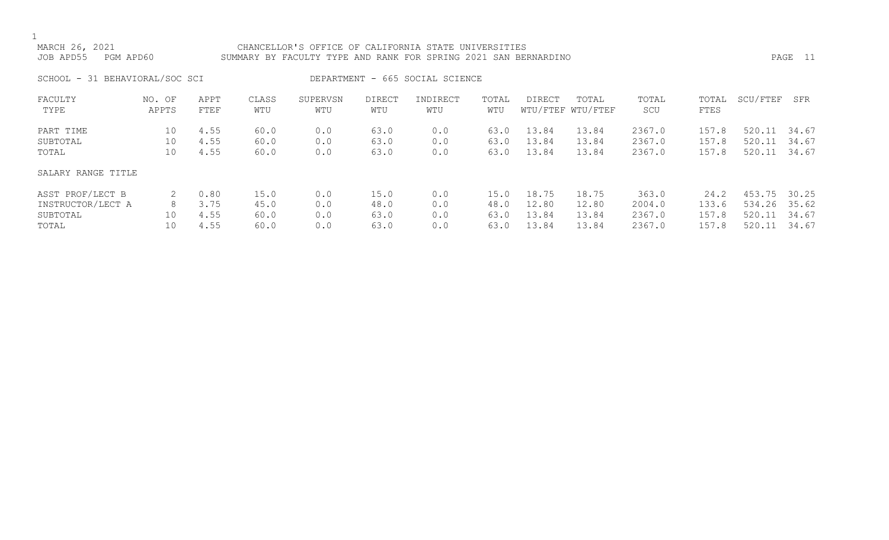CHANCELLOR'S OFFICE OF CALIFORNIA STATE UNIVERSITIES
SUMMARY BY FACULTY TYPE AND RANK FOR SPRING 2021 SAN BERNARDINO

MARCH 26, 2021
JOB APD55 PGM APD60

SCHOOL - 31 BEHAVIORAL/SOC SCI DEPARTMENT - 665 SOCIAL SCIENCE

| FACULTY TYPE | NO. OF APPTS | APPT FTEF | CLASS WTU | SUPERVSN WTU | DIRECT WTU | INDIRECT WTU | TOTAL WTU | DIRECT WTU/FTEF | TOTAL WTU/FTEF | TOTAL SCU | TOTAL FTES | SCU/FTEF | SFR |
|---|---|---|---|---|---|---|---|---|---|---|---|---|---|
| PART TIME | 10 | 4.55 | 60.0 | 0.0 | 63.0 | 0.0 | 63.0 | 13.84 | 13.84 | 2367.0 | 157.8 | 520.11 | 34.67 |
| SUBTOTAL | 10 | 4.55 | 60.0 | 0.0 | 63.0 | 0.0 | 63.0 | 13.84 | 13.84 | 2367.0 | 157.8 | 520.11 | 34.67 |
| TOTAL | 10 | 4.55 | 60.0 | 0.0 | 63.0 | 0.0 | 63.0 | 13.84 | 13.84 | 2367.0 | 157.8 | 520.11 | 34.67 |

| SALARY RANGE TITLE | NO. OF APPTS | APPT FTEF | CLASS WTU | SUPERVSN WTU | DIRECT WTU | INDIRECT WTU | TOTAL WTU | DIRECT WTU/FTEF | TOTAL WTU/FTEF | TOTAL SCU | TOTAL FTES | SCU/FTEF | SFR |
|---|---|---|---|---|---|---|---|---|---|---|---|---|---|
| ASST PROF/LECT B | 2 | 0.80 | 15.0 | 0.0 | 15.0 | 0.0 | 15.0 | 18.75 | 18.75 | 363.0 | 24.2 | 453.75 | 30.25 |
| INSTRUCTOR/LECT A | 8 | 3.75 | 45.0 | 0.0 | 48.0 | 0.0 | 48.0 | 12.80 | 12.80 | 2004.0 | 133.6 | 534.26 | 35.62 |
| SUBTOTAL | 10 | 4.55 | 60.0 | 0.0 | 63.0 | 0.0 | 63.0 | 13.84 | 13.84 | 2367.0 | 157.8 | 520.11 | 34.67 |
| TOTAL | 10 | 4.55 | 60.0 | 0.0 | 63.0 | 0.0 | 63.0 | 13.84 | 13.84 | 2367.0 | 157.8 | 520.11 | 34.67 |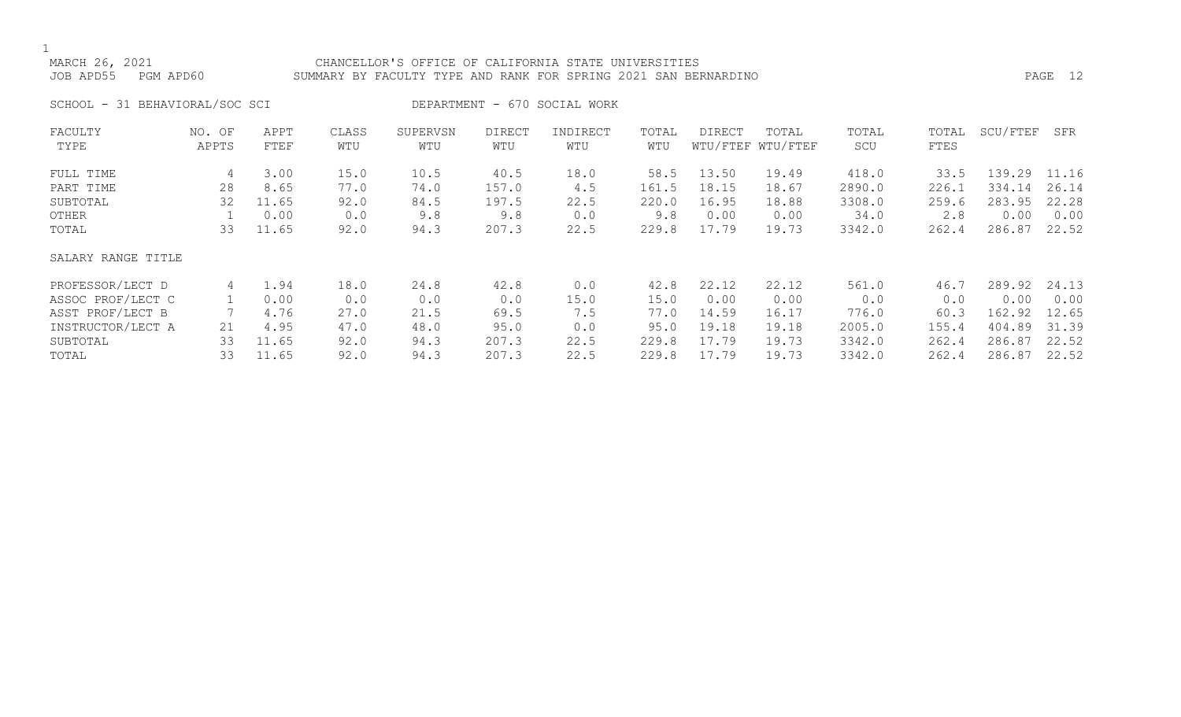CHANCELLOR'S OFFICE OF CALIFORNIA STATE UNIVERSITIES
SUMMARY BY FACULTY TYPE AND RANK FOR SPRING 2021 SAN BERNARDINO

MARCH 26, 2021
JOB APD55 PGM APD60

SCHOOL - 31 BEHAVIORAL/SOC SCI DEPARTMENT - 670 SOCIAL WORK

| FACULTY TYPE | NO. OF APPTS | APPT FTEF | CLASS WTU | SUPERVSN WTU | DIRECT WTU | INDIRECT WTU | TOTAL WTU | DIRECT WTU/FTEF | TOTAL WTU/FTEF | TOTAL SCU | TOTAL FTES | SCU/FTEF | SFR |
|---|---|---|---|---|---|---|---|---|---|---|---|---|---|
| FULL TIME | 4 | 3.00 | 15.0 | 10.5 | 40.5 | 18.0 | 58.5 | 13.50 | 19.49 | 418.0 | 33.5 | 139.29 | 11.16 |
| PART TIME | 28 | 8.65 | 77.0 | 74.0 | 157.0 | 4.5 | 161.5 | 18.15 | 18.67 | 2890.0 | 226.1 | 334.14 | 26.14 |
| SUBTOTAL | 32 | 11.65 | 92.0 | 84.5 | 197.5 | 22.5 | 220.0 | 16.95 | 18.88 | 3308.0 | 259.6 | 283.95 | 22.28 |
| OTHER | 1 | 0.00 | 0.0 | 9.8 | 9.8 | 0.0 | 9.8 | 0.00 | 0.00 | 34.0 | 2.8 | 0.00 | 0.00 |
| TOTAL | 33 | 11.65 | 92.0 | 94.3 | 207.3 | 22.5 | 229.8 | 17.79 | 19.73 | 3342.0 | 262.4 | 286.87 | 22.52 |
| **SALARY RANGE TITLE** | | | | | | | | | | | | | |
| PROFESSOR/LECT D | 4 | 1.94 | 18.0 | 24.8 | 42.8 | 0.0 | 42.8 | 22.12 | 22.12 | 561.0 | 46.7 | 289.92 | 24.13 |
| ASSOC PROF/LECT C | 1 | 0.00 | 0.0 | 0.0 | 0.0 | 15.0 | 15.0 | 0.00 | 0.00 | 0.0 | 0.0 | 0.00 | 0.00 |
| ASST PROF/LECT B | 7 | 4.76 | 27.0 | 21.5 | 69.5 | 7.5 | 77.0 | 14.59 | 16.17 | 776.0 | 60.3 | 162.92 | 12.65 |
| INSTRUCTOR/LECT A | 21 | 4.95 | 47.0 | 48.0 | 95.0 | 0.0 | 95.0 | 19.18 | 19.18 | 2005.0 | 155.4 | 404.89 | 31.39 |
| SUBTOTAL | 33 | 11.65 | 92.0 | 94.3 | 207.3 | 22.5 | 229.8 | 17.79 | 19.73 | 3342.0 | 262.4 | 286.87 | 22.52 |
| TOTAL | 33 | 11.65 | 92.0 | 94.3 | 207.3 | 22.5 | 229.8 | 17.79 | 19.73 | 3342.0 | 262.4 | 286.87 | 22.52 |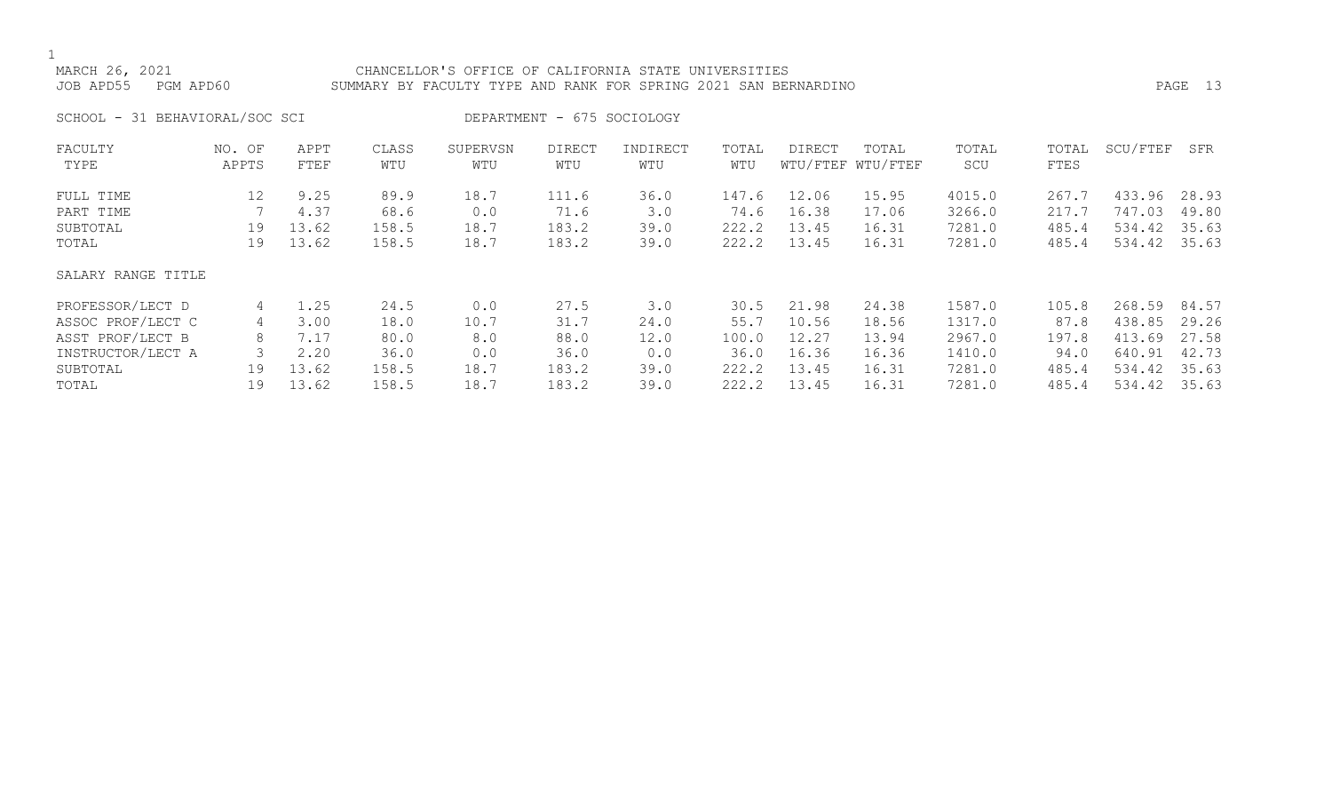MARCH 26, 2021 CHANCELLOR'S OFFICE OF CALIFORNIA STATE UNIVERSITIES
JOB APD55 PGM APD60 SUMMARY BY FACULTY TYPE AND RANK FOR SPRING 2021 SAN BERNARDINO

SCHOOL - 31 BEHAVIORAL/SOC SCI DEPARTMENT - 675 SOCIOLOGY

| FACULTY TYPE | NO. OF APPTS | APPT FTEF | CLASS WTU | SUPERVSN WTU | DIRECT WTU | INDIRECT WTU | TOTAL WTU | DIRECT WTU/FTEF | TOTAL WTU/FTEF | TOTAL SCU | TOTAL FTES | SCU/FTEF | SFR |
|---|---|---|---|---|---|---|---|---|---|---|---|---|---|
| FULL TIME | 12 | 9.25 | 89.9 | 18.7 | 111.6 | 36.0 | 147.6 | 12.06 | 15.95 | 4015.0 | 267.7 | 433.96 | 28.93 |
| PART TIME | 7 | 4.37 | 68.6 | 0.0 | 71.6 | 3.0 | 74.6 | 16.38 | 17.06 | 3266.0 | 217.7 | 747.03 | 49.80 |
| SUBTOTAL | 19 | 13.62 | 158.5 | 18.7 | 183.2 | 39.0 | 222.2 | 13.45 | 16.31 | 7281.0 | 485.4 | 534.42 | 35.63 |
| TOTAL | 19 | 13.62 | 158.5 | 18.7 | 183.2 | 39.0 | 222.2 | 13.45 | 16.31 | 7281.0 | 485.4 | 534.42 | 35.63 |
| SALARY RANGE TITLE | | | | | | | | | | | | | |
| PROFESSOR/LECT D | 4 | 1.25 | 24.5 | 0.0 | 27.5 | 3.0 | 30.5 | 21.98 | 24.38 | 1587.0 | 105.8 | 268.59 | 84.57 |
| ASSOC PROF/LECT C | 4 | 3.00 | 18.0 | 10.7 | 31.7 | 24.0 | 55.7 | 10.56 | 18.56 | 1317.0 | 87.8 | 438.85 | 29.26 |
| ASST PROF/LECT B | 8 | 7.17 | 80.0 | 8.0 | 88.0 | 12.0 | 100.0 | 12.27 | 13.94 | 2967.0 | 197.8 | 413.69 | 27.58 |
| INSTRUCTOR/LECT A | 3 | 2.20 | 36.0 | 0.0 | 36.0 | 0.0 | 36.0 | 16.36 | 16.36 | 1410.0 | 94.0 | 640.91 | 42.73 |
| SUBTOTAL | 19 | 13.62 | 158.5 | 18.7 | 183.2 | 39.0 | 222.2 | 13.45 | 16.31 | 7281.0 | 485.4 | 534.42 | 35.63 |
| TOTAL | 19 | 13.62 | 158.5 | 18.7 | 183.2 | 39.0 | 222.2 | 13.45 | 16.31 | 7281.0 | 485.4 | 534.42 | 35.63 |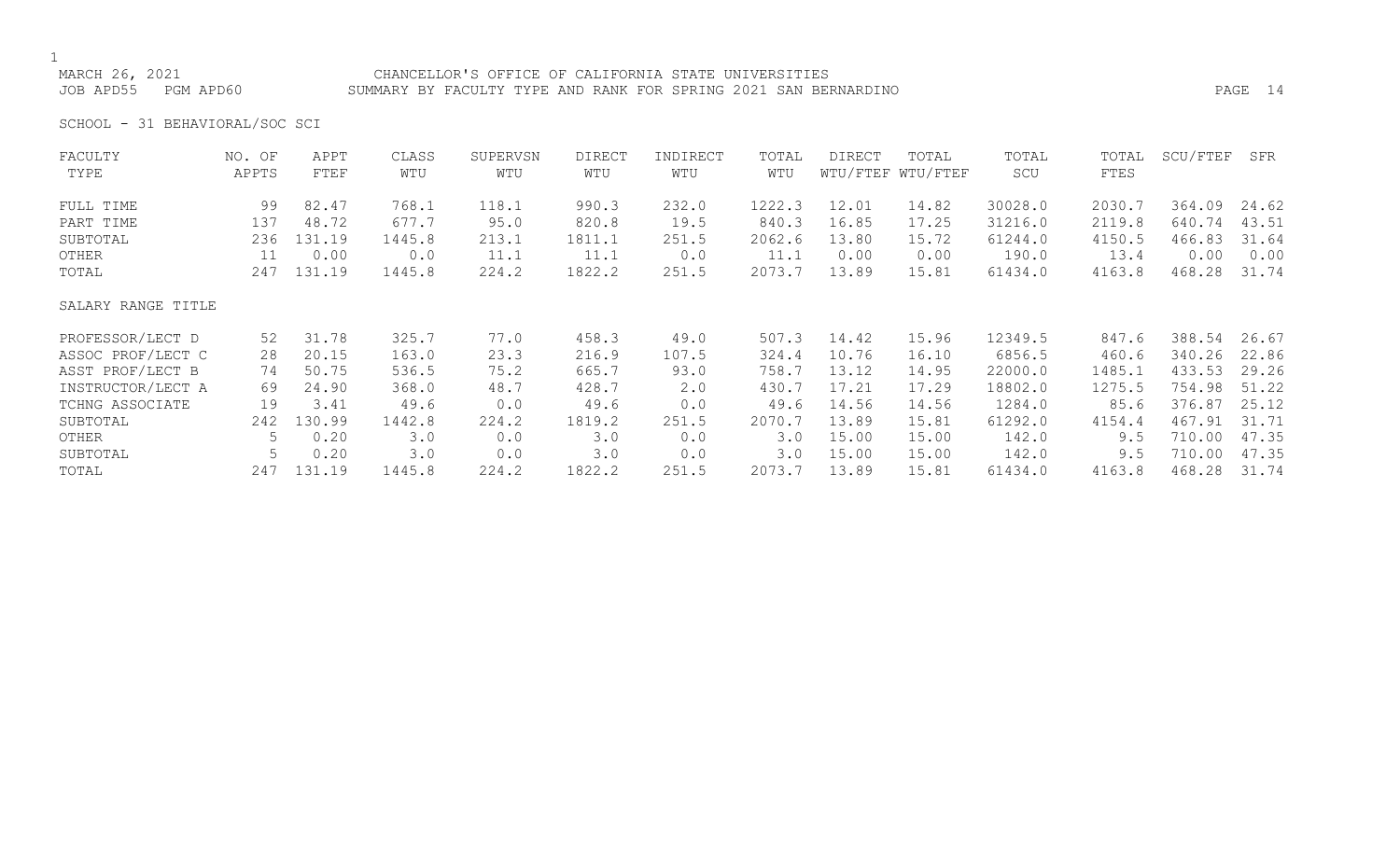MARCH 26, 2021 CHANCELLOR'S OFFICE OF CALIFORNIA STATE UNIVERSITIES
JOB APD55 PGM APD60 SUMMARY BY FACULTY TYPE AND RANK FOR SPRING 2021 SAN BERNARDINO

SCHOOL - 31 BEHAVIORAL/SOC SCI

| FACULTY TYPE | NO. OF APPTS | APPT FTEF | CLASS WTU | SUPERVSN WTU | DIRECT WTU | INDIRECT WTU | TOTAL WTU | DIRECT WTU/FTEF | TOTAL WTU/FTEF | TOTAL SCU | TOTAL FTES | SCU/FTEF | SFR |
|---|---|---|---|---|---|---|---|---|---|---|---|---|---|
| FULL TIME | 99 | 82.47 | 768.1 | 118.1 | 990.3 | 232.0 | 1222.3 | 12.01 | 14.82 | 30028.0 | 2030.7 | 364.09 | 24.62 |
| PART TIME | 137 | 48.72 | 677.7 | 95.0 | 820.8 | 19.5 | 840.3 | 16.85 | 17.25 | 31216.0 | 2119.8 | 640.74 | 43.51 |
| SUBTOTAL | 236 | 131.19 | 1445.8 | 213.1 | 1811.1 | 251.5 | 2062.6 | 13.80 | 15.72 | 61244.0 | 4150.5 | 466.83 | 31.64 |
| OTHER | 11 | 0.00 | 0.0 | 11.1 | 11.1 | 0.0 | 11.1 | 0.00 | 0.00 | 190.0 | 13.4 | 0.00 | 0.00 |
| TOTAL | 247 | 131.19 | 1445.8 | 224.2 | 1822.2 | 251.5 | 2073.7 | 13.89 | 15.81 | 61434.0 | 4163.8 | 468.28 | 31.74 |
| SALARY RANGE TITLE | | | | | | | | | | | | | |
| PROFESSOR/LECT D | 52 | 31.78 | 325.7 | 77.0 | 458.3 | 49.0 | 507.3 | 14.42 | 15.96 | 12349.5 | 847.6 | 388.54 | 26.67 |
| ASSOC PROF/LECT C | 28 | 20.15 | 163.0 | 23.3 | 216.9 | 107.5 | 324.4 | 10.76 | 16.10 | 6856.5 | 460.6 | 340.26 | 22.86 |
| ASST PROF/LECT B | 74 | 50.75 | 536.5 | 75.2 | 665.7 | 93.0 | 758.7 | 13.12 | 14.95 | 22000.0 | 1485.1 | 433.53 | 29.26 |
| INSTRUCTOR/LECT A | 69 | 24.90 | 368.0 | 48.7 | 428.7 | 2.0 | 430.7 | 17.21 | 17.29 | 18802.0 | 1275.5 | 754.98 | 51.22 |
| TCHNG ASSOCIATE | 19 | 3.41 | 49.6 | 0.0 | 49.6 | 0.0 | 49.6 | 14.56 | 14.56 | 1284.0 | 85.6 | 376.87 | 25.12 |
| SUBTOTAL | 242 | 130.99 | 1442.8 | 224.2 | 1819.2 | 251.5 | 2070.7 | 13.89 | 15.81 | 61292.0 | 4154.4 | 467.91 | 31.71 |
| OTHER | 5 | 0.20 | 3.0 | 0.0 | 3.0 | 0.0 | 3.0 | 15.00 | 15.00 | 142.0 | 9.5 | 710.00 | 47.35 |
| SUBTOTAL | 5 | 0.20 | 3.0 | 0.0 | 3.0 | 0.0 | 3.0 | 15.00 | 15.00 | 142.0 | 9.5 | 710.00 | 47.35 |
| TOTAL | 247 | 131.19 | 1445.8 | 224.2 | 1822.2 | 251.5 | 2073.7 | 13.89 | 15.81 | 61434.0 | 4163.8 | 468.28 | 31.74 |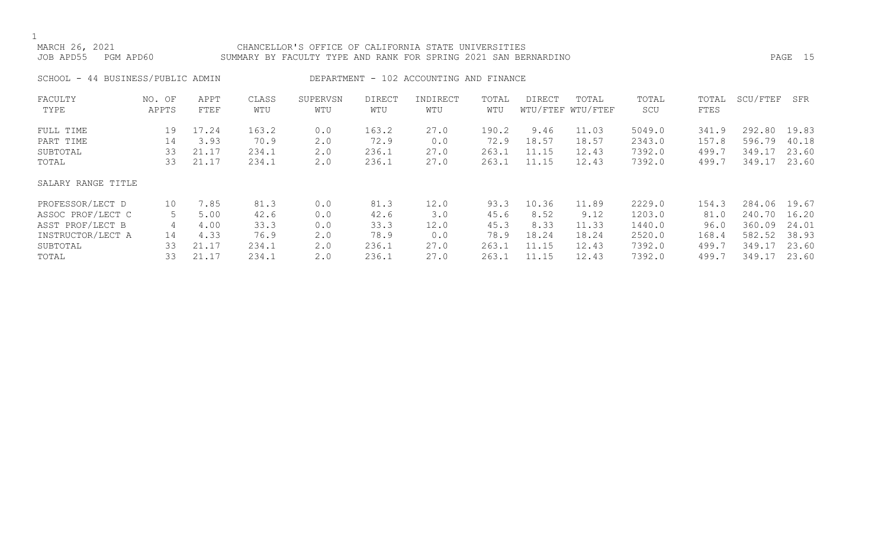MARCH 26, 2021 CHANCELLOR'S OFFICE OF CALIFORNIA STATE UNIVERSITIES
JOB APD55 PGM APD60 SUMMARY BY FACULTY TYPE AND RANK FOR SPRING 2021 SAN BERNARDINO

SCHOOL - 44 BUSINESS/PUBLIC ADMIN DEPARTMENT - 102 ACCOUNTING AND FINANCE

| FACULTY TYPE | NO. OF APPTS | APPT FTEF | CLASS WTU | SUPERVSN WTU | DIRECT WTU | INDIRECT WTU | TOTAL WTU | DIRECT WTU/FTEF | TOTAL WTU/FTEF | TOTAL SCU | TOTAL FTES | SCU/FTEF | SFR |
|---|---|---|---|---|---|---|---|---|---|---|---|---|---|
| FULL TIME | 19 | 17.24 | 163.2 | 0.0 | 163.2 | 27.0 | 190.2 | 9.46 | 11.03 | 5049.0 | 341.9 | 292.80 | 19.83 |
| PART TIME | 14 | 3.93 | 70.9 | 2.0 | 72.9 | 0.0 | 72.9 | 18.57 | 18.57 | 2343.0 | 157.8 | 596.79 | 40.18 |
| SUBTOTAL | 33 | 21.17 | 234.1 | 2.0 | 236.1 | 27.0 | 263.1 | 11.15 | 12.43 | 7392.0 | 499.7 | 349.17 | 23.60 |
| TOTAL | 33 | 21.17 | 234.1 | 2.0 | 236.1 | 27.0 | 263.1 | 11.15 | 12.43 | 7392.0 | 499.7 | 349.17 | 23.60 |
| SALARY RANGE TITLE | | | | | | | | | | | | | |
| PROFESSOR/LECT D | 10 | 7.85 | 81.3 | 0.0 | 81.3 | 12.0 | 93.3 | 10.36 | 11.89 | 2229.0 | 154.3 | 284.06 | 19.67 |
| ASSOC PROF/LECT C | 5 | 5.00 | 42.6 | 0.0 | 42.6 | 3.0 | 45.6 | 8.52 | 9.12 | 1203.0 | 81.0 | 240.70 | 16.20 |
| ASST PROF/LECT B | 4 | 4.00 | 33.3 | 0.0 | 33.3 | 12.0 | 45.3 | 8.33 | 11.33 | 1440.0 | 96.0 | 360.09 | 24.01 |
| INSTRUCTOR/LECT A | 14 | 4.33 | 76.9 | 2.0 | 78.9 | 0.0 | 78.9 | 18.24 | 18.24 | 2520.0 | 168.4 | 582.52 | 38.93 |
| SUBTOTAL | 33 | 21.17 | 234.1 | 2.0 | 236.1 | 27.0 | 263.1 | 11.15 | 12.43 | 7392.0 | 499.7 | 349.17 | 23.60 |
| TOTAL | 33 | 21.17 | 234.1 | 2.0 | 236.1 | 27.0 | 263.1 | 11.15 | 12.43 | 7392.0 | 499.7 | 349.17 | 23.60 |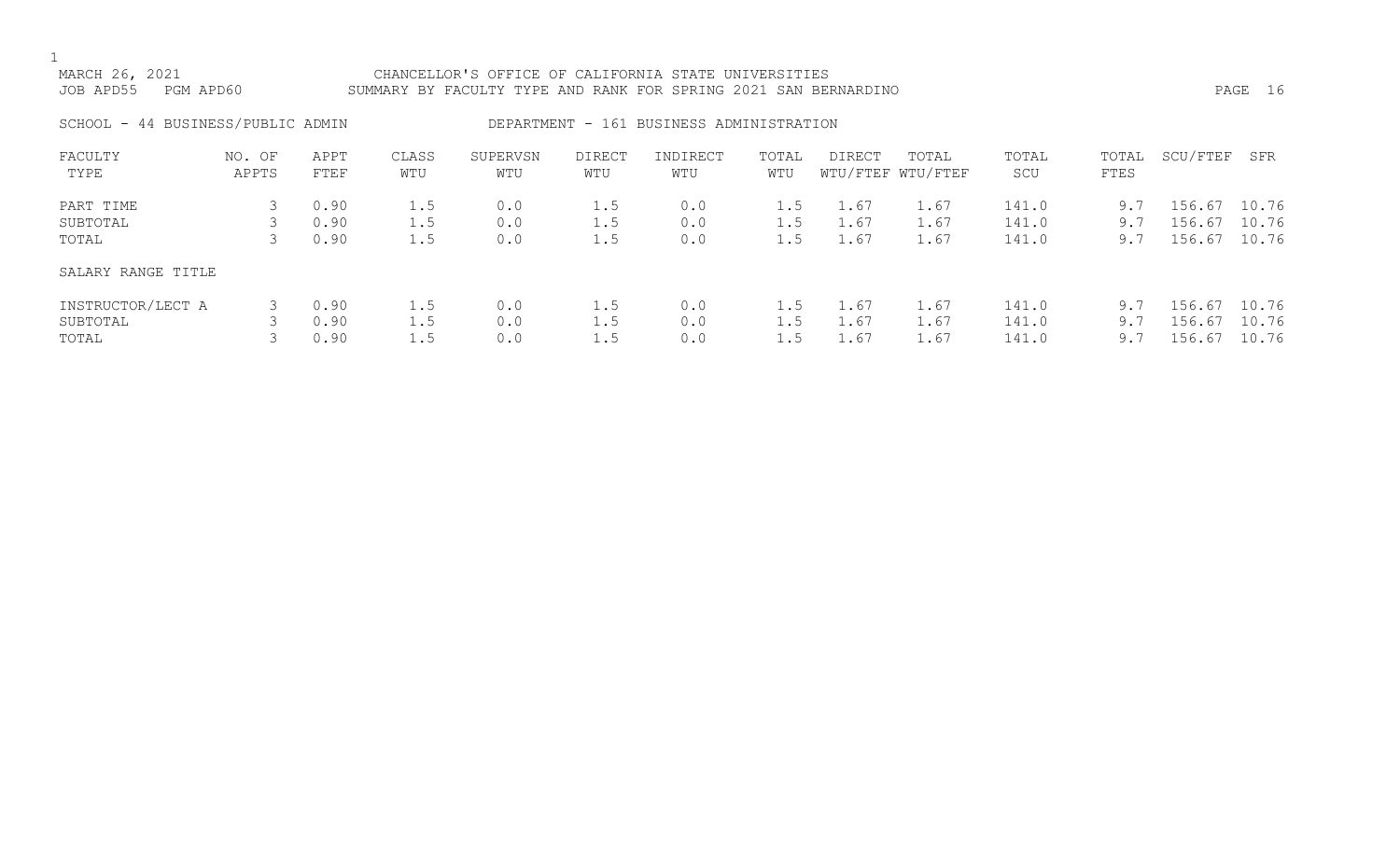MARCH 26, 2021 CHANCELLOR'S OFFICE OF CALIFORNIA STATE UNIVERSITIES
JOB APD55 PGM APD60 SUMMARY BY FACULTY TYPE AND RANK FOR SPRING 2021 SAN BERNARDINO

SCHOOL - 44 BUSINESS/PUBLIC ADMIN DEPARTMENT - 161 BUSINESS ADMINISTRATION

| FACULTY TYPE | NO. OF APPTS | APPT FTEF | CLASS WTU | SUPERVSN WTU | DIRECT WTU | INDIRECT WTU | TOTAL WTU | DIRECT WTU/FTEF | TOTAL WTU/FTEF | TOTAL SCU | TOTAL FTES | SCU/FTEF | SFR |
|---|---|---|---|---|---|---|---|---|---|---|---|---|---|
| PART TIME | 3 | 0.90 | 1.5 | 0.0 | 1.5 | 0.0 | 1.5 | 1.67 | 1.67 | 141.0 | 9.7 | 156.67 | 10.76 |
| SUBTOTAL | 3 | 0.90 | 1.5 | 0.0 | 1.5 | 0.0 | 1.5 | 1.67 | 1.67 | 141.0 | 9.7 | 156.67 | 10.76 |
| TOTAL | 3 | 0.90 | 1.5 | 0.0 | 1.5 | 0.0 | 1.5 | 1.67 | 1.67 | 141.0 | 9.7 | 156.67 | 10.76 |
| SALARY RANGE TITLE | | | | | | | | | | | | | |
| INSTRUCTOR/LECT A | 3 | 0.90 | 1.5 | 0.0 | 1.5 | 0.0 | 1.5 | 1.67 | 1.67 | 141.0 | 9.7 | 156.67 | 10.76 |
| SUBTOTAL | 3 | 0.90 | 1.5 | 0.0 | 1.5 | 0.0 | 1.5 | 1.67 | 1.67 | 141.0 | 9.7 | 156.67 | 10.76 |
| TOTAL | 3 | 0.90 | 1.5 | 0.0 | 1.5 | 0.0 | 1.5 | 1.67 | 1.67 | 141.0 | 9.7 | 156.67 | 10.76 |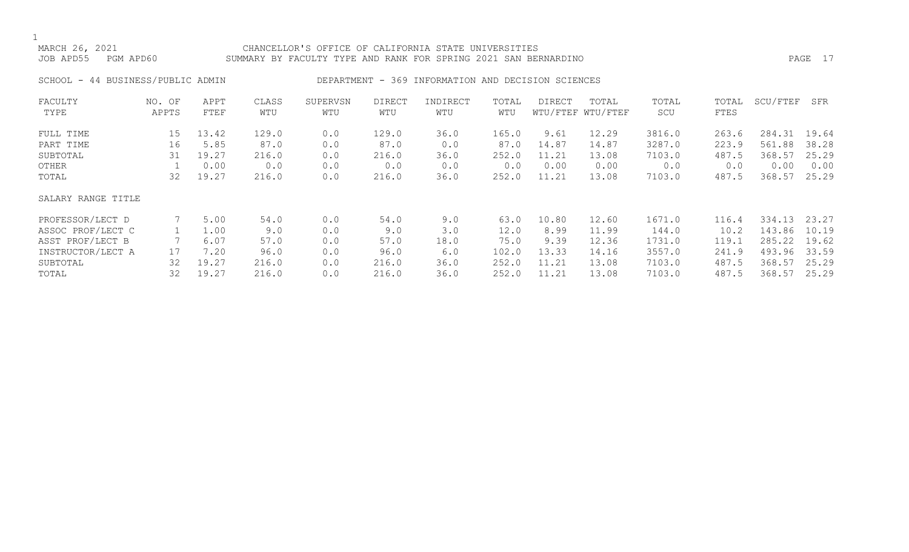MARCH 26, 2021 CHANCELLOR'S OFFICE OF CALIFORNIA STATE UNIVERSITIES
JOB APD55 PGM APD60 SUMMARY BY FACULTY TYPE AND RANK FOR SPRING 2021 SAN BERNARDINO

SCHOOL - 44 BUSINESS/PUBLIC ADMIN DEPARTMENT - 369 INFORMATION AND DECISION SCIENCES

| FACULTY TYPE | NO. OF APPTS | APPT FTEF | CLASS WTU | SUPERVSN WTU | DIRECT WTU | INDIRECT WTU | TOTAL WTU | DIRECT WTU/FTEF | TOTAL WTU/FTEF | TOTAL SCU | TOTAL FTES | SCU/FTEF | SFR |
|---|---|---|---|---|---|---|---|---|---|---|---|---|---|
| FULL TIME | 15 | 13.42 | 129.0 | 0.0 | 129.0 | 36.0 | 165.0 | 9.61 | 12.29 | 3816.0 | 263.6 | 284.31 | 19.64 |
| PART TIME | 16 | 5.85 | 87.0 | 0.0 | 87.0 | 0.0 | 87.0 | 14.87 | 14.87 | 3287.0 | 223.9 | 561.88 | 38.28 |
| SUBTOTAL | 31 | 19.27 | 216.0 | 0.0 | 216.0 | 36.0 | 252.0 | 11.21 | 13.08 | 7103.0 | 487.5 | 368.57 | 25.29 |
| OTHER | 1 | 0.00 | 0.0 | 0.0 | 0.0 | 0.0 | 0.0 | 0.00 | 0.00 | 0.0 | 0.0 | 0.00 | 0.00 |
| TOTAL | 32 | 19.27 | 216.0 | 0.0 | 216.0 | 36.0 | 252.0 | 11.21 | 13.08 | 7103.0 | 487.5 | 368.57 | 25.29 |
| SALARY RANGE TITLE | | | | | | | | | | | | | |
| PROFESSOR/LECT D | 7 | 5.00 | 54.0 | 0.0 | 54.0 | 9.0 | 63.0 | 10.80 | 12.60 | 1671.0 | 116.4 | 334.13 | 23.27 |
| ASSOC PROF/LECT C | 1 | 1.00 | 9.0 | 0.0 | 9.0 | 3.0 | 12.0 | 8.99 | 11.99 | 144.0 | 10.2 | 143.86 | 10.19 |
| ASST PROF/LECT B | 7 | 6.07 | 57.0 | 0.0 | 57.0 | 18.0 | 75.0 | 9.39 | 12.36 | 1731.0 | 119.1 | 285.22 | 19.62 |
| INSTRUCTOR/LECT A | 17 | 7.20 | 96.0 | 0.0 | 96.0 | 6.0 | 102.0 | 13.33 | 14.16 | 3557.0 | 241.9 | 493.96 | 33.59 |
| SUBTOTAL | 32 | 19.27 | 216.0 | 0.0 | 216.0 | 36.0 | 252.0 | 11.21 | 13.08 | 7103.0 | 487.5 | 368.57 | 25.29 |
| TOTAL | 32 | 19.27 | 216.0 | 0.0 | 216.0 | 36.0 | 252.0 | 11.21 | 13.08 | 7103.0 | 487.5 | 368.57 | 25.29 |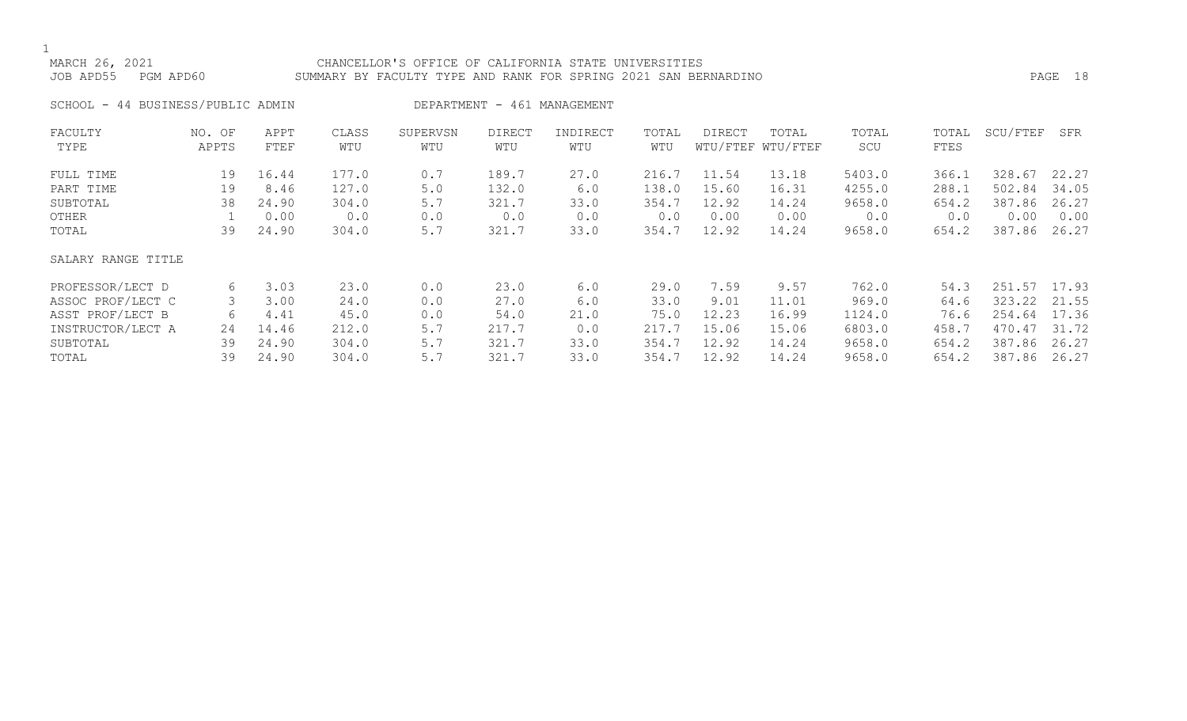MARCH 26, 2021 CHANCELLOR'S OFFICE OF CALIFORNIA STATE UNIVERSITIES
JOB APD55 PGM APD60 SUMMARY BY FACULTY TYPE AND RANK FOR SPRING 2021 SAN BERNARDINO

SCHOOL - 44 BUSINESS/PUBLIC ADMIN DEPARTMENT - 461 MANAGEMENT

| FACULTY TYPE | NO. OF APPTS | APPT FTEF | CLASS WTU | SUPERVSN WTU | DIRECT WTU | INDIRECT WTU | TOTAL WTU | DIRECT WTU/FTEF | TOTAL WTU/FTEF | TOTAL SCU | TOTAL FTES | SCU/FTEF | SFR |
|---|---|---|---|---|---|---|---|---|---|---|---|---|---|
| FULL TIME | 19 | 16.44 | 177.0 | 0.7 | 189.7 | 27.0 | 216.7 | 11.54 | 13.18 | 5403.0 | 366.1 | 328.67 | 22.27 |
| PART TIME | 19 | 8.46 | 127.0 | 5.0 | 132.0 | 6.0 | 138.0 | 15.60 | 16.31 | 4255.0 | 288.1 | 502.84 | 34.05 |
| SUBTOTAL | 38 | 24.90 | 304.0 | 5.7 | 321.7 | 33.0 | 354.7 | 12.92 | 14.24 | 9658.0 | 654.2 | 387.86 | 26.27 |
| OTHER | 1 | 0.00 | 0.0 | 0.0 | 0.0 | 0.0 | 0.0 | 0.00 | 0.00 | 0.0 | 0.0 | 0.00 | 0.00 |
| TOTAL | 39 | 24.90 | 304.0 | 5.7 | 321.7 | 33.0 | 354.7 | 12.92 | 14.24 | 9658.0 | 654.2 | 387.86 | 26.27 |

| SALARY RANGE TITLE | NO. OF APPTS | APPT FTEF | CLASS WTU | SUPERVSN WTU | DIRECT WTU | INDIRECT WTU | TOTAL WTU | DIRECT WTU/FTEF | TOTAL WTU/FTEF | TOTAL SCU | TOTAL FTES | SCU/FTEF | SFR |
|---|---|---|---|---|---|---|---|---|---|---|---|---|---|
| PROFESSOR/LECT D | 6 | 3.03 | 23.0 | 0.0 | 23.0 | 6.0 | 29.0 | 7.59 | 9.57 | 762.0 | 54.3 | 251.57 | 17.93 |
| ASSOC PROF/LECT C | 3 | 3.00 | 24.0 | 0.0 | 27.0 | 6.0 | 33.0 | 9.01 | 11.01 | 969.0 | 64.6 | 323.22 | 21.55 |
| ASST PROF/LECT B | 6 | 4.41 | 45.0 | 0.0 | 54.0 | 21.0 | 75.0 | 12.23 | 16.99 | 1124.0 | 76.6 | 254.64 | 17.36 |
| INSTRUCTOR/LECT A | 24 | 14.46 | 212.0 | 5.7 | 217.7 | 0.0 | 217.7 | 15.06 | 15.06 | 6803.0 | 458.7 | 470.47 | 31.72 |
| SUBTOTAL | 39 | 24.90 | 304.0 | 5.7 | 321.7 | 33.0 | 354.7 | 12.92 | 14.24 | 9658.0 | 654.2 | 387.86 | 26.27 |
| TOTAL | 39 | 24.90 | 304.0 | 5.7 | 321.7 | 33.0 | 354.7 | 12.92 | 14.24 | 9658.0 | 654.2 | 387.86 | 26.27 |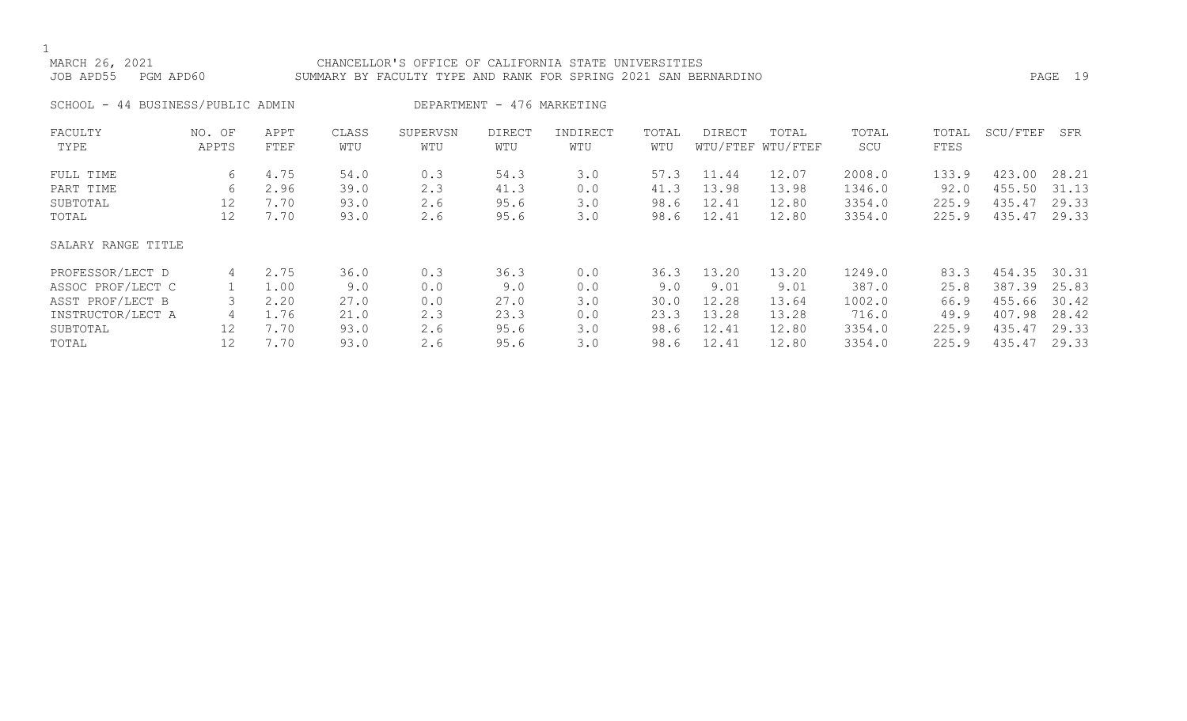MARCH 26, 2021 CHANCELLOR'S OFFICE OF CALIFORNIA STATE UNIVERSITIES
JOB APD55 PGM APD60 SUMMARY BY FACULTY TYPE AND RANK FOR SPRING 2021 SAN BERNARDINO

SCHOOL - 44 BUSINESS/PUBLIC ADMIN DEPARTMENT - 476 MARKETING

| FACULTY TYPE | NO. OF APPTS | APPT FTEF | CLASS WTU | SUPERVSN WTU | DIRECT WTU | INDIRECT WTU | TOTAL WTU | DIRECT WTU/FTEF | TOTAL WTU/FTEF | TOTAL SCU | TOTAL FTES | SCU/FTEF | SFR |
|---|---|---|---|---|---|---|---|---|---|---|---|---|---|
| FULL TIME | 6 | 4.75 | 54.0 | 0.3 | 54.3 | 3.0 | 57.3 | 11.44 | 12.07 | 2008.0 | 133.9 | 423.00 | 28.21 |
| PART TIME | 6 | 2.96 | 39.0 | 2.3 | 41.3 | 0.0 | 41.3 | 13.98 | 13.98 | 1346.0 | 92.0 | 455.50 | 31.13 |
| SUBTOTAL | 12 | 7.70 | 93.0 | 2.6 | 95.6 | 3.0 | 98.6 | 12.41 | 12.80 | 3354.0 | 225.9 | 435.47 | 29.33 |
| TOTAL | 12 | 7.70 | 93.0 | 2.6 | 95.6 | 3.0 | 98.6 | 12.41 | 12.80 | 3354.0 | 225.9 | 435.47 | 29.33 |
| SALARY RANGE TITLE | | | | | | | | | | | | | |
| PROFESSOR/LECT D | 4 | 2.75 | 36.0 | 0.3 | 36.3 | 0.0 | 36.3 | 13.20 | 13.20 | 1249.0 | 83.3 | 454.35 | 30.31 |
| ASSOC PROF/LECT C | 1 | 1.00 | 9.0 | 0.0 | 9.0 | 0.0 | 9.0 | 9.01 | 9.01 | 387.0 | 25.8 | 387.39 | 25.83 |
| ASST PROF/LECT B | 3 | 2.20 | 27.0 | 0.0 | 27.0 | 3.0 | 30.0 | 12.28 | 13.64 | 1002.0 | 66.9 | 455.66 | 30.42 |
| INSTRUCTOR/LECT A | 4 | 1.76 | 21.0 | 2.3 | 23.3 | 0.0 | 23.3 | 13.28 | 13.28 | 716.0 | 49.9 | 407.98 | 28.42 |
| SUBTOTAL | 12 | 7.70 | 93.0 | 2.6 | 95.6 | 3.0 | 98.6 | 12.41 | 12.80 | 3354.0 | 225.9 | 435.47 | 29.33 |
| TOTAL | 12 | 7.70 | 93.0 | 2.6 | 95.6 | 3.0 | 98.6 | 12.41 | 12.80 | 3354.0 | 225.9 | 435.47 | 29.33 |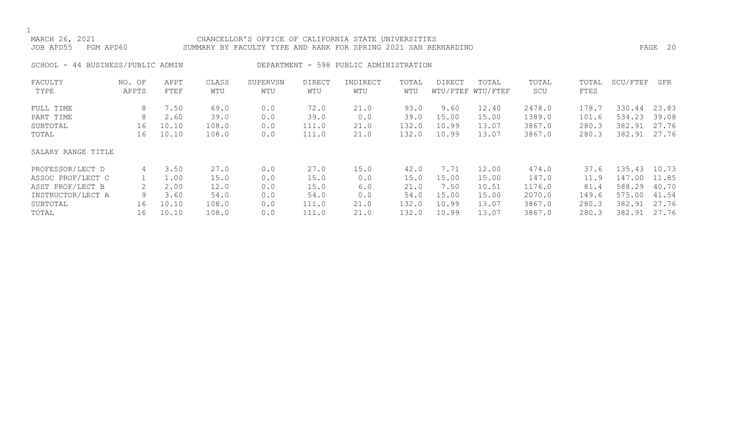MARCH 26, 2021 CHANCELLOR'S OFFICE OF CALIFORNIA STATE UNIVERSITIES
JOB APD55 PGM APD60 SUMMARY BY FACULTY TYPE AND RANK FOR SPRING 2021 SAN BERNARDINO

SCHOOL - 44 BUSINESS/PUBLIC ADMIN DEPARTMENT - 598 PUBLIC ADMINISTRATION

| FACULTY TYPE | NO. OF APPTS | APPT FTEF | CLASS WTU | SUPERVSN WTU | DIRECT WTU | INDIRECT WTU | TOTAL WTU | DIRECT WTU/FTEF | TOTAL WTU/FTEF | TOTAL SCU | TOTAL FTES | SCU/FTEF | SFR |
|---|---|---|---|---|---|---|---|---|---|---|---|---|---|
| FULL TIME | 8 | 7.50 | 69.0 | 0.0 | 72.0 | 21.0 | 93.0 | 9.60 | 12.40 | 2478.0 | 178.7 | 330.44 | 23.83 |
| PART TIME | 8 | 2.60 | 39.0 | 0.0 | 39.0 | 0.0 | 39.0 | 15.00 | 15.00 | 1389.0 | 101.6 | 534.23 | 39.08 |
| SUBTOTAL | 16 | 10.10 | 108.0 | 0.0 | 111.0 | 21.0 | 132.0 | 10.99 | 13.07 | 3867.0 | 280.3 | 382.91 | 27.76 |
| TOTAL | 16 | 10.10 | 108.0 | 0.0 | 111.0 | 21.0 | 132.0 | 10.99 | 13.07 | 3867.0 | 280.3 | 382.91 | 27.76 |

| SALARY RANGE TITLE | NO. OF APPTS | APPT FTEF | CLASS WTU | SUPERVSN WTU | DIRECT WTU | INDIRECT WTU | TOTAL WTU | DIRECT WTU/FTEF | TOTAL WTU/FTEF | TOTAL SCU | TOTAL FTES | SCU/FTEF | SFR |
|---|---|---|---|---|---|---|---|---|---|---|---|---|---|
| PROFESSOR/LECT D | 4 | 3.50 | 27.0 | 0.0 | 27.0 | 15.0 | 42.0 | 7.71 | 12.00 | 474.0 | 37.6 | 135.43 | 10.73 |
| ASSOC PROF/LECT C | 1 | 1.00 | 15.0 | 0.0 | 15.0 | 0.0 | 15.0 | 15.00 | 15.00 | 147.0 | 11.9 | 147.00 | 11.85 |
| ASST PROF/LECT B | 2 | 2.00 | 12.0 | 0.0 | 15.0 | 6.0 | 21.0 | 7.50 | 10.51 | 1176.0 | 81.4 | 588.29 | 40.70 |
| INSTRUCTOR/LECT A | 9 | 3.60 | 54.0 | 0.0 | 54.0 | 0.0 | 54.0 | 15.00 | 15.00 | 2070.0 | 149.6 | 575.00 | 41.54 |
| SUBTOTAL | 16 | 10.10 | 108.0 | 0.0 | 111.0 | 21.0 | 132.0 | 10.99 | 13.07 | 3867.0 | 280.3 | 382.91 | 27.76 |
| TOTAL | 16 | 10.10 | 108.0 | 0.0 | 111.0 | 21.0 | 132.0 | 10.99 | 13.07 | 3867.0 | 280.3 | 382.91 | 27.76 |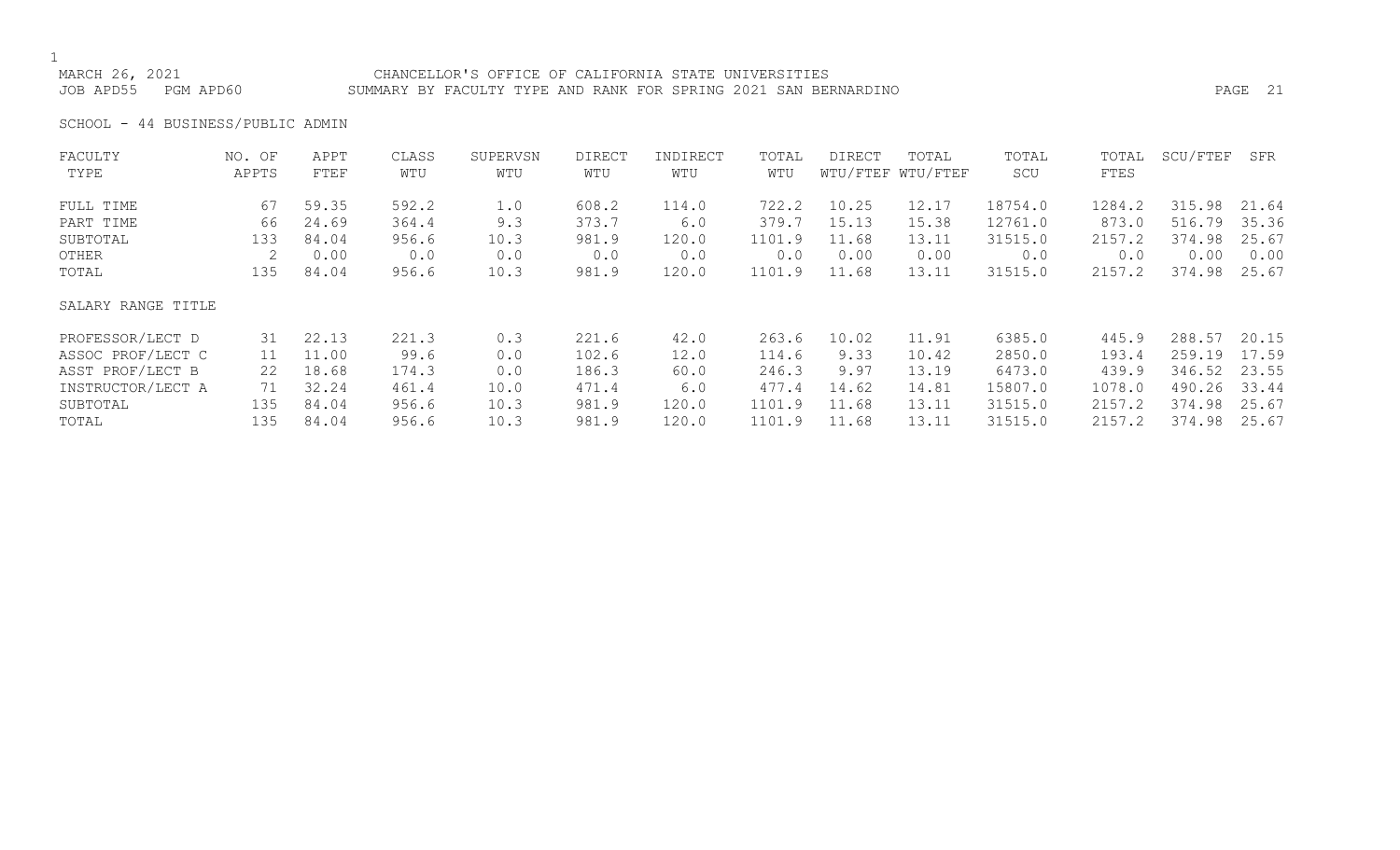MARCH 26, 2021 — CHANCELLOR'S OFFICE OF CALIFORNIA STATE UNIVERSITIES

JOB APD55 PGM APD60 — SUMMARY BY FACULTY TYPE AND RANK FOR SPRING 2021 SAN BERNARDINO

SCHOOL - 44 BUSINESS/PUBLIC ADMIN

| FACULTY TYPE | NO. OF APPTS | APPT FTEF | CLASS WTU | SUPERVSN WTU | DIRECT WTU | INDIRECT WTU | TOTAL WTU | DIRECT WTU/FTEF | TOTAL WTU/FTEF | TOTAL SCU | TOTAL FTES | SCU/FTEF | SFR |
|---|---|---|---|---|---|---|---|---|---|---|---|---|---|
| FULL TIME | 67 | 59.35 | 592.2 | 1.0 | 608.2 | 114.0 | 722.2 | 10.25 | 12.17 | 18754.0 | 1284.2 | 315.98 | 21.64 |
| PART TIME | 66 | 24.69 | 364.4 | 9.3 | 373.7 | 6.0 | 379.7 | 15.13 | 15.38 | 12761.0 | 873.0 | 516.79 | 35.36 |
| SUBTOTAL | 133 | 84.04 | 956.6 | 10.3 | 981.9 | 120.0 | 1101.9 | 11.68 | 13.11 | 31515.0 | 2157.2 | 374.98 | 25.67 |
| OTHER | 2 | 0.00 | 0.0 | 0.0 | 0.0 | 0.0 | 0.0 | 0.00 | 0.00 | 0.0 | 0.0 | 0.00 | 0.00 |
| TOTAL | 135 | 84.04 | 956.6 | 10.3 | 981.9 | 120.0 | 1101.9 | 11.68 | 13.11 | 31515.0 | 2157.2 | 374.98 | 25.67 |

| SALARY RANGE TITLE | NO. OF APPTS | APPT FTEF | CLASS WTU | SUPERVSN WTU | DIRECT WTU | INDIRECT WTU | TOTAL WTU | DIRECT WTU/FTEF | TOTAL WTU/FTEF | TOTAL SCU | TOTAL FTES | SCU/FTEF | SFR |
|---|---|---|---|---|---|---|---|---|---|---|---|---|---|
| PROFESSOR/LECT D | 31 | 22.13 | 221.3 | 0.3 | 221.6 | 42.0 | 263.6 | 10.02 | 11.91 | 6385.0 | 445.9 | 288.57 | 20.15 |
| ASSOC PROF/LECT C | 11 | 11.00 | 99.6 | 0.0 | 102.6 | 12.0 | 114.6 | 9.33 | 10.42 | 2850.0 | 193.4 | 259.19 | 17.59 |
| ASST PROF/LECT B | 22 | 18.68 | 174.3 | 0.0 | 186.3 | 60.0 | 246.3 | 9.97 | 13.19 | 6473.0 | 439.9 | 346.52 | 23.55 |
| INSTRUCTOR/LECT A | 71 | 32.24 | 461.4 | 10.0 | 471.4 | 6.0 | 477.4 | 14.62 | 14.81 | 15807.0 | 1078.0 | 490.26 | 33.44 |
| SUBTOTAL | 135 | 84.04 | 956.6 | 10.3 | 981.9 | 120.0 | 1101.9 | 11.68 | 13.11 | 31515.0 | 2157.2 | 374.98 | 25.67 |
| TOTAL | 135 | 84.04 | 956.6 | 10.3 | 981.9 | 120.0 | 1101.9 | 11.68 | 13.11 | 31515.0 | 2157.2 | 374.98 | 25.67 |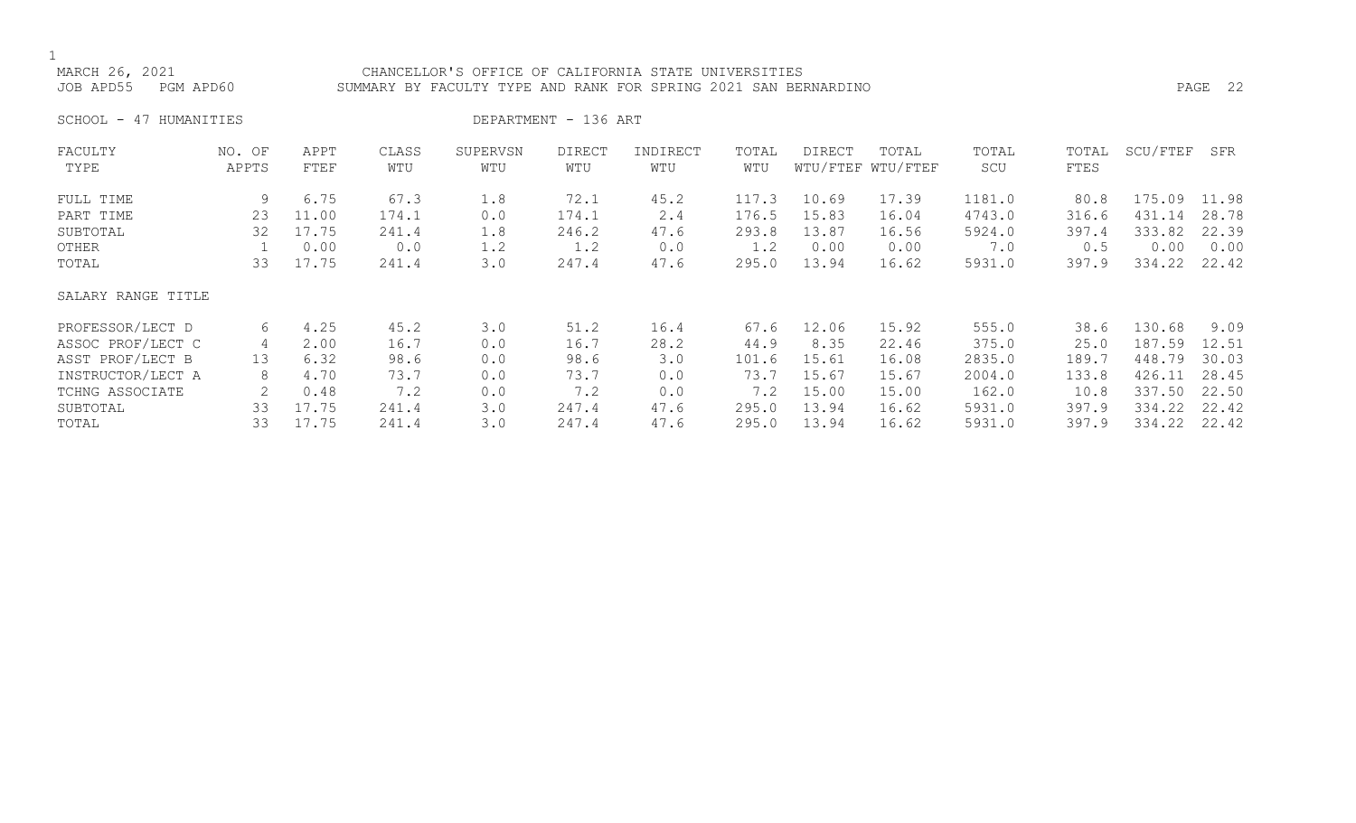MARCH 26, 2021 CHANCELLOR'S OFFICE OF CALIFORNIA STATE UNIVERSITIES
JOB APD55 PGM APD60 SUMMARY BY FACULTY TYPE AND RANK FOR SPRING 2021 SAN BERNARDINO

SCHOOL - 47 HUMANITIES DEPARTMENT - 136 ART

| FACULTY TYPE | NO. OF APPTS | APPT FTEF | CLASS WTU | SUPERVSN WTU | DIRECT WTU | INDIRECT WTU | TOTAL WTU | DIRECT WTU/FTEF | TOTAL WTU/FTEF | TOTAL SCU | TOTAL FTES | SCU/FTEF | SFR |
|---|---|---|---|---|---|---|---|---|---|---|---|---|---|
| FULL TIME | 9 | 6.75 | 67.3 | 1.8 | 72.1 | 45.2 | 117.3 | 10.69 | 17.39 | 1181.0 | 80.8 | 175.09 | 11.98 |
| PART TIME | 23 | 11.00 | 174.1 | 0.0 | 174.1 | 2.4 | 176.5 | 15.83 | 16.04 | 4743.0 | 316.6 | 431.14 | 28.78 |
| SUBTOTAL | 32 | 17.75 | 241.4 | 1.8 | 246.2 | 47.6 | 293.8 | 13.87 | 16.56 | 5924.0 | 397.4 | 333.82 | 22.39 |
| OTHER | 1 | 0.00 | 0.0 | 1.2 | 1.2 | 0.0 | 1.2 | 0.00 | 0.00 | 7.0 | 0.5 | 0.00 | 0.00 |
| TOTAL | 33 | 17.75 | 241.4 | 3.0 | 247.4 | 47.6 | 295.0 | 13.94 | 16.62 | 5931.0 | 397.9 | 334.22 | 22.42 |

| SALARY RANGE TITLE | NO. OF APPTS | APPT FTEF | CLASS WTU | SUPERVSN WTU | DIRECT WTU | INDIRECT WTU | TOTAL WTU | DIRECT WTU/FTEF | TOTAL WTU/FTEF | TOTAL SCU | TOTAL FTES | SCU/FTEF | SFR |
|---|---|---|---|---|---|---|---|---|---|---|---|---|---|
| PROFESSOR/LECT D | 6 | 4.25 | 45.2 | 3.0 | 51.2 | 16.4 | 67.6 | 12.06 | 15.92 | 555.0 | 38.6 | 130.68 | 9.09 |
| ASSOC PROF/LECT C | 4 | 2.00 | 16.7 | 0.0 | 16.7 | 28.2 | 44.9 | 8.35 | 22.46 | 375.0 | 25.0 | 187.59 | 12.51 |
| ASST PROF/LECT B | 13 | 6.32 | 98.6 | 0.0 | 98.6 | 3.0 | 101.6 | 15.61 | 16.08 | 2835.0 | 189.7 | 448.79 | 30.03 |
| INSTRUCTOR/LECT A | 8 | 4.70 | 73.7 | 0.0 | 73.7 | 0.0 | 73.7 | 15.67 | 15.67 | 2004.0 | 133.8 | 426.11 | 28.45 |
| TCHNG ASSOCIATE | 2 | 0.48 | 7.2 | 0.0 | 7.2 | 0.0 | 7.2 | 15.00 | 15.00 | 162.0 | 10.8 | 337.50 | 22.50 |
| SUBTOTAL | 33 | 17.75 | 241.4 | 3.0 | 247.4 | 47.6 | 295.0 | 13.94 | 16.62 | 5931.0 | 397.9 | 334.22 | 22.42 |
| TOTAL | 33 | 17.75 | 241.4 | 3.0 | 247.4 | 47.6 | 295.0 | 13.94 | 16.62 | 5931.0 | 397.9 | 334.22 | 22.42 |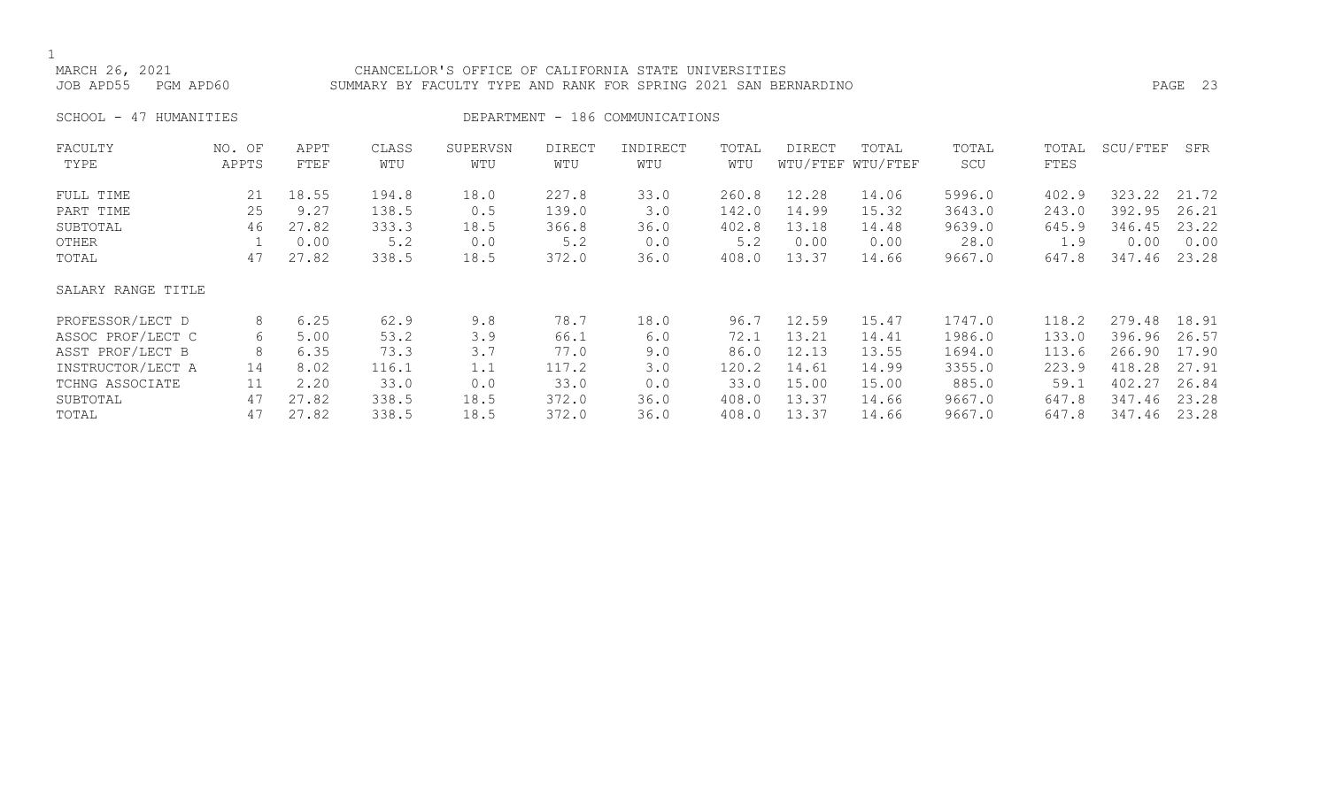MARCH 26, 2021 CHANCELLOR'S OFFICE OF CALIFORNIA STATE UNIVERSITIES
JOB APD55 PGM APD60 SUMMARY BY FACULTY TYPE AND RANK FOR SPRING 2021 SAN BERNARDINO

SCHOOL - 47 HUMANITIES DEPARTMENT - 186 COMMUNICATIONS

| FACULTY TYPE | NO. OF APPTS | APPT FTEF | CLASS WTU | SUPERVSN WTU | DIRECT WTU | INDIRECT WTU | TOTAL WTU | DIRECT WTU/FTEF | TOTAL WTU/FTEF | TOTAL SCU | TOTAL FTES | SCU/FTEF | SFR |
|---|---|---|---|---|---|---|---|---|---|---|---|---|---|
| FULL TIME | 21 | 18.55 | 194.8 | 18.0 | 227.8 | 33.0 | 260.8 | 12.28 | 14.06 | 5996.0 | 402.9 | 323.22 | 21.72 |
| PART TIME | 25 | 9.27 | 138.5 | 0.5 | 139.0 | 3.0 | 142.0 | 14.99 | 15.32 | 3643.0 | 243.0 | 392.95 | 26.21 |
| SUBTOTAL | 46 | 27.82 | 333.3 | 18.5 | 366.8 | 36.0 | 402.8 | 13.18 | 14.48 | 9639.0 | 645.9 | 346.45 | 23.22 |
| OTHER | 1 | 0.00 | 5.2 | 0.0 | 5.2 | 0.0 | 5.2 | 0.00 | 0.00 | 28.0 | 1.9 | 0.00 | 0.00 |
| TOTAL | 47 | 27.82 | 338.5 | 18.5 | 372.0 | 36.0 | 408.0 | 13.37 | 14.66 | 9667.0 | 647.8 | 347.46 | 23.28 |
| SALARY RANGE TITLE | | | | | | | | | | | | | |
| PROFESSOR/LECT D | 8 | 6.25 | 62.9 | 9.8 | 78.7 | 18.0 | 96.7 | 12.59 | 15.47 | 1747.0 | 118.2 | 279.48 | 18.91 |
| ASSOC PROF/LECT C | 6 | 5.00 | 53.2 | 3.9 | 66.1 | 6.0 | 72.1 | 13.21 | 14.41 | 1986.0 | 133.0 | 396.96 | 26.57 |
| ASST PROF/LECT B | 8 | 6.35 | 73.3 | 3.7 | 77.0 | 9.0 | 86.0 | 12.13 | 13.55 | 1694.0 | 113.6 | 266.90 | 17.90 |
| INSTRUCTOR/LECT A | 14 | 8.02 | 116.1 | 1.1 | 117.2 | 3.0 | 120.2 | 14.61 | 14.99 | 3355.0 | 223.9 | 418.28 | 27.91 |
| TCHNG ASSOCIATE | 11 | 2.20 | 33.0 | 0.0 | 33.0 | 0.0 | 33.0 | 15.00 | 15.00 | 885.0 | 59.1 | 402.27 | 26.84 |
| SUBTOTAL | 47 | 27.82 | 338.5 | 18.5 | 372.0 | 36.0 | 408.0 | 13.37 | 14.66 | 9667.0 | 647.8 | 347.46 | 23.28 |
| TOTAL | 47 | 27.82 | 338.5 | 18.5 | 372.0 | 36.0 | 408.0 | 13.37 | 14.66 | 9667.0 | 647.8 | 347.46 | 23.28 |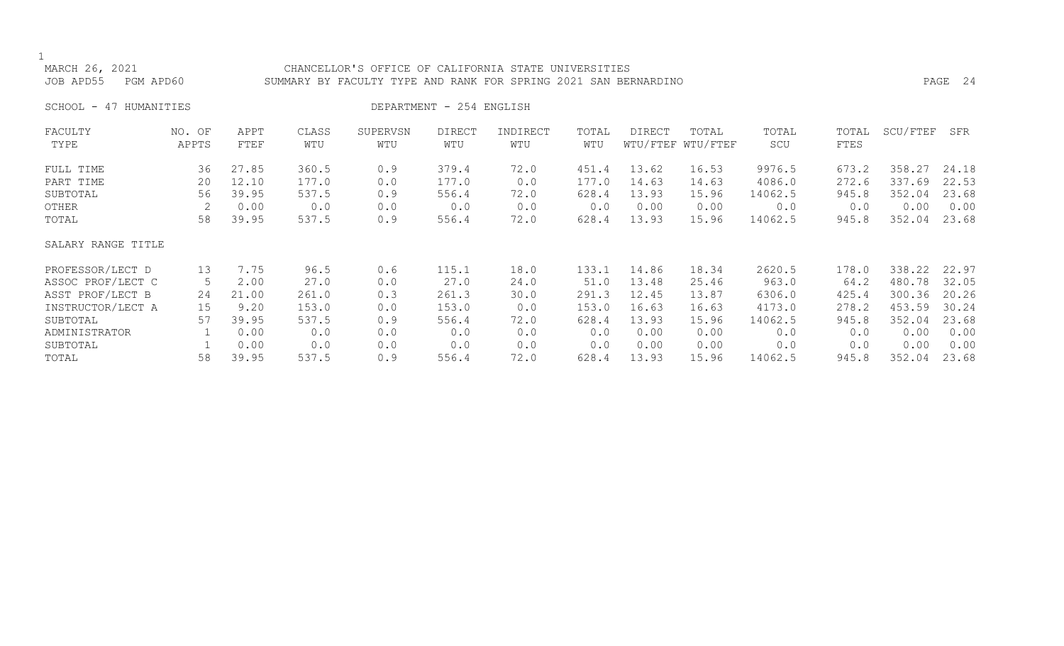MARCH 26, 2021 CHANCELLOR'S OFFICE OF CALIFORNIA STATE UNIVERSITIES
JOB APD55 PGM APD60 SUMMARY BY FACULTY TYPE AND RANK FOR SPRING 2021 SAN BERNARDINO

SCHOOL - 47 HUMANITIES DEPARTMENT - 254 ENGLISH

| FACULTY TYPE | NO. OF APPTS | APPT FTEF | CLASS WTU | SUPERVSN WTU | DIRECT WTU | INDIRECT WTU | TOTAL WTU | DIRECT WTU/FTEF | TOTAL WTU/FTEF | TOTAL SCU | TOTAL FTES | SCU/FTEF | SFR |
|---|---|---|---|---|---|---|---|---|---|---|---|---|---|
| FULL TIME | 36 | 27.85 | 360.5 | 0.9 | 379.4 | 72.0 | 451.4 | 13.62 | 16.53 | 9976.5 | 673.2 | 358.27 | 24.18 |
| PART TIME | 20 | 12.10 | 177.0 | 0.0 | 177.0 | 0.0 | 177.0 | 14.63 | 14.63 | 4086.0 | 272.6 | 337.69 | 22.53 |
| SUBTOTAL | 56 | 39.95 | 537.5 | 0.9 | 556.4 | 72.0 | 628.4 | 13.93 | 15.96 | 14062.5 | 945.8 | 352.04 | 23.68 |
| OTHER | 2 | 0.00 | 0.0 | 0.0 | 0.0 | 0.0 | 0.0 | 0.00 | 0.00 | 0.0 | 0.0 | 0.00 | 0.00 |
| TOTAL | 58 | 39.95 | 537.5 | 0.9 | 556.4 | 72.0 | 628.4 | 13.93 | 15.96 | 14062.5 | 945.8 | 352.04 | 23.68 |
| SALARY RANGE TITLE | | | | | | | | | | | | | |
| PROFESSOR/LECT D | 13 | 7.75 | 96.5 | 0.6 | 115.1 | 18.0 | 133.1 | 14.86 | 18.34 | 2620.5 | 178.0 | 338.22 | 22.97 |
| ASSOC PROF/LECT C | 5 | 2.00 | 27.0 | 0.0 | 27.0 | 24.0 | 51.0 | 13.48 | 25.46 | 963.0 | 64.2 | 480.78 | 32.05 |
| ASST PROF/LECT B | 24 | 21.00 | 261.0 | 0.3 | 261.3 | 30.0 | 291.3 | 12.45 | 13.87 | 6306.0 | 425.4 | 300.36 | 20.26 |
| INSTRUCTOR/LECT A | 15 | 9.20 | 153.0 | 0.0 | 153.0 | 0.0 | 153.0 | 16.63 | 16.63 | 4173.0 | 278.2 | 453.59 | 30.24 |
| SUBTOTAL | 57 | 39.95 | 537.5 | 0.9 | 556.4 | 72.0 | 628.4 | 13.93 | 15.96 | 14062.5 | 945.8 | 352.04 | 23.68 |
| ADMINISTRATOR | 1 | 0.00 | 0.0 | 0.0 | 0.0 | 0.0 | 0.0 | 0.00 | 0.00 | 0.0 | 0.0 | 0.00 | 0.00 |
| SUBTOTAL | 1 | 0.00 | 0.0 | 0.0 | 0.0 | 0.0 | 0.0 | 0.00 | 0.00 | 0.0 | 0.0 | 0.00 | 0.00 |
| TOTAL | 58 | 39.95 | 537.5 | 0.9 | 556.4 | 72.0 | 628.4 | 13.93 | 15.96 | 14062.5 | 945.8 | 352.04 | 23.68 |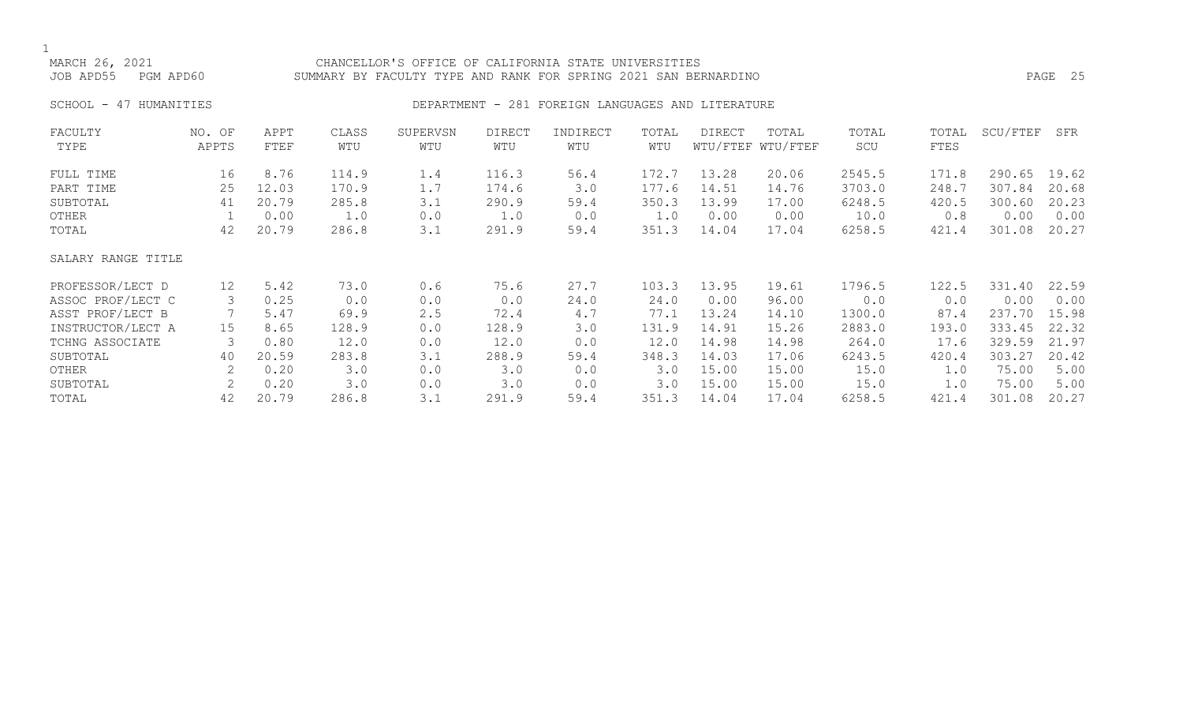MARCH 26, 2021 CHANCELLOR'S OFFICE OF CALIFORNIA STATE UNIVERSITIES
JOB APD55 PGM APD60 SUMMARY BY FACULTY TYPE AND RANK FOR SPRING 2021 SAN BERNARDINO

SCHOOL - 47 HUMANITIES DEPARTMENT - 281 FOREIGN LANGUAGES AND LITERATURE

| FACULTY TYPE | NO. OF APPTS | APPT FTEF | CLASS WTU | SUPERVSN WTU | DIRECT WTU | INDIRECT WTU | TOTAL WTU | DIRECT WTU/FTEF | TOTAL WTU/FTEF | TOTAL SCU | TOTAL FTES | SCU/FTEF | SFR |
|---|---|---|---|---|---|---|---|---|---|---|---|---|---|
| FULL TIME | 16 | 8.76 | 114.9 | 1.4 | 116.3 | 56.4 | 172.7 | 13.28 | 20.06 | 2545.5 | 171.8 | 290.65 | 19.62 |
| PART TIME | 25 | 12.03 | 170.9 | 1.7 | 174.6 | 3.0 | 177.6 | 14.51 | 14.76 | 3703.0 | 248.7 | 307.84 | 20.68 |
| SUBTOTAL | 41 | 20.79 | 285.8 | 3.1 | 290.9 | 59.4 | 350.3 | 13.99 | 17.00 | 6248.5 | 420.5 | 300.60 | 20.23 |
| OTHER | 1 | 0.00 | 1.0 | 0.0 | 1.0 | 0.0 | 1.0 | 0.00 | 0.00 | 10.0 | 0.8 | 0.00 | 0.00 |
| TOTAL | 42 | 20.79 | 286.8 | 3.1 | 291.9 | 59.4 | 351.3 | 14.04 | 17.04 | 6258.5 | 421.4 | 301.08 | 20.27 |
| SALARY RANGE TITLE | | | | | | | | | | | | | |
| PROFESSOR/LECT D | 12 | 5.42 | 73.0 | 0.6 | 75.6 | 27.7 | 103.3 | 13.95 | 19.61 | 1796.5 | 122.5 | 331.40 | 22.59 |
| ASSOC PROF/LECT C | 3 | 0.25 | 0.0 | 0.0 | 0.0 | 24.0 | 24.0 | 0.00 | 96.00 | 0.0 | 0.0 | 0.00 | 0.00 |
| ASST PROF/LECT B | 7 | 5.47 | 69.9 | 2.5 | 72.4 | 4.7 | 77.1 | 13.24 | 14.10 | 1300.0 | 87.4 | 237.70 | 15.98 |
| INSTRUCTOR/LECT A | 15 | 8.65 | 128.9 | 0.0 | 128.9 | 3.0 | 131.9 | 14.91 | 15.26 | 2883.0 | 193.0 | 333.45 | 22.32 |
| TCHNG ASSOCIATE | 3 | 0.80 | 12.0 | 0.0 | 12.0 | 0.0 | 12.0 | 14.98 | 14.98 | 264.0 | 17.6 | 329.59 | 21.97 |
| SUBTOTAL | 40 | 20.59 | 283.8 | 3.1 | 288.9 | 59.4 | 348.3 | 14.03 | 17.06 | 6243.5 | 420.4 | 303.27 | 20.42 |
| OTHER | 2 | 0.20 | 3.0 | 0.0 | 3.0 | 0.0 | 3.0 | 15.00 | 15.00 | 15.0 | 1.0 | 75.00 | 5.00 |
| SUBTOTAL | 2 | 0.20 | 3.0 | 0.0 | 3.0 | 0.0 | 3.0 | 15.00 | 15.00 | 15.0 | 1.0 | 75.00 | 5.00 |
| TOTAL | 42 | 20.79 | 286.8 | 3.1 | 291.9 | 59.4 | 351.3 | 14.04 | 17.04 | 6258.5 | 421.4 | 301.08 | 20.27 |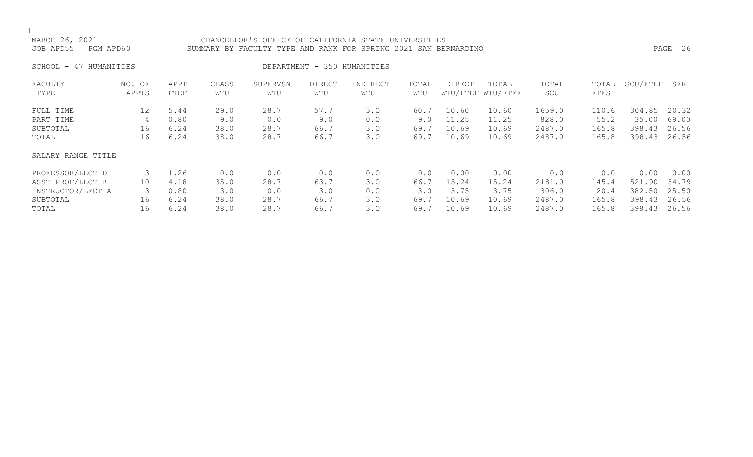MARCH 26, 2021 CHANCELLOR'S OFFICE OF CALIFORNIA STATE UNIVERSITIES
JOB APD55 PGM APD60 SUMMARY BY FACULTY TYPE AND RANK FOR SPRING 2021 SAN BERNARDINO

SCHOOL - 47 HUMANITIES DEPARTMENT - 350 HUMANITIES

| FACULTY TYPE | NO. OF APPTS | APPT FTEF | CLASS WTU | SUPERVSN WTU | DIRECT WTU | INDIRECT WTU | TOTAL WTU | DIRECT WTU/FTEF | TOTAL WTU/FTEF | TOTAL SCU | TOTAL FTES | SCU/FTEF | SFR |
|---|---|---|---|---|---|---|---|---|---|---|---|---|---|
| FULL TIME | 12 | 5.44 | 29.0 | 28.7 | 57.7 | 3.0 | 60.7 | 10.60 | 10.60 | 1659.0 | 110.6 | 304.85 | 20.32 |
| PART TIME | 4 | 0.80 | 9.0 | 0.0 | 9.0 | 0.0 | 9.0 | 11.25 | 11.25 | 828.0 | 55.2 | 35.00 | 69.00 |
| SUBTOTAL | 16 | 6.24 | 38.0 | 28.7 | 66.7 | 3.0 | 69.7 | 10.69 | 10.69 | 2487.0 | 165.8 | 398.43 | 26.56 |
| TOTAL | 16 | 6.24 | 38.0 | 28.7 | 66.7 | 3.0 | 69.7 | 10.69 | 10.69 | 2487.0 | 165.8 | 398.43 | 26.56 |

| SALARY RANGE TITLE | NO. OF APPTS | APPT FTEF | CLASS WTU | SUPERVSN WTU | DIRECT WTU | INDIRECT WTU | TOTAL WTU | DIRECT WTU/FTEF | TOTAL WTU/FTEF | TOTAL SCU | TOTAL FTES | SCU/FTEF | SFR |
|---|---|---|---|---|---|---|---|---|---|---|---|---|---|
| PROFESSOR/LECT D | 3 | 1.26 | 0.0 | 0.0 | 0.0 | 0.0 | 0.0 | 0.00 | 0.00 | 0.0 | 0.0 | 0.00 | 0.00 |
| ASST PROF/LECT B | 10 | 4.18 | 35.0 | 28.7 | 63.7 | 3.0 | 66.7 | 15.24 | 15.24 | 2181.0 | 145.4 | 521.90 | 34.79 |
| INSTRUCTOR/LECT A | 3 | 0.80 | 3.0 | 0.0 | 3.0 | 0.0 | 3.0 | 3.75 | 3.75 | 306.0 | 20.4 | 382.50 | 25.50 |
| SUBTOTAL | 16 | 6.24 | 38.0 | 28.7 | 66.7 | 3.0 | 69.7 | 10.69 | 10.69 | 2487.0 | 165.8 | 398.43 | 26.56 |
| TOTAL | 16 | 6.24 | 38.0 | 28.7 | 66.7 | 3.0 | 69.7 | 10.69 | 10.69 | 2487.0 | 165.8 | 398.43 | 26.56 |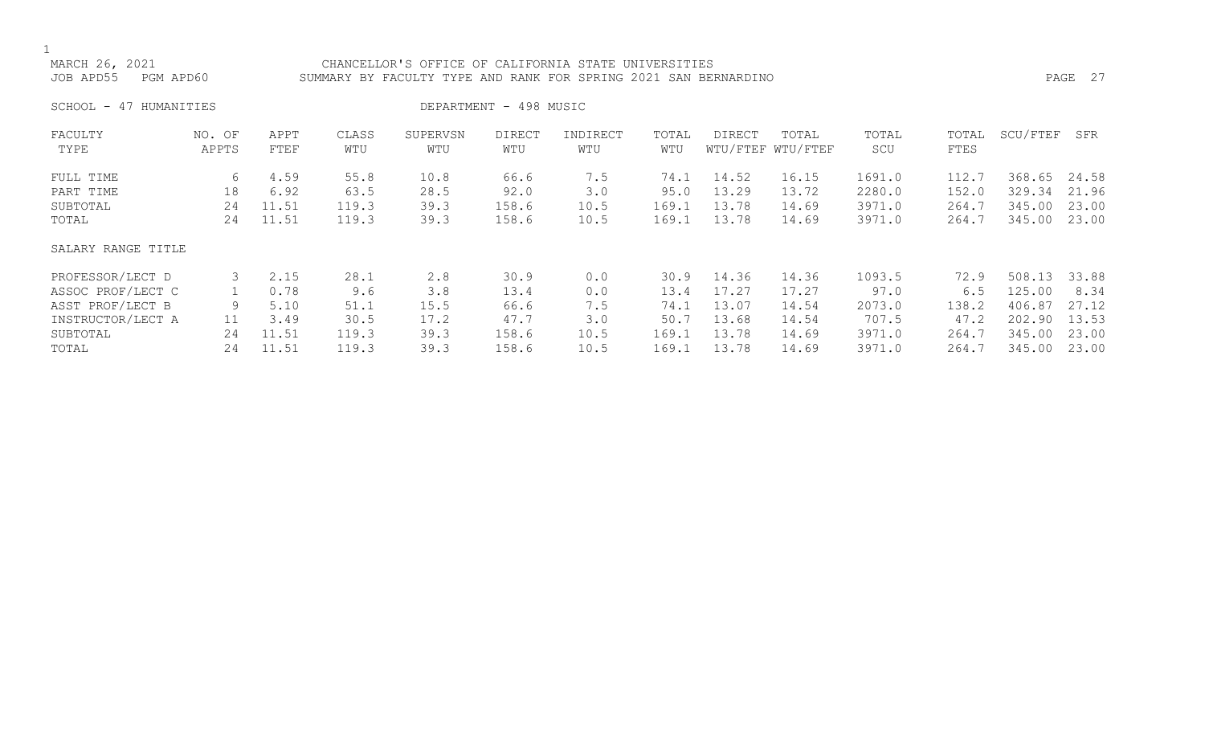MARCH 26, 2021 — CHANCELLOR'S OFFICE OF CALIFORNIA STATE UNIVERSITIES

JOB APD55 PGM APD60 — SUMMARY BY FACULTY TYPE AND RANK FOR SPRING 2021 SAN BERNARDINO

SCHOOL - 47 HUMANITIES — DEPARTMENT - 498 MUSIC

| FACULTY TYPE | NO. OF APPTS | APPT FTEF | CLASS WTU | SUPERVSN WTU | DIRECT WTU | INDIRECT WTU | TOTAL WTU | DIRECT WTU/FTEF | TOTAL WTU/FTEF | TOTAL SCU | TOTAL FTES | SCU/FTEF | SFR |
|---|---|---|---|---|---|---|---|---|---|---|---|---|---|
| FULL TIME | 6 | 4.59 | 55.8 | 10.8 | 66.6 | 7.5 | 74.1 | 14.52 | 16.15 | 1691.0 | 112.7 | 368.65 | 24.58 |
| PART TIME | 18 | 6.92 | 63.5 | 28.5 | 92.0 | 3.0 | 95.0 | 13.29 | 13.72 | 2280.0 | 152.0 | 329.34 | 21.96 |
| SUBTOTAL | 24 | 11.51 | 119.3 | 39.3 | 158.6 | 10.5 | 169.1 | 13.78 | 14.69 | 3971.0 | 264.7 | 345.00 | 23.00 |
| TOTAL | 24 | 11.51 | 119.3 | 39.3 | 158.6 | 10.5 | 169.1 | 13.78 | 14.69 | 3971.0 | 264.7 | 345.00 | 23.00 |

SALARY RANGE TITLE

| SALARY RANGE TITLE | NO. OF APPTS | APPT FTEF | CLASS WTU | SUPERVSN WTU | DIRECT WTU | INDIRECT WTU | TOTAL WTU | DIRECT WTU/FTEF | TOTAL WTU/FTEF | TOTAL SCU | TOTAL FTES | SCU/FTEF | SFR |
|---|---|---|---|---|---|---|---|---|---|---|---|---|---|
| PROFESSOR/LECT D | 3 | 2.15 | 28.1 | 2.8 | 30.9 | 0.0 | 30.9 | 14.36 | 14.36 | 1093.5 | 72.9 | 508.13 | 33.88 |
| ASSOC PROF/LECT C | 1 | 0.78 | 9.6 | 3.8 | 13.4 | 0.0 | 13.4 | 17.27 | 17.27 | 97.0 | 6.5 | 125.00 | 8.34 |
| ASST PROF/LECT B | 9 | 5.10 | 51.1 | 15.5 | 66.6 | 7.5 | 74.1 | 13.07 | 14.54 | 2073.0 | 138.2 | 406.87 | 27.12 |
| INSTRUCTOR/LECT A | 11 | 3.49 | 30.5 | 17.2 | 47.7 | 3.0 | 50.7 | 13.68 | 14.54 | 707.5 | 47.2 | 202.90 | 13.53 |
| SUBTOTAL | 24 | 11.51 | 119.3 | 39.3 | 158.6 | 10.5 | 169.1 | 13.78 | 14.69 | 3971.0 | 264.7 | 345.00 | 23.00 |
| TOTAL | 24 | 11.51 | 119.3 | 39.3 | 158.6 | 10.5 | 169.1 | 13.78 | 14.69 | 3971.0 | 264.7 | 345.00 | 23.00 |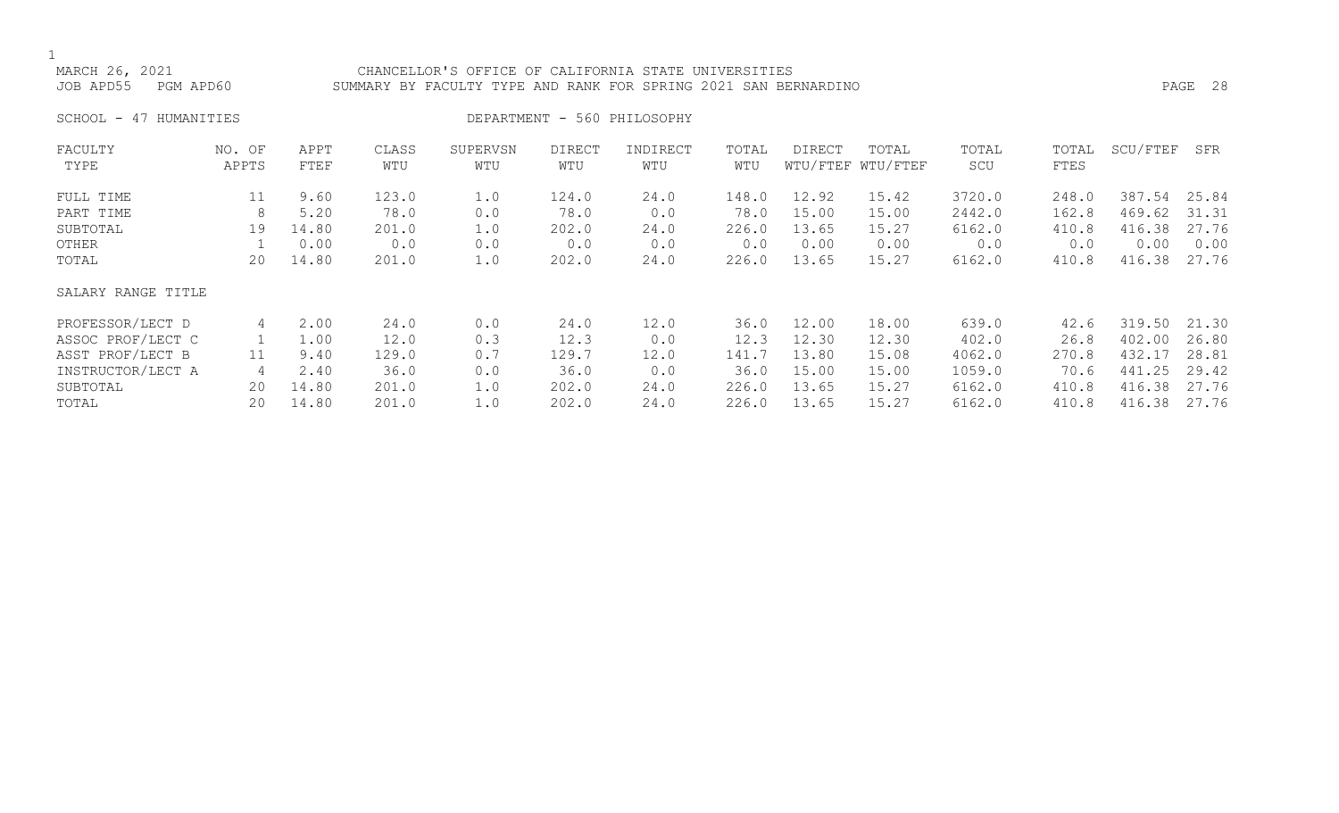CHANCELLOR'S OFFICE OF CALIFORNIA STATE UNIVERSITIES

SUMMARY BY FACULTY TYPE AND RANK FOR SPRING 2021 SAN BERNARDINO

MARCH 26, 2021

JOB APD55 PGM APD60

SCHOOL - 47 HUMANITIES

DEPARTMENT - 560 PHILOSOPHY

| FACULTY TYPE | NO. OF APPTS | APPT FTEF | CLASS WTU | SUPERVSN WTU | DIRECT WTU | INDIRECT WTU | TOTAL WTU | DIRECT WTU/FTEF | TOTAL WTU/FTEF | TOTAL SCU | TOTAL FTES | SCU/FTEF | SFR |
|---|---|---|---|---|---|---|---|---|---|---|---|---|---|
| FULL TIME | 11 | 9.60 | 123.0 | 1.0 | 124.0 | 24.0 | 148.0 | 12.92 | 15.42 | 3720.0 | 248.0 | 387.54 | 25.84 |
| PART TIME | 8 | 5.20 | 78.0 | 0.0 | 78.0 | 0.0 | 78.0 | 15.00 | 15.00 | 2442.0 | 162.8 | 469.62 | 31.31 |
| SUBTOTAL | 19 | 14.80 | 201.0 | 1.0 | 202.0 | 24.0 | 226.0 | 13.65 | 15.27 | 6162.0 | 410.8 | 416.38 | 27.76 |
| OTHER | 1 | 0.00 | 0.0 | 0.0 | 0.0 | 0.0 | 0.0 | 0.00 | 0.00 | 0.0 | 0.0 | 0.00 | 0.00 |
| TOTAL | 20 | 14.80 | 201.0 | 1.0 | 202.0 | 24.0 | 226.0 | 13.65 | 15.27 | 6162.0 | 410.8 | 416.38 | 27.76 |
| SALARY RANGE TITLE | | | | | | | | | | | | | |
| PROFESSOR/LECT D | 4 | 2.00 | 24.0 | 0.0 | 24.0 | 12.0 | 36.0 | 12.00 | 18.00 | 639.0 | 42.6 | 319.50 | 21.30 |
| ASSOC PROF/LECT C | 1 | 1.00 | 12.0 | 0.3 | 12.3 | 0.0 | 12.3 | 12.30 | 12.30 | 402.0 | 26.8 | 402.00 | 26.80 |
| ASST PROF/LECT B | 11 | 9.40 | 129.0 | 0.7 | 129.7 | 12.0 | 141.7 | 13.80 | 15.08 | 4062.0 | 270.8 | 432.17 | 28.81 |
| INSTRUCTOR/LECT A | 4 | 2.40 | 36.0 | 0.0 | 36.0 | 0.0 | 36.0 | 15.00 | 15.00 | 1059.0 | 70.6 | 441.25 | 29.42 |
| SUBTOTAL | 20 | 14.80 | 201.0 | 1.0 | 202.0 | 24.0 | 226.0 | 13.65 | 15.27 | 6162.0 | 410.8 | 416.38 | 27.76 |
| TOTAL | 20 | 14.80 | 201.0 | 1.0 | 202.0 | 24.0 | 226.0 | 13.65 | 15.27 | 6162.0 | 410.8 | 416.38 | 27.76 |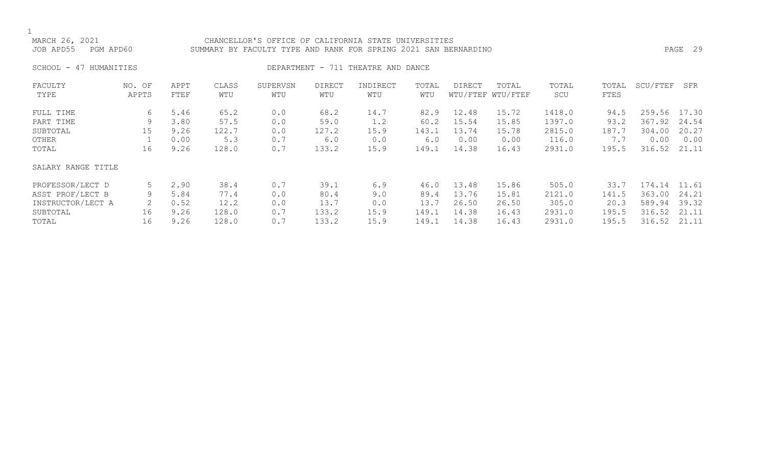MARCH 26, 2021 CHANCELLOR'S OFFICE OF CALIFORNIA STATE UNIVERSITIES
JOB APD55 PGM APD60 SUMMARY BY FACULTY TYPE AND RANK FOR SPRING 2021 SAN BERNARDINO

SCHOOL - 47 HUMANITIES DEPARTMENT - 711 THEATRE AND DANCE

| FACULTY TYPE | NO. OF APPTS | APPT FTEF | CLASS WTU | SUPERVSN WTU | DIRECT WTU | INDIRECT WTU | TOTAL WTU | DIRECT WTU/FTEF | TOTAL WTU/FTEF | TOTAL SCU | TOTAL FTES | SCU/FTEF | SFR |
|---|---|---|---|---|---|---|---|---|---|---|---|---|---|
| FULL TIME | 6 | 5.46 | 65.2 | 0.0 | 68.2 | 14.7 | 82.9 | 12.48 | 15.72 | 1418.0 | 94.5 | 259.56 | 17.30 |
| PART TIME | 9 | 3.80 | 57.5 | 0.0 | 59.0 | 1.2 | 60.2 | 15.54 | 15.85 | 1397.0 | 93.2 | 367.92 | 24.54 |
| SUBTOTAL | 15 | 9.26 | 122.7 | 0.0 | 127.2 | 15.9 | 143.1 | 13.74 | 15.78 | 2815.0 | 187.7 | 304.00 | 20.27 |
| OTHER | 1 | 0.00 | 5.3 | 0.7 | 6.0 | 0.0 | 6.0 | 0.00 | 0.00 | 116.0 | 7.7 | 0.00 | 0.00 |
| TOTAL | 16 | 9.26 | 128.0 | 0.7 | 133.2 | 15.9 | 149.1 | 14.38 | 16.43 | 2931.0 | 195.5 | 316.52 | 21.11 |

| SALARY RANGE TITLE | NO. OF APPTS | APPT FTEF | CLASS WTU | SUPERVSN WTU | DIRECT WTU | INDIRECT WTU | TOTAL WTU | DIRECT WTU/FTEF | TOTAL WTU/FTEF | TOTAL SCU | TOTAL FTES | SCU/FTEF | SFR |
|---|---|---|---|---|---|---|---|---|---|---|---|---|---|
| PROFESSOR/LECT D | 5 | 2.90 | 38.4 | 0.7 | 39.1 | 6.9 | 46.0 | 13.48 | 15.86 | 505.0 | 33.7 | 174.14 | 11.61 |
| ASST PROF/LECT B | 9 | 5.84 | 77.4 | 0.0 | 80.4 | 9.0 | 89.4 | 13.76 | 15.81 | 2121.0 | 141.5 | 363.00 | 24.21 |
| INSTRUCTOR/LECT A | 2 | 0.52 | 12.2 | 0.0 | 13.7 | 0.0 | 13.7 | 26.50 | 26.50 | 305.0 | 20.3 | 589.94 | 39.32 |
| SUBTOTAL | 16 | 9.26 | 128.0 | 0.7 | 133.2 | 15.9 | 149.1 | 14.38 | 16.43 | 2931.0 | 195.5 | 316.52 | 21.11 |
| TOTAL | 16 | 9.26 | 128.0 | 0.7 | 133.2 | 15.9 | 149.1 | 14.38 | 16.43 | 2931.0 | 195.5 | 316.52 | 21.11 |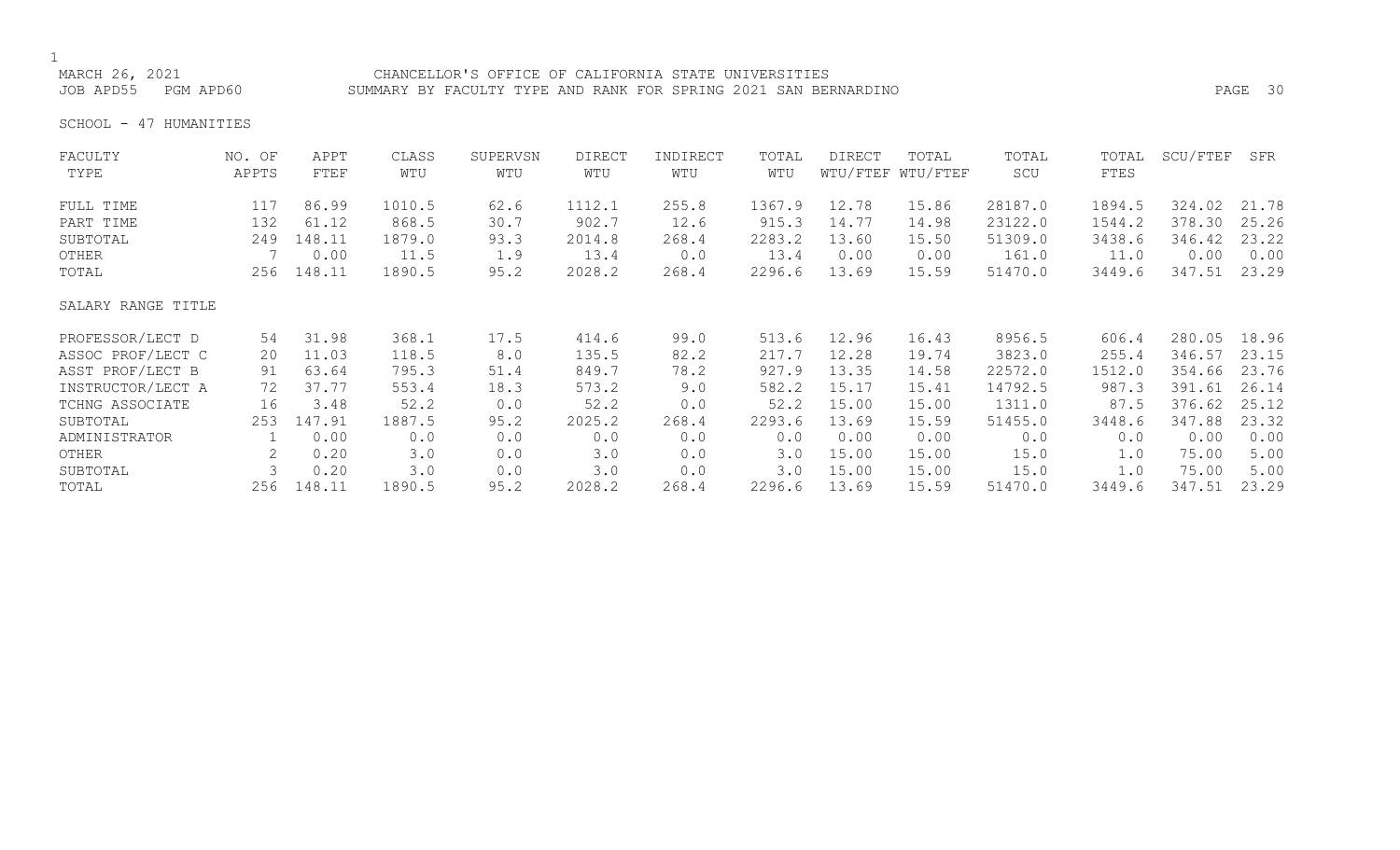MARCH 26, 2021 CHANCELLOR'S OFFICE OF CALIFORNIA STATE UNIVERSITIES
JOB APD55 PGM APD60 SUMMARY BY FACULTY TYPE AND RANK FOR SPRING 2021 SAN BERNARDINO

SCHOOL - 47 HUMANITIES

| FACULTY TYPE | NO. OF APPTS | APPT FTEF | CLASS WTU | SUPERVSN WTU | DIRECT WTU | INDIRECT WTU | TOTAL WTU | DIRECT WTU/FTEF | TOTAL WTU/FTEF | TOTAL SCU | TOTAL FTES | SCU/FTEF | SFR |
|---|---|---|---|---|---|---|---|---|---|---|---|---|---|
| FULL TIME | 117 | 86.99 | 1010.5 | 62.6 | 1112.1 | 255.8 | 1367.9 | 12.78 | 15.86 | 28187.0 | 1894.5 | 324.02 | 21.78 |
| PART TIME | 132 | 61.12 | 868.5 | 30.7 | 902.7 | 12.6 | 915.3 | 14.77 | 14.98 | 23122.0 | 1544.2 | 378.30 | 25.26 |
| SUBTOTAL | 249 | 148.11 | 1879.0 | 93.3 | 2014.8 | 268.4 | 2283.2 | 13.60 | 15.50 | 51309.0 | 3438.6 | 346.42 | 23.22 |
| OTHER | 7 | 0.00 | 11.5 | 1.9 | 13.4 | 0.0 | 13.4 | 0.00 | 0.00 | 161.0 | 11.0 | 0.00 | 0.00 |
| TOTAL | 256 | 148.11 | 1890.5 | 95.2 | 2028.2 | 268.4 | 2296.6 | 13.69 | 15.59 | 51470.0 | 3449.6 | 347.51 | 23.29 |
| SALARY RANGE TITLE | | | | | | | | | | | | | |
| PROFESSOR/LECT D | 54 | 31.98 | 368.1 | 17.5 | 414.6 | 99.0 | 513.6 | 12.96 | 16.43 | 8956.5 | 606.4 | 280.05 | 18.96 |
| ASSOC PROF/LECT C | 20 | 11.03 | 118.5 | 8.0 | 135.5 | 82.2 | 217.7 | 12.28 | 19.74 | 3823.0 | 255.4 | 346.57 | 23.15 |
| ASST PROF/LECT B | 91 | 63.64 | 795.3 | 51.4 | 849.7 | 78.2 | 927.9 | 13.35 | 14.58 | 22572.0 | 1512.0 | 354.66 | 23.76 |
| INSTRUCTOR/LECT A | 72 | 37.77 | 553.4 | 18.3 | 573.2 | 9.0 | 582.2 | 15.17 | 15.41 | 14792.5 | 987.3 | 391.61 | 26.14 |
| TCHNG ASSOCIATE | 16 | 3.48 | 52.2 | 0.0 | 52.2 | 0.0 | 52.2 | 15.00 | 15.00 | 1311.0 | 87.5 | 376.62 | 25.12 |
| SUBTOTAL | 253 | 147.91 | 1887.5 | 95.2 | 2025.2 | 268.4 | 2293.6 | 13.69 | 15.59 | 51455.0 | 3448.6 | 347.88 | 23.32 |
| ADMINISTRATOR | 1 | 0.00 | 0.0 | 0.0 | 0.0 | 0.0 | 0.0 | 0.00 | 0.00 | 0.0 | 0.0 | 0.00 | 0.00 |
| OTHER | 2 | 0.20 | 3.0 | 0.0 | 3.0 | 0.0 | 3.0 | 15.00 | 15.00 | 15.0 | 1.0 | 75.00 | 5.00 |
| SUBTOTAL | 3 | 0.20 | 3.0 | 0.0 | 3.0 | 0.0 | 3.0 | 15.00 | 15.00 | 15.0 | 1.0 | 75.00 | 5.00 |
| TOTAL | 256 | 148.11 | 1890.5 | 95.2 | 2028.2 | 268.4 | 2296.6 | 13.69 | 15.59 | 51470.0 | 3449.6 | 347.51 | 23.29 |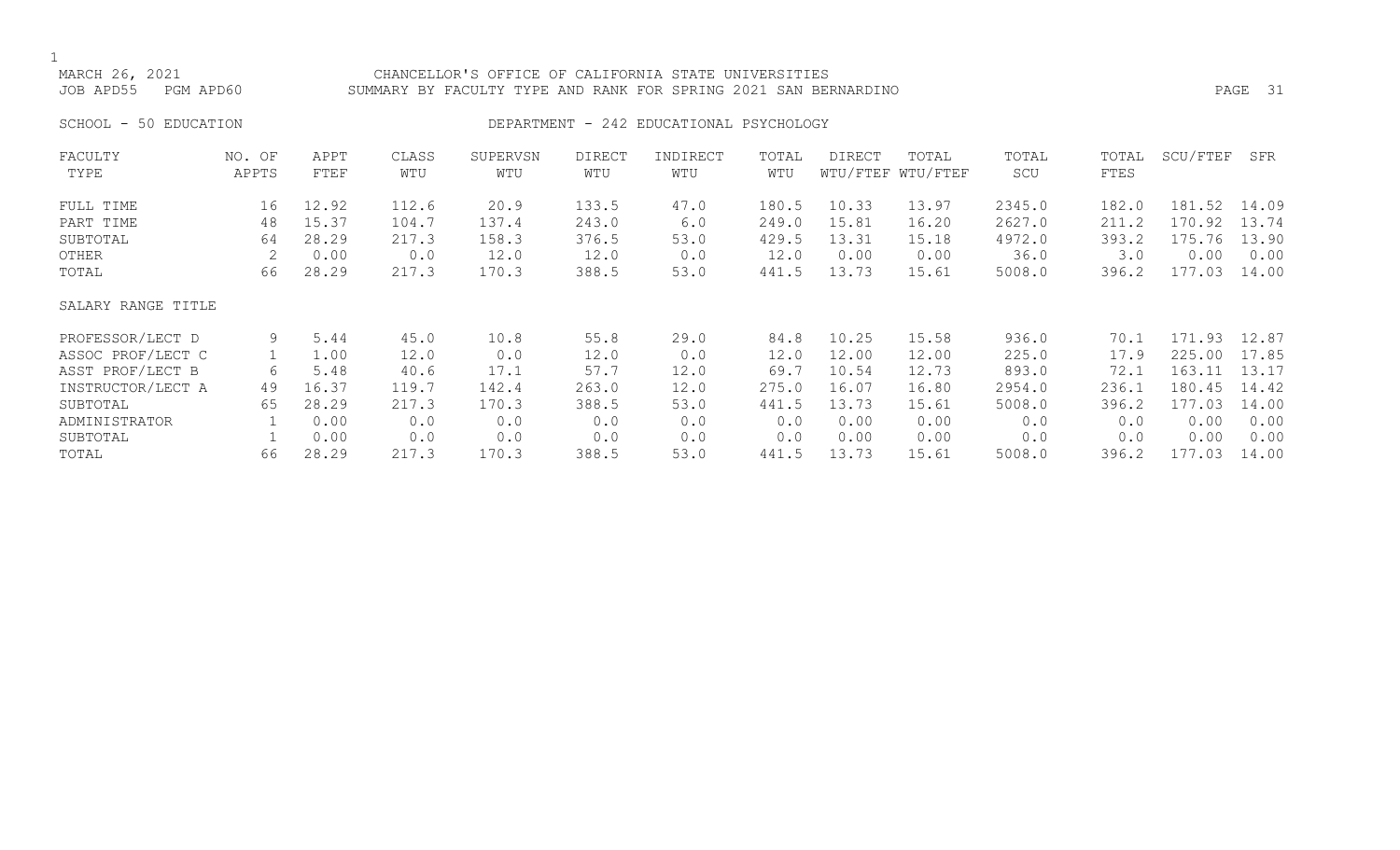MARCH 26, 2021 CHANCELLOR'S OFFICE OF CALIFORNIA STATE UNIVERSITIES
JOB APD55 PGM APD60 SUMMARY BY FACULTY TYPE AND RANK FOR SPRING 2021 SAN BERNARDINO

SCHOOL - 50 EDUCATION DEPARTMENT - 242 EDUCATIONAL PSYCHOLOGY

| FACULTY TYPE | NO. OF APPTS | APPT FTEF | CLASS WTU | SUPERVSN WTU | DIRECT WTU | INDIRECT WTU | TOTAL WTU | DIRECT WTU/FTEF | TOTAL WTU/FTEF | TOTAL SCU | TOTAL FTES | SCU/FTEF | SFR |
|---|---|---|---|---|---|---|---|---|---|---|---|---|---|
| FULL TIME | 16 | 12.92 | 112.6 | 20.9 | 133.5 | 47.0 | 180.5 | 10.33 | 13.97 | 2345.0 | 182.0 | 181.52 | 14.09 |
| PART TIME | 48 | 15.37 | 104.7 | 137.4 | 243.0 | 6.0 | 249.0 | 15.81 | 16.20 | 2627.0 | 211.2 | 170.92 | 13.74 |
| SUBTOTAL | 64 | 28.29 | 217.3 | 158.3 | 376.5 | 53.0 | 429.5 | 13.31 | 15.18 | 4972.0 | 393.2 | 175.76 | 13.90 |
| OTHER | 2 | 0.00 | 0.0 | 12.0 | 12.0 | 0.0 | 12.0 | 0.00 | 0.00 | 36.0 | 3.0 | 0.00 | 0.00 |
| TOTAL | 66 | 28.29 | 217.3 | 170.3 | 388.5 | 53.0 | 441.5 | 13.73 | 15.61 | 5008.0 | 396.2 | 177.03 | 14.00 |
| SALARY RANGE TITLE | | | | | | | | | | | | | |
| PROFESSOR/LECT D | 9 | 5.44 | 45.0 | 10.8 | 55.8 | 29.0 | 84.8 | 10.25 | 15.58 | 936.0 | 70.1 | 171.93 | 12.87 |
| ASSOC PROF/LECT C | 1 | 1.00 | 12.0 | 0.0 | 12.0 | 0.0 | 12.0 | 12.00 | 12.00 | 225.0 | 17.9 | 225.00 | 17.85 |
| ASST PROF/LECT B | 6 | 5.48 | 40.6 | 17.1 | 57.7 | 12.0 | 69.7 | 10.54 | 12.73 | 893.0 | 72.1 | 163.11 | 13.17 |
| INSTRUCTOR/LECT A | 49 | 16.37 | 119.7 | 142.4 | 263.0 | 12.0 | 275.0 | 16.07 | 16.80 | 2954.0 | 236.1 | 180.45 | 14.42 |
| SUBTOTAL | 65 | 28.29 | 217.3 | 170.3 | 388.5 | 53.0 | 441.5 | 13.73 | 15.61 | 5008.0 | 396.2 | 177.03 | 14.00 |
| ADMINISTRATOR | 1 | 0.00 | 0.0 | 0.0 | 0.0 | 0.0 | 0.0 | 0.00 | 0.00 | 0.0 | 0.0 | 0.00 | 0.00 |
| SUBTOTAL | 1 | 0.00 | 0.0 | 0.0 | 0.0 | 0.0 | 0.0 | 0.00 | 0.00 | 0.0 | 0.0 | 0.00 | 0.00 |
| TOTAL | 66 | 28.29 | 217.3 | 170.3 | 388.5 | 53.0 | 441.5 | 13.73 | 15.61 | 5008.0 | 396.2 | 177.03 | 14.00 |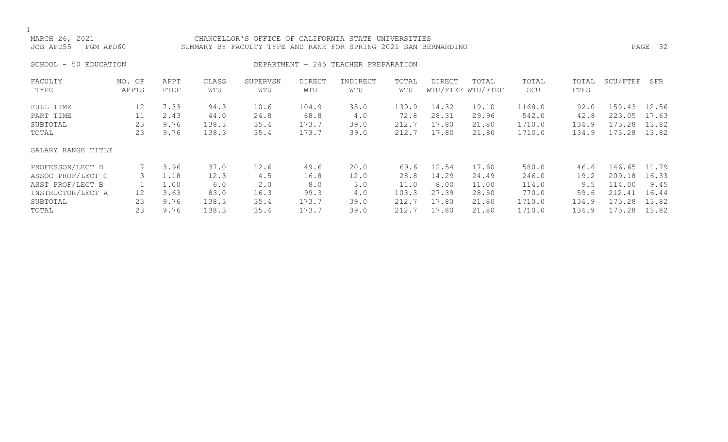MARCH 26, 2021 — CHANCELLOR'S OFFICE OF CALIFORNIA STATE UNIVERSITIES

JOB APD55 PGM APD60 — SUMMARY BY FACULTY TYPE AND RANK FOR SPRING 2021 SAN BERNARDINO

SCHOOL - 50 EDUCATION — DEPARTMENT - 245 TEACHER PREPARATION

| FACULTY TYPE | NO. OF APPTS | APPT FTEF | CLASS WTU | SUPERVSN WTU | DIRECT WTU | INDIRECT WTU | TOTAL WTU | DIRECT WTU/FTEF | TOTAL WTU/FTEF | TOTAL SCU | TOTAL FTES | SCU/FTEF | SFR |
|---|---|---|---|---|---|---|---|---|---|---|---|---|---|
| FULL TIME | 12 | 7.33 | 94.3 | 10.6 | 104.9 | 35.0 | 139.9 | 14.32 | 19.10 | 1168.0 | 92.0 | 159.43 | 12.56 |
| PART TIME | 11 | 2.43 | 44.0 | 24.8 | 68.8 | 4.0 | 72.8 | 28.31 | 29.96 | 542.0 | 42.8 | 223.05 | 17.63 |
| SUBTOTAL | 23 | 9.76 | 138.3 | 35.4 | 173.7 | 39.0 | 212.7 | 17.80 | 21.80 | 1710.0 | 134.9 | 175.28 | 13.82 |
| TOTAL | 23 | 9.76 | 138.3 | 35.4 | 173.7 | 39.0 | 212.7 | 17.80 | 21.80 | 1710.0 | 134.9 | 175.28 | 13.82 |
| SALARY RANGE TITLE | | | | | | | | | | | | | |
| PROFESSOR/LECT D | 7 | 3.96 | 37.0 | 12.6 | 49.6 | 20.0 | 69.6 | 12.54 | 17.60 | 580.0 | 46.6 | 146.65 | 11.79 |
| ASSOC PROF/LECT C | 3 | 1.18 | 12.3 | 4.5 | 16.8 | 12.0 | 28.8 | 14.29 | 24.49 | 246.0 | 19.2 | 209.18 | 16.33 |
| ASST PROF/LECT B | 1 | 1.00 | 6.0 | 2.0 | 8.0 | 3.0 | 11.0 | 8.00 | 11.00 | 114.0 | 9.5 | 114.00 | 9.45 |
| INSTRUCTOR/LECT A | 12 | 3.63 | 83.0 | 16.3 | 99.3 | 4.0 | 103.3 | 27.39 | 28.50 | 770.0 | 59.6 | 212.41 | 16.44 |
| SUBTOTAL | 23 | 9.76 | 138.3 | 35.4 | 173.7 | 39.0 | 212.7 | 17.80 | 21.80 | 1710.0 | 134.9 | 175.28 | 13.82 |
| TOTAL | 23 | 9.76 | 138.3 | 35.4 | 173.7 | 39.0 | 212.7 | 17.80 | 21.80 | 1710.0 | 134.9 | 175.28 | 13.82 |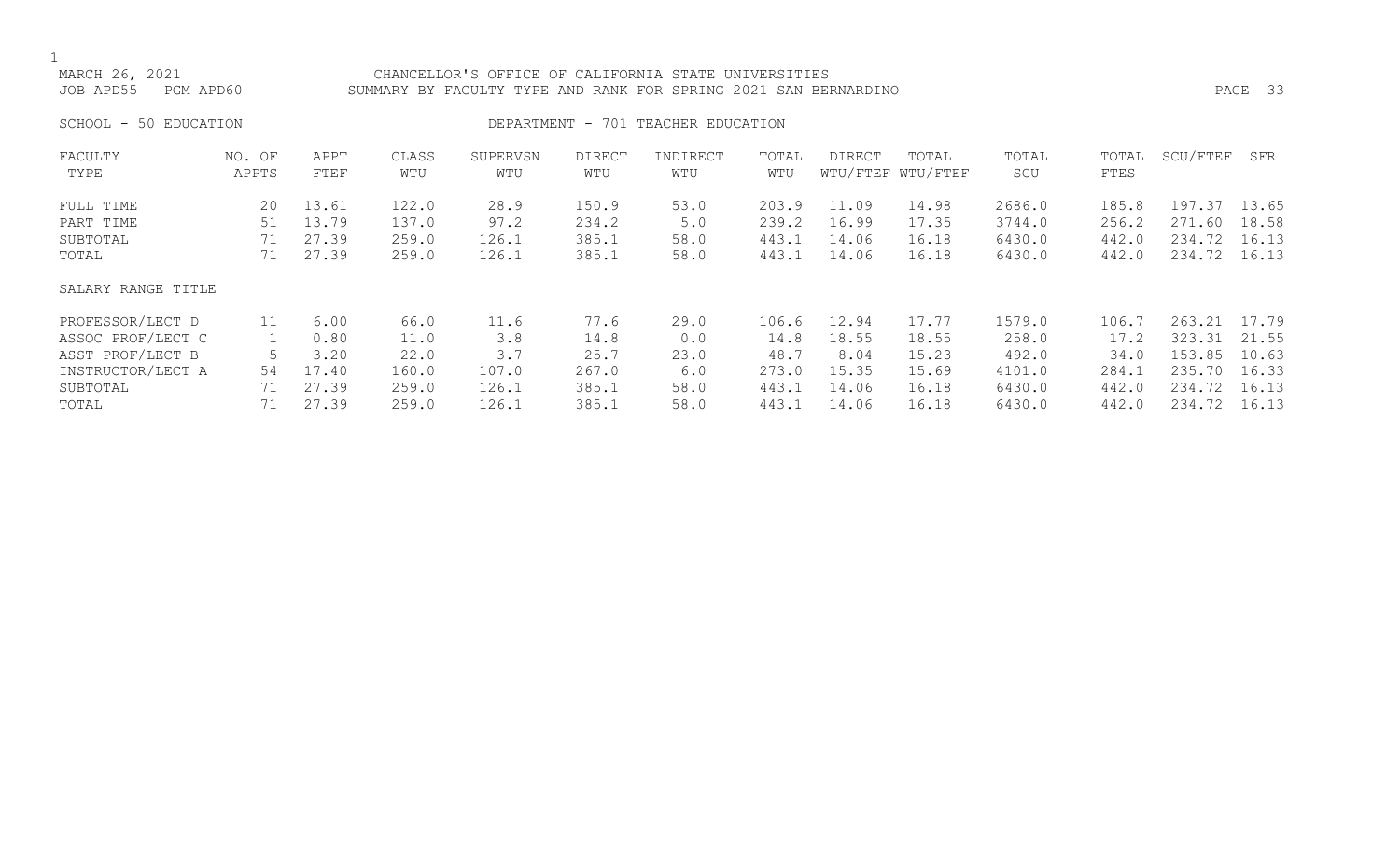MARCH 26, 2021 CHANCELLOR'S OFFICE OF CALIFORNIA STATE UNIVERSITIES
JOB APD55 PGM APD60 SUMMARY BY FACULTY TYPE AND RANK FOR SPRING 2021 SAN BERNARDINO

SCHOOL - 50 EDUCATION DEPARTMENT - 701 TEACHER EDUCATION

| FACULTY TYPE | NO. OF APPTS | APPT FTEF | CLASS WTU | SUPERVSN WTU | DIRECT WTU | INDIRECT WTU | TOTAL WTU | DIRECT WTU/FTEF | TOTAL WTU/FTEF | TOTAL SCU | TOTAL FTES | SCU/FTEF | SFR |
|---|---|---|---|---|---|---|---|---|---|---|---|---|---|
| FULL TIME | 20 | 13.61 | 122.0 | 28.9 | 150.9 | 53.0 | 203.9 | 11.09 | 14.98 | 2686.0 | 185.8 | 197.37 | 13.65 |
| PART TIME | 51 | 13.79 | 137.0 | 97.2 | 234.2 | 5.0 | 239.2 | 16.99 | 17.35 | 3744.0 | 256.2 | 271.60 | 18.58 |
| SUBTOTAL | 71 | 27.39 | 259.0 | 126.1 | 385.1 | 58.0 | 443.1 | 14.06 | 16.18 | 6430.0 | 442.0 | 234.72 | 16.13 |
| TOTAL | 71 | 27.39 | 259.0 | 126.1 | 385.1 | 58.0 | 443.1 | 14.06 | 16.18 | 6430.0 | 442.0 | 234.72 | 16.13 |
| SALARY RANGE TITLE | | | | | | | | | | | | | |
| PROFESSOR/LECT D | 11 | 6.00 | 66.0 | 11.6 | 77.6 | 29.0 | 106.6 | 12.94 | 17.77 | 1579.0 | 106.7 | 263.21 | 17.79 |
| ASSOC PROF/LECT C | 1 | 0.80 | 11.0 | 3.8 | 14.8 | 0.0 | 14.8 | 18.55 | 18.55 | 258.0 | 17.2 | 323.31 | 21.55 |
| ASST PROF/LECT B | 5 | 3.20 | 22.0 | 3.7 | 25.7 | 23.0 | 48.7 | 8.04 | 15.23 | 492.0 | 34.0 | 153.85 | 10.63 |
| INSTRUCTOR/LECT A | 54 | 17.40 | 160.0 | 107.0 | 267.0 | 6.0 | 273.0 | 15.35 | 15.69 | 4101.0 | 284.1 | 235.70 | 16.33 |
| SUBTOTAL | 71 | 27.39 | 259.0 | 126.1 | 385.1 | 58.0 | 443.1 | 14.06 | 16.18 | 6430.0 | 442.0 | 234.72 | 16.13 |
| TOTAL | 71 | 27.39 | 259.0 | 126.1 | 385.1 | 58.0 | 443.1 | 14.06 | 16.18 | 6430.0 | 442.0 | 234.72 | 16.13 |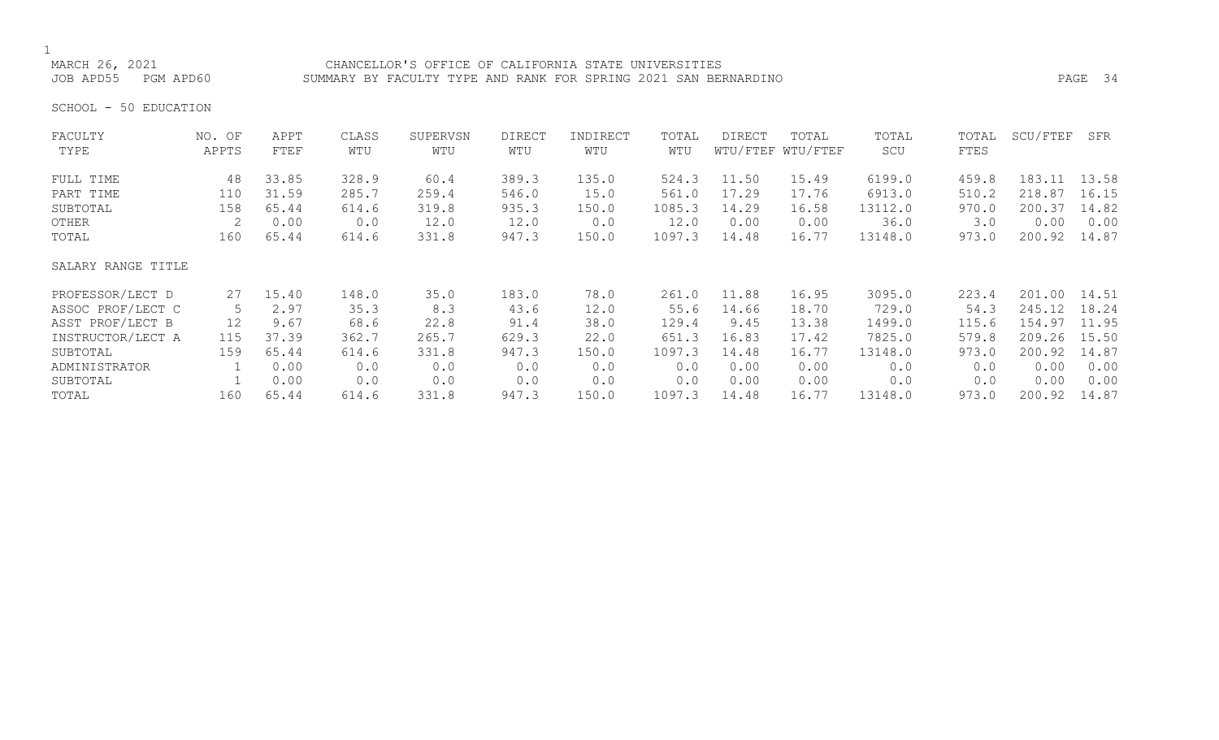MARCH 26, 2021 CHANCELLOR'S OFFICE OF CALIFORNIA STATE UNIVERSITIES
JOB APD55 PGM APD60 SUMMARY BY FACULTY TYPE AND RANK FOR SPRING 2021 SAN BERNARDINO

SCHOOL - 50 EDUCATION

| FACULTY TYPE | NO. OF APPTS | APPT FTEF | CLASS WTU | SUPERVSN WTU | DIRECT WTU | INDIRECT WTU | TOTAL WTU | DIRECT WTU/FTEF | TOTAL WTU/FTEF | TOTAL SCU | TOTAL FTES | SCU/FTEF | SFR |
|---|---|---|---|---|---|---|---|---|---|---|---|---|---|
| FULL TIME | 48 | 33.85 | 328.9 | 60.4 | 389.3 | 135.0 | 524.3 | 11.50 | 15.49 | 6199.0 | 459.8 | 183.11 | 13.58 |
| PART TIME | 110 | 31.59 | 285.7 | 259.4 | 546.0 | 15.0 | 561.0 | 17.29 | 17.76 | 6913.0 | 510.2 | 218.87 | 16.15 |
| SUBTOTAL | 158 | 65.44 | 614.6 | 319.8 | 935.3 | 150.0 | 1085.3 | 14.29 | 16.58 | 13112.0 | 970.0 | 200.37 | 14.82 |
| OTHER | 2 | 0.00 | 0.0 | 12.0 | 12.0 | 0.0 | 12.0 | 0.00 | 0.00 | 36.0 | 3.0 | 0.00 | 0.00 |
| TOTAL | 160 | 65.44 | 614.6 | 331.8 | 947.3 | 150.0 | 1097.3 | 14.48 | 16.77 | 13148.0 | 973.0 | 200.92 | 14.87 |

| SALARY RANGE TITLE | NO. OF APPTS | APPT FTEF | CLASS WTU | SUPERVSN WTU | DIRECT WTU | INDIRECT WTU | TOTAL WTU | DIRECT WTU/FTEF | TOTAL WTU/FTEF | TOTAL SCU | TOTAL FTES | SCU/FTEF | SFR |
|---|---|---|---|---|---|---|---|---|---|---|---|---|---|
| PROFESSOR/LECT D | 27 | 15.40 | 148.0 | 35.0 | 183.0 | 78.0 | 261.0 | 11.88 | 16.95 | 3095.0 | 223.4 | 201.00 | 14.51 |
| ASSOC PROF/LECT C | 5 | 2.97 | 35.3 | 8.3 | 43.6 | 12.0 | 55.6 | 14.66 | 18.70 | 729.0 | 54.3 | 245.12 | 18.24 |
| ASST PROF/LECT B | 12 | 9.67 | 68.6 | 22.8 | 91.4 | 38.0 | 129.4 | 9.45 | 13.38 | 1499.0 | 115.6 | 154.97 | 11.95 |
| INSTRUCTOR/LECT A | 115 | 37.39 | 362.7 | 265.7 | 629.3 | 22.0 | 651.3 | 16.83 | 17.42 | 7825.0 | 579.8 | 209.26 | 15.50 |
| SUBTOTAL | 159 | 65.44 | 614.6 | 331.8 | 947.3 | 150.0 | 1097.3 | 14.48 | 16.77 | 13148.0 | 973.0 | 200.92 | 14.87 |
| ADMINISTRATOR | 1 | 0.00 | 0.0 | 0.0 | 0.0 | 0.0 | 0.0 | 0.00 | 0.00 | 0.0 | 0.0 | 0.00 | 0.00 |
| SUBTOTAL | 1 | 0.00 | 0.0 | 0.0 | 0.0 | 0.0 | 0.0 | 0.00 | 0.00 | 0.0 | 0.0 | 0.00 | 0.00 |
| TOTAL | 160 | 65.44 | 614.6 | 331.8 | 947.3 | 150.0 | 1097.3 | 14.48 | 16.77 | 13148.0 | 973.0 | 200.92 | 14.87 |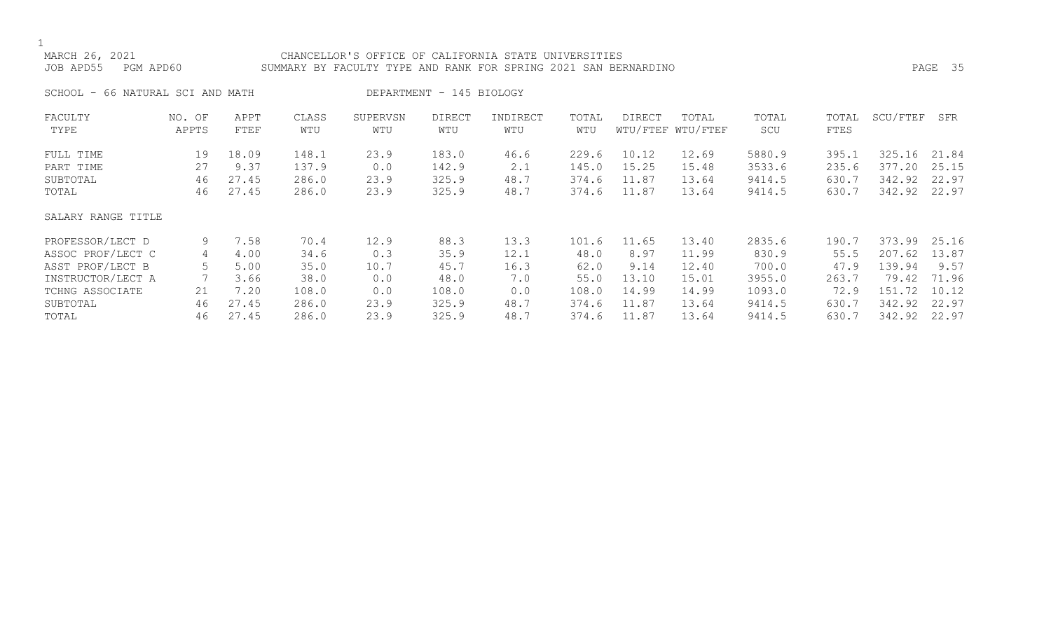MARCH 26, 2021 CHANCELLOR'S OFFICE OF CALIFORNIA STATE UNIVERSITIES
JOB APD55 PGM APD60 SUMMARY BY FACULTY TYPE AND RANK FOR SPRING 2021 SAN BERNARDINO

SCHOOL - 66 NATURAL SCI AND MATH DEPARTMENT - 145 BIOLOGY

| FACULTY TYPE | NO. OF APPTS | APPT FTEF | CLASS WTU | SUPERVSN WTU | DIRECT WTU | INDIRECT WTU | TOTAL WTU | DIRECT WTU/FTEF | TOTAL WTU/FTEF | TOTAL SCU | TOTAL FTES | SCU/FTEF | SFR |
|---|---|---|---|---|---|---|---|---|---|---|---|---|---|
| FULL TIME | 19 | 18.09 | 148.1 | 23.9 | 183.0 | 46.6 | 229.6 | 10.12 | 12.69 | 5880.9 | 395.1 | 325.16 | 21.84 |
| PART TIME | 27 | 9.37 | 137.9 | 0.0 | 142.9 | 2.1 | 145.0 | 15.25 | 15.48 | 3533.6 | 235.6 | 377.20 | 25.15 |
| SUBTOTAL | 46 | 27.45 | 286.0 | 23.9 | 325.9 | 48.7 | 374.6 | 11.87 | 13.64 | 9414.5 | 630.7 | 342.92 | 22.97 |
| TOTAL | 46 | 27.45 | 286.0 | 23.9 | 325.9 | 48.7 | 374.6 | 11.87 | 13.64 | 9414.5 | 630.7 | 342.92 | 22.97 |
| SALARY RANGE TITLE | | | | | | | | | | | | | |
| PROFESSOR/LECT D | 9 | 7.58 | 70.4 | 12.9 | 88.3 | 13.3 | 101.6 | 11.65 | 13.40 | 2835.6 | 190.7 | 373.99 | 25.16 |
| ASSOC PROF/LECT C | 4 | 4.00 | 34.6 | 0.3 | 35.9 | 12.1 | 48.0 | 8.97 | 11.99 | 830.9 | 55.5 | 207.62 | 13.87 |
| ASST PROF/LECT B | 5 | 5.00 | 35.0 | 10.7 | 45.7 | 16.3 | 62.0 | 9.14 | 12.40 | 700.0 | 47.9 | 139.94 | 9.57 |
| INSTRUCTOR/LECT A | 7 | 3.66 | 38.0 | 0.0 | 48.0 | 7.0 | 55.0 | 13.10 | 15.01 | 3955.0 | 263.7 | 79.42 | 71.96 |
| TCHNG ASSOCIATE | 21 | 7.20 | 108.0 | 0.0 | 108.0 | 0.0 | 108.0 | 14.99 | 14.99 | 1093.0 | 72.9 | 151.72 | 10.12 |
| SUBTOTAL | 46 | 27.45 | 286.0 | 23.9 | 325.9 | 48.7 | 374.6 | 11.87 | 13.64 | 9414.5 | 630.7 | 342.92 | 22.97 |
| TOTAL | 46 | 27.45 | 286.0 | 23.9 | 325.9 | 48.7 | 374.6 | 11.87 | 13.64 | 9414.5 | 630.7 | 342.92 | 22.97 |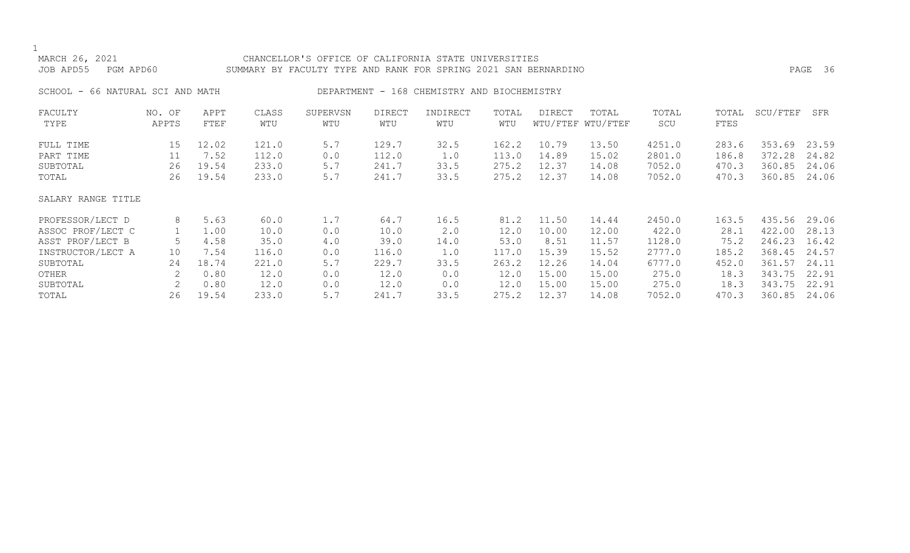MARCH 26, 2021 CHANCELLOR'S OFFICE OF CALIFORNIA STATE UNIVERSITIES

JOB APD55 PGM APD60 SUMMARY BY FACULTY TYPE AND RANK FOR SPRING 2021 SAN BERNARDINO

SCHOOL - 66 NATURAL SCI AND MATH DEPARTMENT - 168 CHEMISTRY AND BIOCHEMISTRY

| FACULTY TYPE | NO. OF APPTS | APPT FTEF | CLASS WTU | SUPERVSN WTU | DIRECT WTU | INDIRECT WTU | TOTAL WTU | DIRECT WTU/FTEF | TOTAL WTU/FTEF | TOTAL SCU | TOTAL FTES | SCU/FTEF | SFR |
|---|---|---|---|---|---|---|---|---|---|---|---|---|---|
| FULL TIME | 15 | 12.02 | 121.0 | 5.7 | 129.7 | 32.5 | 162.2 | 10.79 | 13.50 | 4251.0 | 283.6 | 353.69 | 23.59 |
| PART TIME | 11 | 7.52 | 112.0 | 0.0 | 112.0 | 1.0 | 113.0 | 14.89 | 15.02 | 2801.0 | 186.8 | 372.28 | 24.82 |
| SUBTOTAL | 26 | 19.54 | 233.0 | 5.7 | 241.7 | 33.5 | 275.2 | 12.37 | 14.08 | 7052.0 | 470.3 | 360.85 | 24.06 |
| TOTAL | 26 | 19.54 | 233.0 | 5.7 | 241.7 | 33.5 | 275.2 | 12.37 | 14.08 | 7052.0 | 470.3 | 360.85 | 24.06 |
| SALARY RANGE TITLE | | | | | | | | | | | | | |
| PROFESSOR/LECT D | 8 | 5.63 | 60.0 | 1.7 | 64.7 | 16.5 | 81.2 | 11.50 | 14.44 | 2450.0 | 163.5 | 435.56 | 29.06 |
| ASSOC PROF/LECT C | 1 | 1.00 | 10.0 | 0.0 | 10.0 | 2.0 | 12.0 | 10.00 | 12.00 | 422.0 | 28.1 | 422.00 | 28.13 |
| ASST PROF/LECT B | 5 | 4.58 | 35.0 | 4.0 | 39.0 | 14.0 | 53.0 | 8.51 | 11.57 | 1128.0 | 75.2 | 246.23 | 16.42 |
| INSTRUCTOR/LECT A | 10 | 7.54 | 116.0 | 0.0 | 116.0 | 1.0 | 117.0 | 15.39 | 15.52 | 2777.0 | 185.2 | 368.45 | 24.57 |
| SUBTOTAL | 24 | 18.74 | 221.0 | 5.7 | 229.7 | 33.5 | 263.2 | 12.26 | 14.04 | 6777.0 | 452.0 | 361.57 | 24.11 |
| OTHER | 2 | 0.80 | 12.0 | 0.0 | 12.0 | 0.0 | 12.0 | 15.00 | 15.00 | 275.0 | 18.3 | 343.75 | 22.91 |
| SUBTOTAL | 2 | 0.80 | 12.0 | 0.0 | 12.0 | 0.0 | 12.0 | 15.00 | 15.00 | 275.0 | 18.3 | 343.75 | 22.91 |
| TOTAL | 26 | 19.54 | 233.0 | 5.7 | 241.7 | 33.5 | 275.2 | 12.37 | 14.08 | 7052.0 | 470.3 | 360.85 | 24.06 |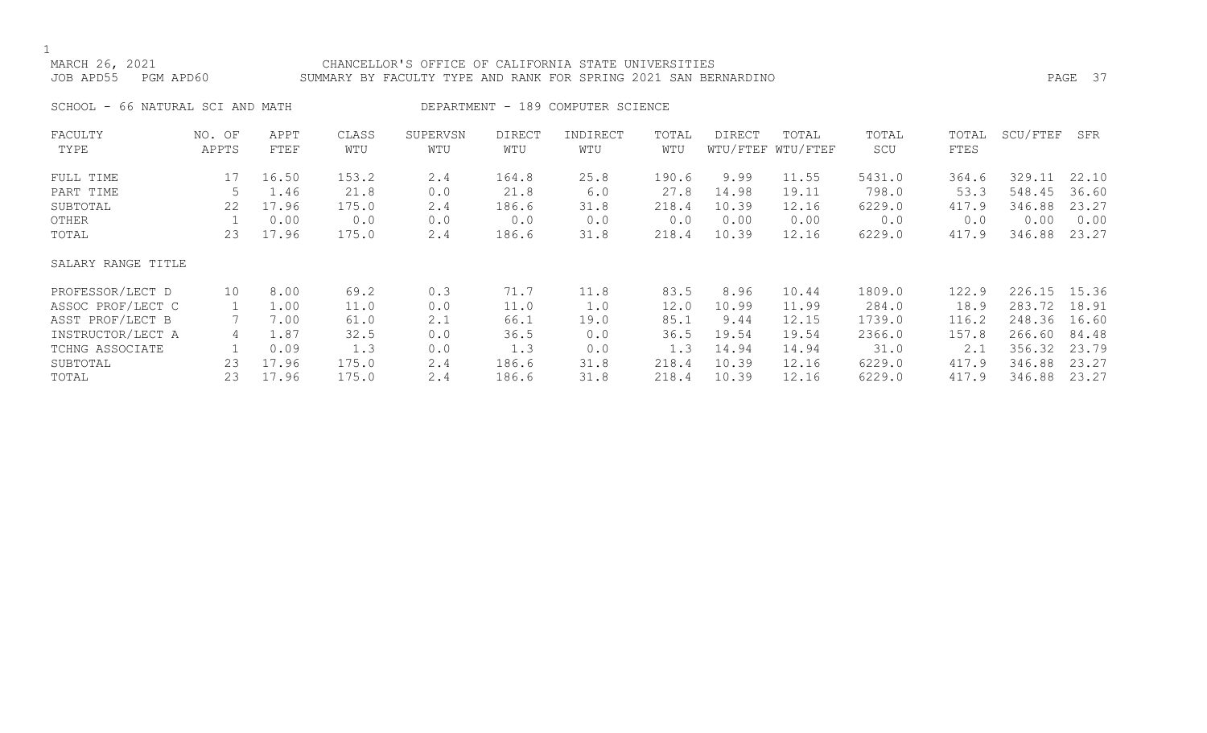CHANCELLOR'S OFFICE OF CALIFORNIA STATE UNIVERSITIES

MARCH 26, 2021

JOB APD55 PGM APD60

SUMMARY BY FACULTY TYPE AND RANK FOR SPRING 2021 SAN BERNARDINO

SCHOOL - 66 NATURAL SCI AND MATH

DEPARTMENT - 189 COMPUTER SCIENCE

| FACULTY TYPE | NO. OF APPTS | APPT FTEF | CLASS WTU | SUPERVSN WTU | DIRECT WTU | INDIRECT WTU | TOTAL WTU | DIRECT WTU/FTEF | TOTAL WTU/FTEF | TOTAL SCU | TOTAL FTES | SCU/FTEF | SFR |
|---|---|---|---|---|---|---|---|---|---|---|---|---|---|
| FULL TIME | 17 | 16.50 | 153.2 | 2.4 | 164.8 | 25.8 | 190.6 | 9.99 | 11.55 | 5431.0 | 364.6 | 329.11 | 22.10 |
| PART TIME | 5 | 1.46 | 21.8 | 0.0 | 21.8 | 6.0 | 27.8 | 14.98 | 19.11 | 798.0 | 53.3 | 548.45 | 36.60 |
| SUBTOTAL | 22 | 17.96 | 175.0 | 2.4 | 186.6 | 31.8 | 218.4 | 10.39 | 12.16 | 6229.0 | 417.9 | 346.88 | 23.27 |
| OTHER | 1 | 0.00 | 0.0 | 0.0 | 0.0 | 0.0 | 0.0 | 0.00 | 0.00 | 0.0 | 0.0 | 0.00 | 0.00 |
| TOTAL | 23 | 17.96 | 175.0 | 2.4 | 186.6 | 31.8 | 218.4 | 10.39 | 12.16 | 6229.0 | 417.9 | 346.88 | 23.27 |
| SALARY RANGE TITLE | | | | | | | | | | | | | |
| PROFESSOR/LECT D | 10 | 8.00 | 69.2 | 0.3 | 71.7 | 11.8 | 83.5 | 8.96 | 10.44 | 1809.0 | 122.9 | 226.15 | 15.36 |
| ASSOC PROF/LECT C | 1 | 1.00 | 11.0 | 0.0 | 11.0 | 1.0 | 12.0 | 10.99 | 11.99 | 284.0 | 18.9 | 283.72 | 18.91 |
| ASST PROF/LECT B | 7 | 7.00 | 61.0 | 2.1 | 66.1 | 19.0 | 85.1 | 9.44 | 12.15 | 1739.0 | 116.2 | 248.36 | 16.60 |
| INSTRUCTOR/LECT A | 4 | 1.87 | 32.5 | 0.0 | 36.5 | 0.0 | 36.5 | 19.54 | 19.54 | 2366.0 | 157.8 | 266.60 | 84.48 |
| TCHNG ASSOCIATE | 1 | 0.09 | 1.3 | 0.0 | 1.3 | 0.0 | 1.3 | 14.94 | 14.94 | 31.0 | 2.1 | 356.32 | 23.79 |
| SUBTOTAL | 23 | 17.96 | 175.0 | 2.4 | 186.6 | 31.8 | 218.4 | 10.39 | 12.16 | 6229.0 | 417.9 | 346.88 | 23.27 |
| TOTAL | 23 | 17.96 | 175.0 | 2.4 | 186.6 | 31.8 | 218.4 | 10.39 | 12.16 | 6229.0 | 417.9 | 346.88 | 23.27 |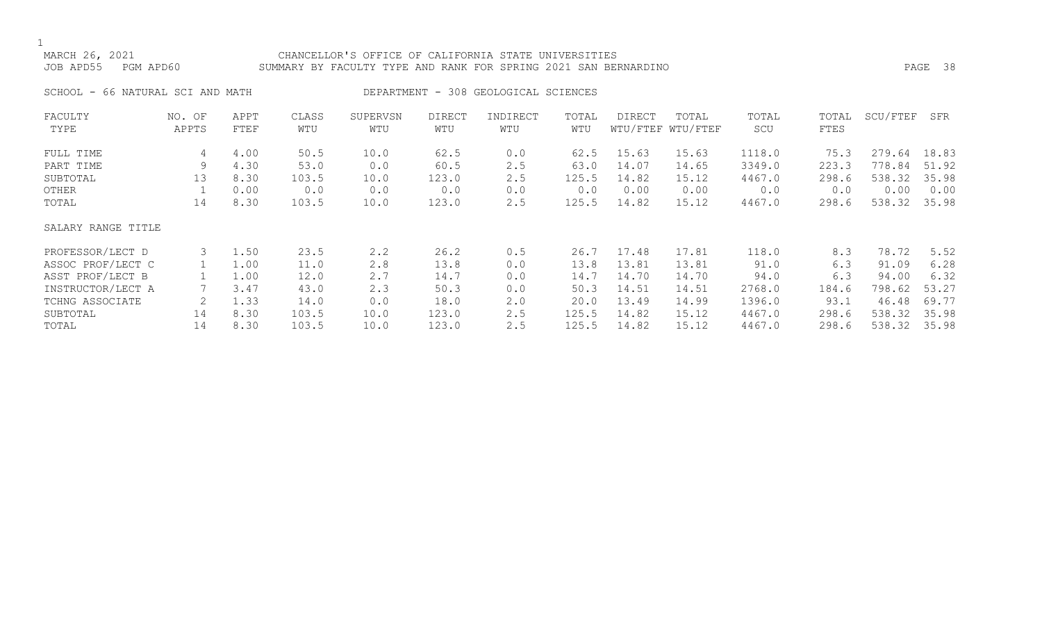MARCH 26, 2021 CHANCELLOR'S OFFICE OF CALIFORNIA STATE UNIVERSITIES
JOB APD55 PGM APD60 SUMMARY BY FACULTY TYPE AND RANK FOR SPRING 2021 SAN BERNARDINO

SCHOOL - 66 NATURAL SCI AND MATH DEPARTMENT - 308 GEOLOGICAL SCIENCES

| FACULTY TYPE | NO. OF APPTS | APPT FTEF | CLASS WTU | SUPERVSN WTU | DIRECT WTU | INDIRECT WTU | TOTAL WTU | DIRECT WTU/FTEF | TOTAL WTU/FTEF | TOTAL SCU | TOTAL FTES | SCU/FTEF | SFR |
|---|---|---|---|---|---|---|---|---|---|---|---|---|---|
| FULL TIME | 4 | 4.00 | 50.5 | 10.0 | 62.5 | 0.0 | 62.5 | 15.63 | 15.63 | 1118.0 | 75.3 | 279.64 | 18.83 |
| PART TIME | 9 | 4.30 | 53.0 | 0.0 | 60.5 | 2.5 | 63.0 | 14.07 | 14.65 | 3349.0 | 223.3 | 778.84 | 51.92 |
| SUBTOTAL | 13 | 8.30 | 103.5 | 10.0 | 123.0 | 2.5 | 125.5 | 14.82 | 15.12 | 4467.0 | 298.6 | 538.32 | 35.98 |
| OTHER | 1 | 0.00 | 0.0 | 0.0 | 0.0 | 0.0 | 0.0 | 0.00 | 0.00 | 0.0 | 0.0 | 0.00 | 0.00 |
| TOTAL | 14 | 8.30 | 103.5 | 10.0 | 123.0 | 2.5 | 125.5 | 14.82 | 15.12 | 4467.0 | 298.6 | 538.32 | 35.98 |
| SALARY RANGE TITLE | | | | | | | | | | | | | |
| PROFESSOR/LECT D | 3 | 1.50 | 23.5 | 2.2 | 26.2 | 0.5 | 26.7 | 17.48 | 17.81 | 118.0 | 8.3 | 78.72 | 5.52 |
| ASSOC PROF/LECT C | 1 | 1.00 | 11.0 | 2.8 | 13.8 | 0.0 | 13.8 | 13.81 | 13.81 | 91.0 | 6.3 | 91.09 | 6.28 |
| ASST PROF/LECT B | 1 | 1.00 | 12.0 | 2.7 | 14.7 | 0.0 | 14.7 | 14.70 | 14.70 | 94.0 | 6.3 | 94.00 | 6.32 |
| INSTRUCTOR/LECT A | 7 | 3.47 | 43.0 | 2.3 | 50.3 | 0.0 | 50.3 | 14.51 | 14.51 | 2768.0 | 184.6 | 798.62 | 53.27 |
| TCHNG ASSOCIATE | 2 | 1.33 | 14.0 | 0.0 | 18.0 | 2.0 | 20.0 | 13.49 | 14.99 | 1396.0 | 93.1 | 46.48 | 69.77 |
| SUBTOTAL | 14 | 8.30 | 103.5 | 10.0 | 123.0 | 2.5 | 125.5 | 14.82 | 15.12 | 4467.0 | 298.6 | 538.32 | 35.98 |
| TOTAL | 14 | 8.30 | 103.5 | 10.0 | 123.0 | 2.5 | 125.5 | 14.82 | 15.12 | 4467.0 | 298.6 | 538.32 | 35.98 |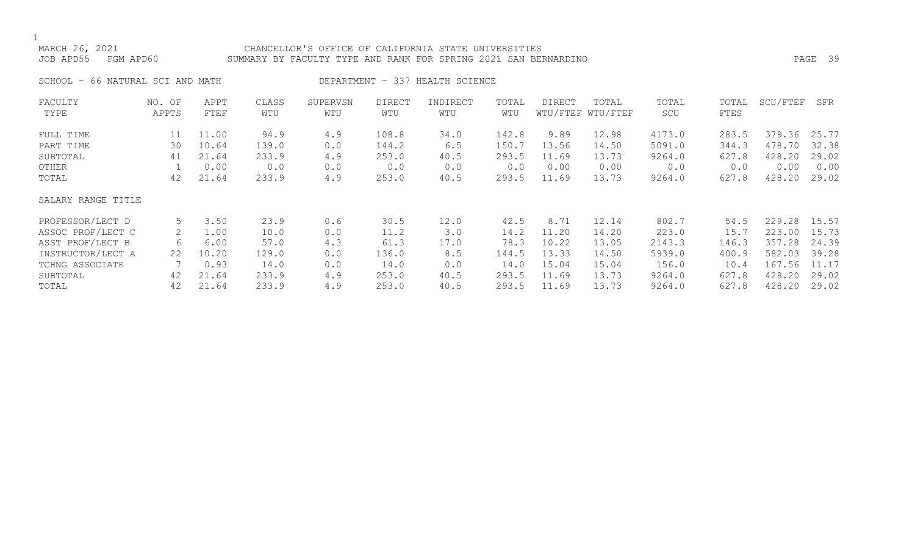MARCH 26, 2021 CHANCELLOR'S OFFICE OF CALIFORNIA STATE UNIVERSITIES
JOB APD55 PGM APD60 SUMMARY BY FACULTY TYPE AND RANK FOR SPRING 2021 SAN BERNARDINO

SCHOOL - 66 NATURAL SCI AND MATH DEPARTMENT - 337 HEALTH SCIENCE

| FACULTY TYPE | NO. OF APPTS | APPT FTEF | CLASS WTU | SUPERVSN WTU | DIRECT WTU | INDIRECT WTU | TOTAL WTU | DIRECT WTU/FTEF | TOTAL WTU/FTEF | TOTAL SCU | TOTAL FTES | SCU/FTEF | SFR |
|---|---|---|---|---|---|---|---|---|---|---|---|---|---|
| FULL TIME | 11 | 11.00 | 94.9 | 4.9 | 108.8 | 34.0 | 142.8 | 9.89 | 12.98 | 4173.0 | 283.5 | 379.36 | 25.77 |
| PART TIME | 30 | 10.64 | 139.0 | 0.0 | 144.2 | 6.5 | 150.7 | 13.56 | 14.50 | 5091.0 | 344.3 | 478.70 | 32.38 |
| SUBTOTAL | 41 | 21.64 | 233.9 | 4.9 | 253.0 | 40.5 | 293.5 | 11.69 | 13.73 | 9264.0 | 627.8 | 428.20 | 29.02 |
| OTHER | 1 | 0.00 | 0.0 | 0.0 | 0.0 | 0.0 | 0.0 | 0.00 | 0.00 | 0.0 | 0.0 | 0.00 | 0.00 |
| TOTAL | 42 | 21.64 | 233.9 | 4.9 | 253.0 | 40.5 | 293.5 | 11.69 | 13.73 | 9264.0 | 627.8 | 428.20 | 29.02 |
| **SALARY RANGE TITLE** | | | | | | | | | | | | | |
| PROFESSOR/LECT D | 5 | 3.50 | 23.9 | 0.6 | 30.5 | 12.0 | 42.5 | 8.71 | 12.14 | 802.7 | 54.5 | 229.28 | 15.57 |
| ASSOC PROF/LECT C | 2 | 1.00 | 10.0 | 0.0 | 11.2 | 3.0 | 14.2 | 11.20 | 14.20 | 223.0 | 15.7 | 223.00 | 15.73 |
| ASST PROF/LECT B | 6 | 6.00 | 57.0 | 4.3 | 61.3 | 17.0 | 78.3 | 10.22 | 13.05 | 2143.3 | 146.3 | 357.28 | 24.39 |
| INSTRUCTOR/LECT A | 22 | 10.20 | 129.0 | 0.0 | 136.0 | 8.5 | 144.5 | 13.33 | 14.50 | 5939.0 | 400.9 | 582.03 | 39.28 |
| TCHNG ASSOCIATE | 7 | 0.93 | 14.0 | 0.0 | 14.0 | 0.0 | 14.0 | 15.04 | 15.04 | 156.0 | 10.4 | 167.56 | 11.17 |
| SUBTOTAL | 42 | 21.64 | 233.9 | 4.9 | 253.0 | 40.5 | 293.5 | 11.69 | 13.73 | 9264.0 | 627.8 | 428.20 | 29.02 |
| TOTAL | 42 | 21.64 | 233.9 | 4.9 | 253.0 | 40.5 | 293.5 | 11.69 | 13.73 | 9264.0 | 627.8 | 428.20 | 29.02 |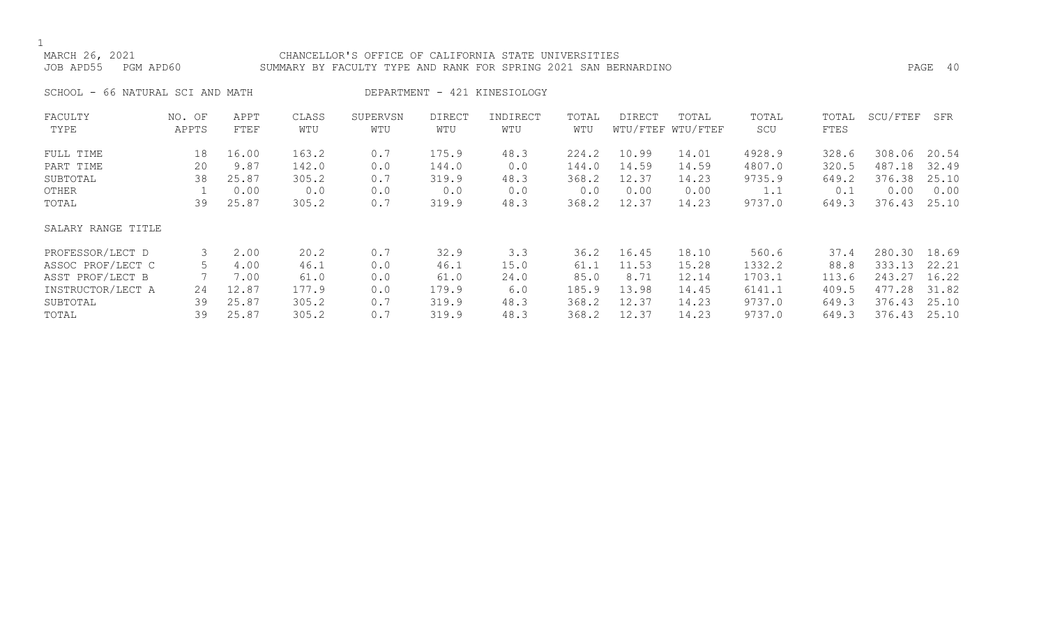MARCH 26, 2021 CHANCELLOR'S OFFICE OF CALIFORNIA STATE UNIVERSITIES
JOB APD55 PGM APD60 SUMMARY BY FACULTY TYPE AND RANK FOR SPRING 2021 SAN BERNARDINO

SCHOOL - 66 NATURAL SCI AND MATH DEPARTMENT - 421 KINESIOLOGY

| FACULTY TYPE | NO. OF APPTS | APPT FTEF | CLASS WTU | SUPERVSN WTU | DIRECT WTU | INDIRECT WTU | TOTAL WTU | DIRECT WTU/FTEF | TOTAL WTU/FTEF | TOTAL SCU | TOTAL FTES | SCU/FTEF | SFR |
|---|---|---|---|---|---|---|---|---|---|---|---|---|---|
| FULL TIME | 18 | 16.00 | 163.2 | 0.7 | 175.9 | 48.3 | 224.2 | 10.99 | 14.01 | 4928.9 | 328.6 | 308.06 | 20.54 |
| PART TIME | 20 | 9.87 | 142.0 | 0.0 | 144.0 | 0.0 | 144.0 | 14.59 | 14.59 | 4807.0 | 320.5 | 487.18 | 32.49 |
| SUBTOTAL | 38 | 25.87 | 305.2 | 0.7 | 319.9 | 48.3 | 368.2 | 12.37 | 14.23 | 9735.9 | 649.2 | 376.38 | 25.10 |
| OTHER | 1 | 0.00 | 0.0 | 0.0 | 0.0 | 0.0 | 0.0 | 0.00 | 0.00 | 1.1 | 0.1 | 0.00 | 0.00 |
| TOTAL | 39 | 25.87 | 305.2 | 0.7 | 319.9 | 48.3 | 368.2 | 12.37 | 14.23 | 9737.0 | 649.3 | 376.43 | 25.10 |
| SALARY RANGE TITLE | | | | | | | | | | | | | |
| PROFESSOR/LECT D | 3 | 2.00 | 20.2 | 0.7 | 32.9 | 3.3 | 36.2 | 16.45 | 18.10 | 560.6 | 37.4 | 280.30 | 18.69 |
| ASSOC PROF/LECT C | 5 | 4.00 | 46.1 | 0.0 | 46.1 | 15.0 | 61.1 | 11.53 | 15.28 | 1332.2 | 88.8 | 333.13 | 22.21 |
| ASST PROF/LECT B | 7 | 7.00 | 61.0 | 0.0 | 61.0 | 24.0 | 85.0 | 8.71 | 12.14 | 1703.1 | 113.6 | 243.27 | 16.22 |
| INSTRUCTOR/LECT A | 24 | 12.87 | 177.9 | 0.0 | 179.9 | 6.0 | 185.9 | 13.98 | 14.45 | 6141.1 | 409.5 | 477.28 | 31.82 |
| SUBTOTAL | 39 | 25.87 | 305.2 | 0.7 | 319.9 | 48.3 | 368.2 | 12.37 | 14.23 | 9737.0 | 649.3 | 376.43 | 25.10 |
| TOTAL | 39 | 25.87 | 305.2 | 0.7 | 319.9 | 48.3 | 368.2 | 12.37 | 14.23 | 9737.0 | 649.3 | 376.43 | 25.10 |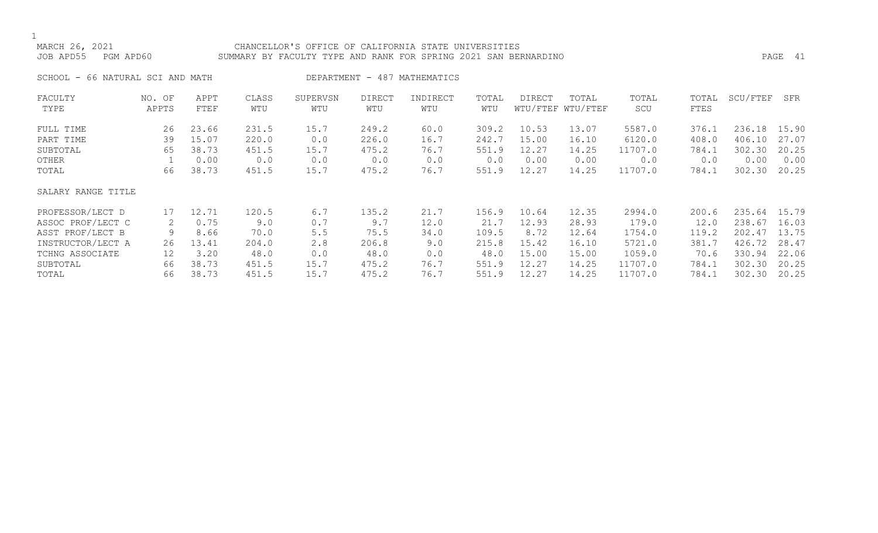MARCH 26, 2021 CHANCELLOR'S OFFICE OF CALIFORNIA STATE UNIVERSITIES
JOB APD55 PGM APD60 SUMMARY BY FACULTY TYPE AND RANK FOR SPRING 2021 SAN BERNARDINO

SCHOOL - 66 NATURAL SCI AND MATH DEPARTMENT - 487 MATHEMATICS

| FACULTY TYPE | NO. OF APPTS | APPT FTEF | CLASS WTU | SUPERVSN WTU | DIRECT WTU | INDIRECT WTU | TOTAL WTU | DIRECT WTU/FTEF | TOTAL WTU/FTEF | TOTAL SCU | TOTAL FTES | SCU/FTEF | SFR |
|---|---|---|---|---|---|---|---|---|---|---|---|---|---|
| FULL TIME | 26 | 23.66 | 231.5 | 15.7 | 249.2 | 60.0 | 309.2 | 10.53 | 13.07 | 5587.0 | 376.1 | 236.18 | 15.90 |
| PART TIME | 39 | 15.07 | 220.0 | 0.0 | 226.0 | 16.7 | 242.7 | 15.00 | 16.10 | 6120.0 | 408.0 | 406.10 | 27.07 |
| SUBTOTAL | 65 | 38.73 | 451.5 | 15.7 | 475.2 | 76.7 | 551.9 | 12.27 | 14.25 | 11707.0 | 784.1 | 302.30 | 20.25 |
| OTHER | 1 | 0.00 | 0.0 | 0.0 | 0.0 | 0.0 | 0.0 | 0.00 | 0.00 | 0.0 | 0.0 | 0.00 | 0.00 |
| TOTAL | 66 | 38.73 | 451.5 | 15.7 | 475.2 | 76.7 | 551.9 | 12.27 | 14.25 | 11707.0 | 784.1 | 302.30 | 20.25 |
| SALARY RANGE TITLE | | | | | | | | | | | | | |
| PROFESSOR/LECT D | 17 | 12.71 | 120.5 | 6.7 | 135.2 | 21.7 | 156.9 | 10.64 | 12.35 | 2994.0 | 200.6 | 235.64 | 15.79 |
| ASSOC PROF/LECT C | 2 | 0.75 | 9.0 | 0.7 | 9.7 | 12.0 | 21.7 | 12.93 | 28.93 | 179.0 | 12.0 | 238.67 | 16.03 |
| ASST PROF/LECT B | 9 | 8.66 | 70.0 | 5.5 | 75.5 | 34.0 | 109.5 | 8.72 | 12.64 | 1754.0 | 119.2 | 202.47 | 13.75 |
| INSTRUCTOR/LECT A | 26 | 13.41 | 204.0 | 2.8 | 206.8 | 9.0 | 215.8 | 15.42 | 16.10 | 5721.0 | 381.7 | 426.72 | 28.47 |
| TCHNG ASSOCIATE | 12 | 3.20 | 48.0 | 0.0 | 48.0 | 0.0 | 48.0 | 15.00 | 15.00 | 1059.0 | 70.6 | 330.94 | 22.06 |
| SUBTOTAL | 66 | 38.73 | 451.5 | 15.7 | 475.2 | 76.7 | 551.9 | 12.27 | 14.25 | 11707.0 | 784.1 | 302.30 | 20.25 |
| TOTAL | 66 | 38.73 | 451.5 | 15.7 | 475.2 | 76.7 | 551.9 | 12.27 | 14.25 | 11707.0 | 784.1 | 302.30 | 20.25 |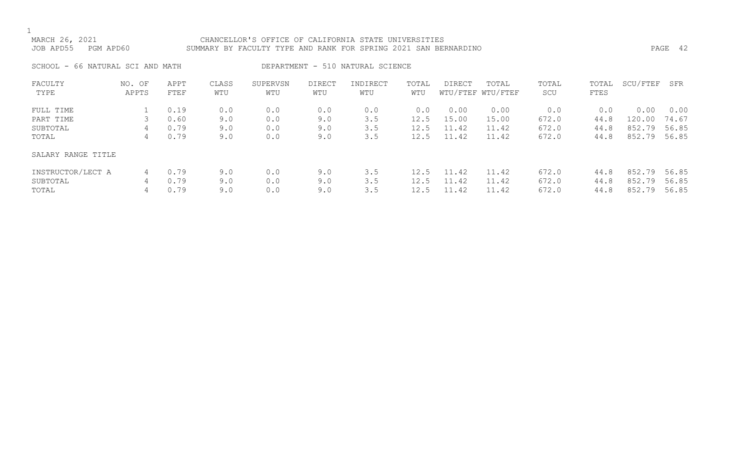MARCH 26, 2021 CHANCELLOR'S OFFICE OF CALIFORNIA STATE UNIVERSITIES
JOB APD55 PGM APD60 SUMMARY BY FACULTY TYPE AND RANK FOR SPRING 2021 SAN BERNARDINO

SCHOOL - 66 NATURAL SCI AND MATH DEPARTMENT - 510 NATURAL SCIENCE

| FACULTY TYPE | NO. OF APPTS | APPT FTEF | CLASS WTU | SUPERVSN WTU | DIRECT WTU | INDIRECT WTU | TOTAL WTU | DIRECT WTU/FTEF | TOTAL WTU/FTEF | TOTAL SCU | TOTAL FTES | SCU/FTEF | SFR |
|---|---|---|---|---|---|---|---|---|---|---|---|---|---|
| FULL TIME | 1 | 0.19 | 0.0 | 0.0 | 0.0 | 0.0 | 0.0 | 0.00 | 0.00 | 0.0 | 0.0 | 0.00 | 0.00 |
| PART TIME | 3 | 0.60 | 9.0 | 0.0 | 9.0 | 3.5 | 12.5 | 15.00 | 15.00 | 672.0 | 44.8 | 120.00 | 74.67 |
| SUBTOTAL | 4 | 0.79 | 9.0 | 0.0 | 9.0 | 3.5 | 12.5 | 11.42 | 11.42 | 672.0 | 44.8 | 852.79 | 56.85 |
| TOTAL | 4 | 0.79 | 9.0 | 0.0 | 9.0 | 3.5 | 12.5 | 11.42 | 11.42 | 672.0 | 44.8 | 852.79 | 56.85 |
| SALARY RANGE TITLE | | | | | | | | | | | | | |
| INSTRUCTOR/LECT A | 4 | 0.79 | 9.0 | 0.0 | 9.0 | 3.5 | 12.5 | 11.42 | 11.42 | 672.0 | 44.8 | 852.79 | 56.85 |
| SUBTOTAL | 4 | 0.79 | 9.0 | 0.0 | 9.0 | 3.5 | 12.5 | 11.42 | 11.42 | 672.0 | 44.8 | 852.79 | 56.85 |
| TOTAL | 4 | 0.79 | 9.0 | 0.0 | 9.0 | 3.5 | 12.5 | 11.42 | 11.42 | 672.0 | 44.8 | 852.79 | 56.85 |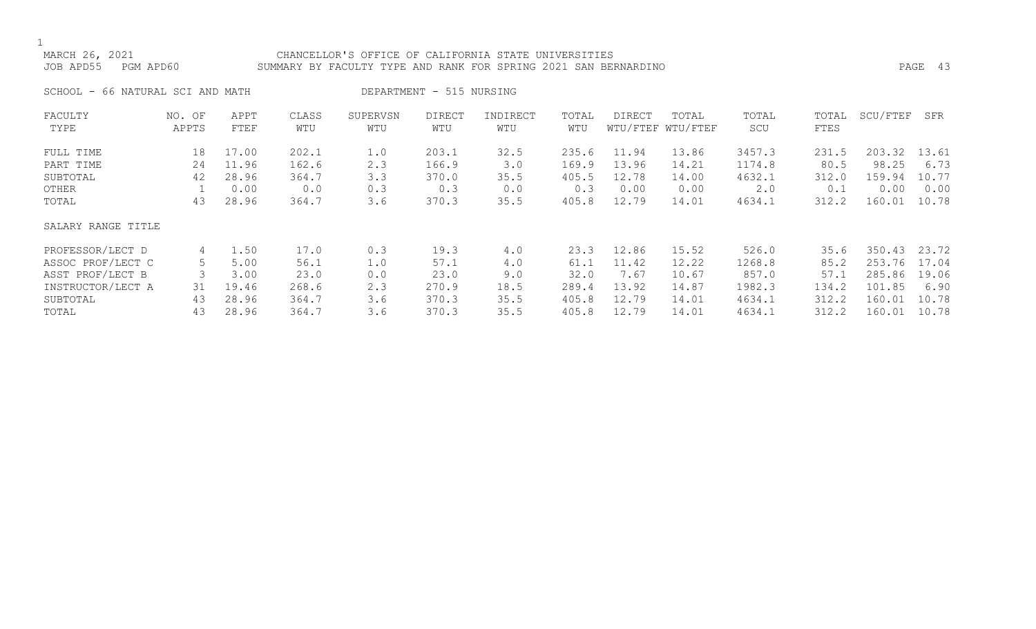MARCH 26, 2021 CHANCELLOR'S OFFICE OF CALIFORNIA STATE UNIVERSITIES
JOB APD55 PGM APD60 SUMMARY BY FACULTY TYPE AND RANK FOR SPRING 2021 SAN BERNARDINO

SCHOOL - 66 NATURAL SCI AND MATH DEPARTMENT - 515 NURSING

| FACULTY TYPE | NO. OF APPTS | APPT FTEF | CLASS WTU | SUPERVSN WTU | DIRECT WTU | INDIRECT WTU | TOTAL WTU | DIRECT WTU/FTEF | TOTAL WTU/FTEF | TOTAL SCU | TOTAL FTES | SCU/FTEF | SFR |
|---|---|---|---|---|---|---|---|---|---|---|---|---|---|
| FULL TIME | 18 | 17.00 | 202.1 | 1.0 | 203.1 | 32.5 | 235.6 | 11.94 | 13.86 | 3457.3 | 231.5 | 203.32 | 13.61 |
| PART TIME | 24 | 11.96 | 162.6 | 2.3 | 166.9 | 3.0 | 169.9 | 13.96 | 14.21 | 1174.8 | 80.5 | 98.25 | 6.73 |
| SUBTOTAL | 42 | 28.96 | 364.7 | 3.3 | 370.0 | 35.5 | 405.5 | 12.78 | 14.00 | 4632.1 | 312.0 | 159.94 | 10.77 |
| OTHER | 1 | 0.00 | 0.0 | 0.3 | 0.3 | 0.0 | 0.3 | 0.00 | 0.00 | 2.0 | 0.1 | 0.00 | 0.00 |
| TOTAL | 43 | 28.96 | 364.7 | 3.6 | 370.3 | 35.5 | 405.8 | 12.79 | 14.01 | 4634.1 | 312.2 | 160.01 | 10.78 |
| SALARY RANGE TITLE | | | | | | | | | | | | | |
| PROFESSOR/LECT D | 4 | 1.50 | 17.0 | 0.3 | 19.3 | 4.0 | 23.3 | 12.86 | 15.52 | 526.0 | 35.6 | 350.43 | 23.72 |
| ASSOC PROF/LECT C | 5 | 5.00 | 56.1 | 1.0 | 57.1 | 4.0 | 61.1 | 11.42 | 12.22 | 1268.8 | 85.2 | 253.76 | 17.04 |
| ASST PROF/LECT B | 3 | 3.00 | 23.0 | 0.0 | 23.0 | 9.0 | 32.0 | 7.67 | 10.67 | 857.0 | 57.1 | 285.86 | 19.06 |
| INSTRUCTOR/LECT A | 31 | 19.46 | 268.6 | 2.3 | 270.9 | 18.5 | 289.4 | 13.92 | 14.87 | 1982.3 | 134.2 | 101.85 | 6.90 |
| SUBTOTAL | 43 | 28.96 | 364.7 | 3.6 | 370.3 | 35.5 | 405.8 | 12.79 | 14.01 | 4634.1 | 312.2 | 160.01 | 10.78 |
| TOTAL | 43 | 28.96 | 364.7 | 3.6 | 370.3 | 35.5 | 405.8 | 12.79 | 14.01 | 4634.1 | 312.2 | 160.01 | 10.78 |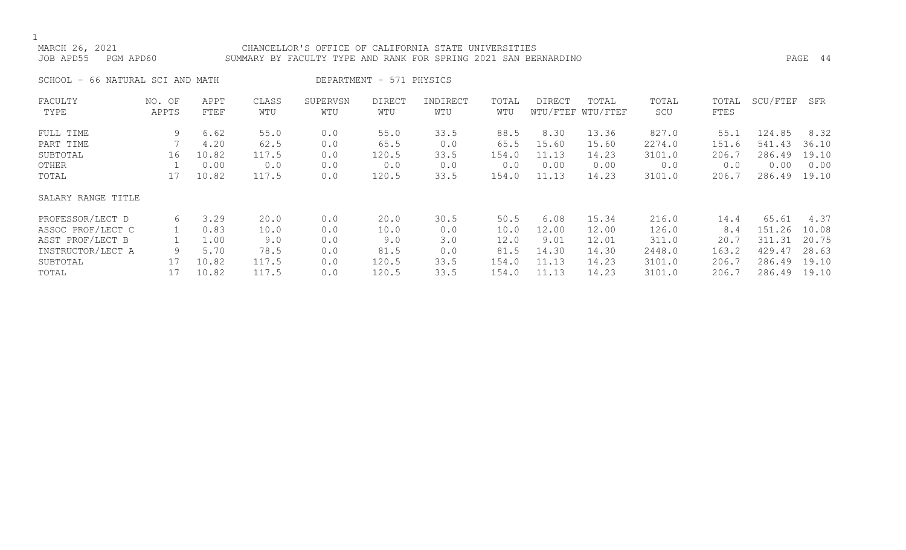MARCH 26, 2021 — CHANCELLOR'S OFFICE OF CALIFORNIA STATE UNIVERSITIES

JOB APD55 PGM APD60 — SUMMARY BY FACULTY TYPE AND RANK FOR SPRING 2021 SAN BERNARDINO

SCHOOL - 66 NATURAL SCI AND MATH — DEPARTMENT - 571 PHYSICS

| FACULTY TYPE | NO. OF APPTS | APPT FTEF | CLASS WTU | SUPERVSN WTU | DIRECT WTU | INDIRECT WTU | TOTAL WTU | DIRECT WTU/FTEF | TOTAL WTU/FTEF | TOTAL SCU | TOTAL FTES | SCU/FTEF | SFR |
|---|---|---|---|---|---|---|---|---|---|---|---|---|---|
| FULL TIME | 9 | 6.62 | 55.0 | 0.0 | 55.0 | 33.5 | 88.5 | 8.30 | 13.36 | 827.0 | 55.1 | 124.85 | 8.32 |
| PART TIME | 7 | 4.20 | 62.5 | 0.0 | 65.5 | 0.0 | 65.5 | 15.60 | 15.60 | 2274.0 | 151.6 | 541.43 | 36.10 |
| SUBTOTAL | 16 | 10.82 | 117.5 | 0.0 | 120.5 | 33.5 | 154.0 | 11.13 | 14.23 | 3101.0 | 206.7 | 286.49 | 19.10 |
| OTHER | 1 | 0.00 | 0.0 | 0.0 | 0.0 | 0.0 | 0.0 | 0.00 | 0.00 | 0.0 | 0.0 | 0.00 | 0.00 |
| TOTAL | 17 | 10.82 | 117.5 | 0.0 | 120.5 | 33.5 | 154.0 | 11.13 | 14.23 | 3101.0 | 206.7 | 286.49 | 19.10 |
| SALARY RANGE TITLE | | | | | | | | | | | | | |
| PROFESSOR/LECT D | 6 | 3.29 | 20.0 | 0.0 | 20.0 | 30.5 | 50.5 | 6.08 | 15.34 | 216.0 | 14.4 | 65.61 | 4.37 |
| ASSOC PROF/LECT C | 1 | 0.83 | 10.0 | 0.0 | 10.0 | 0.0 | 10.0 | 12.00 | 12.00 | 126.0 | 8.4 | 151.26 | 10.08 |
| ASST PROF/LECT B | 1 | 1.00 | 9.0 | 0.0 | 9.0 | 3.0 | 12.0 | 9.01 | 12.01 | 311.0 | 20.7 | 311.31 | 20.75 |
| INSTRUCTOR/LECT A | 9 | 5.70 | 78.5 | 0.0 | 81.5 | 0.0 | 81.5 | 14.30 | 14.30 | 2448.0 | 163.2 | 429.47 | 28.63 |
| SUBTOTAL | 17 | 10.82 | 117.5 | 0.0 | 120.5 | 33.5 | 154.0 | 11.13 | 14.23 | 3101.0 | 206.7 | 286.49 | 19.10 |
| TOTAL | 17 | 10.82 | 117.5 | 0.0 | 120.5 | 33.5 | 154.0 | 11.13 | 14.23 | 3101.0 | 206.7 | 286.49 | 19.10 |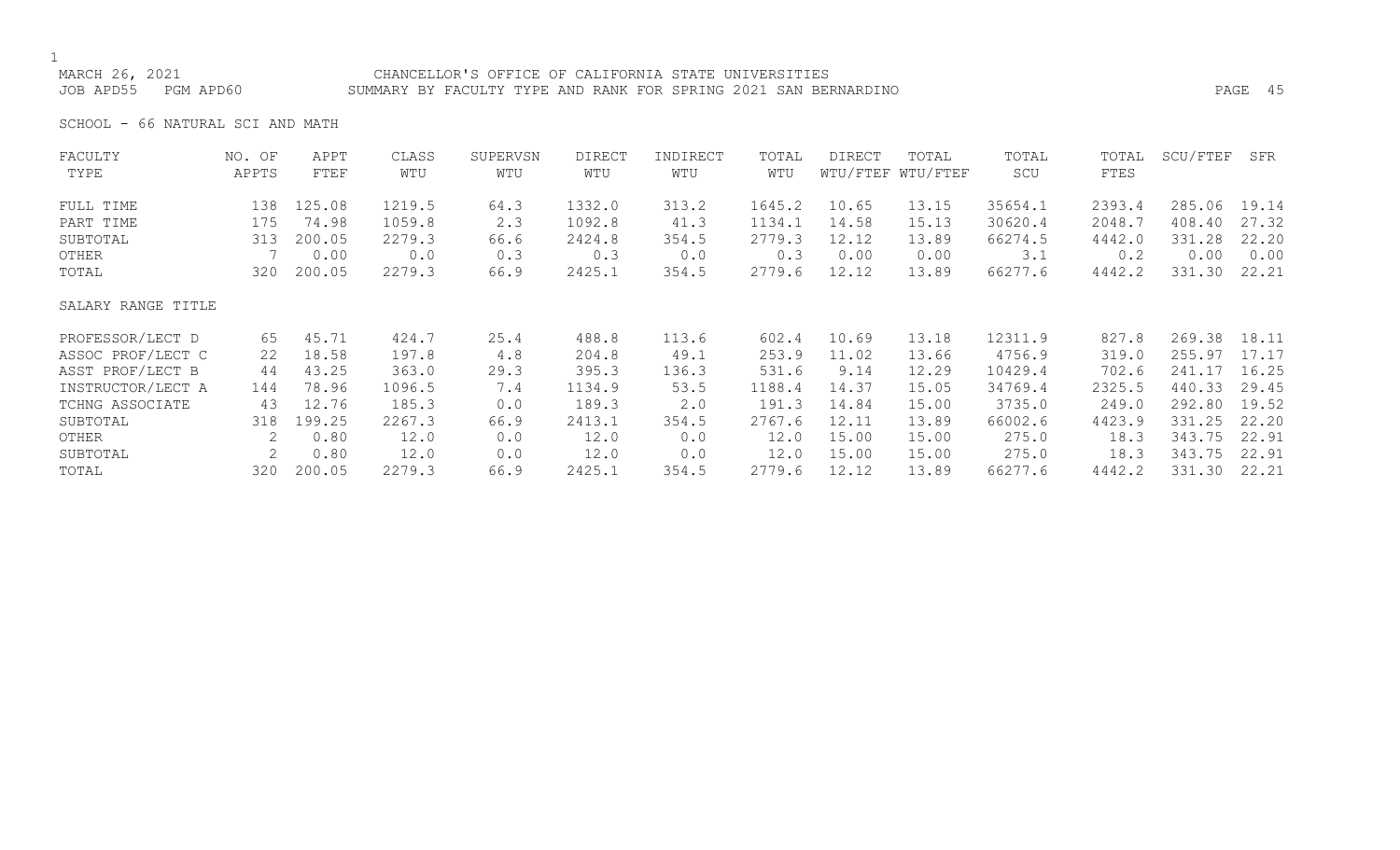MARCH 26, 2021 CHANCELLOR'S OFFICE OF CALIFORNIA STATE UNIVERSITIES
JOB APD55 PGM APD60 SUMMARY BY FACULTY TYPE AND RANK FOR SPRING 2021 SAN BERNARDINO

SCHOOL - 66 NATURAL SCI AND MATH

| FACULTY TYPE | NO. OF APPTS | APPT FTEF | CLASS WTU | SUPERVSN WTU | DIRECT WTU | INDIRECT WTU | TOTAL WTU | DIRECT WTU/FTEF | TOTAL WTU/FTEF | TOTAL SCU | TOTAL FTES | SCU/FTEF | SFR |
|---|---|---|---|---|---|---|---|---|---|---|---|---|---|
| FULL TIME | 138 | 125.08 | 1219.5 | 64.3 | 1332.0 | 313.2 | 1645.2 | 10.65 | 13.15 | 35654.1 | 2393.4 | 285.06 | 19.14 |
| PART TIME | 175 | 74.98 | 1059.8 | 2.3 | 1092.8 | 41.3 | 1134.1 | 14.58 | 15.13 | 30620.4 | 2048.7 | 408.40 | 27.32 |
| SUBTOTAL | 313 | 200.05 | 2279.3 | 66.6 | 2424.8 | 354.5 | 2779.3 | 12.12 | 13.89 | 66274.5 | 4442.0 | 331.28 | 22.20 |
| OTHER | 7 | 0.00 | 0.0 | 0.3 | 0.3 | 0.0 | 0.3 | 0.00 | 0.00 | 3.1 | 0.2 | 0.00 | 0.00 |
| TOTAL | 320 | 200.05 | 2279.3 | 66.9 | 2425.1 | 354.5 | 2779.6 | 12.12 | 13.89 | 66277.6 | 4442.2 | 331.30 | 22.21 |
| SALARY RANGE TITLE | | | | | | | | | | | | | |
| PROFESSOR/LECT D | 65 | 45.71 | 424.7 | 25.4 | 488.8 | 113.6 | 602.4 | 10.69 | 13.18 | 12311.9 | 827.8 | 269.38 | 18.11 |
| ASSOC PROF/LECT C | 22 | 18.58 | 197.8 | 4.8 | 204.8 | 49.1 | 253.9 | 11.02 | 13.66 | 4756.9 | 319.0 | 255.97 | 17.17 |
| ASST PROF/LECT B | 44 | 43.25 | 363.0 | 29.3 | 395.3 | 136.3 | 531.6 | 9.14 | 12.29 | 10429.4 | 702.6 | 241.17 | 16.25 |
| INSTRUCTOR/LECT A | 144 | 78.96 | 1096.5 | 7.4 | 1134.9 | 53.5 | 1188.4 | 14.37 | 15.05 | 34769.4 | 2325.5 | 440.33 | 29.45 |
| TCHNG ASSOCIATE | 43 | 12.76 | 185.3 | 0.0 | 189.3 | 2.0 | 191.3 | 14.84 | 15.00 | 3735.0 | 249.0 | 292.80 | 19.52 |
| SUBTOTAL | 318 | 199.25 | 2267.3 | 66.9 | 2413.1 | 354.5 | 2767.6 | 12.11 | 13.89 | 66002.6 | 4423.9 | 331.25 | 22.20 |
| OTHER | 2 | 0.80 | 12.0 | 0.0 | 12.0 | 0.0 | 12.0 | 15.00 | 15.00 | 275.0 | 18.3 | 343.75 | 22.91 |
| SUBTOTAL | 2 | 0.80 | 12.0 | 0.0 | 12.0 | 0.0 | 12.0 | 15.00 | 15.00 | 275.0 | 18.3 | 343.75 | 22.91 |
| TOTAL | 320 | 200.05 | 2279.3 | 66.9 | 2425.1 | 354.5 | 2779.6 | 12.12 | 13.89 | 66277.6 | 4442.2 | 331.30 | 22.21 |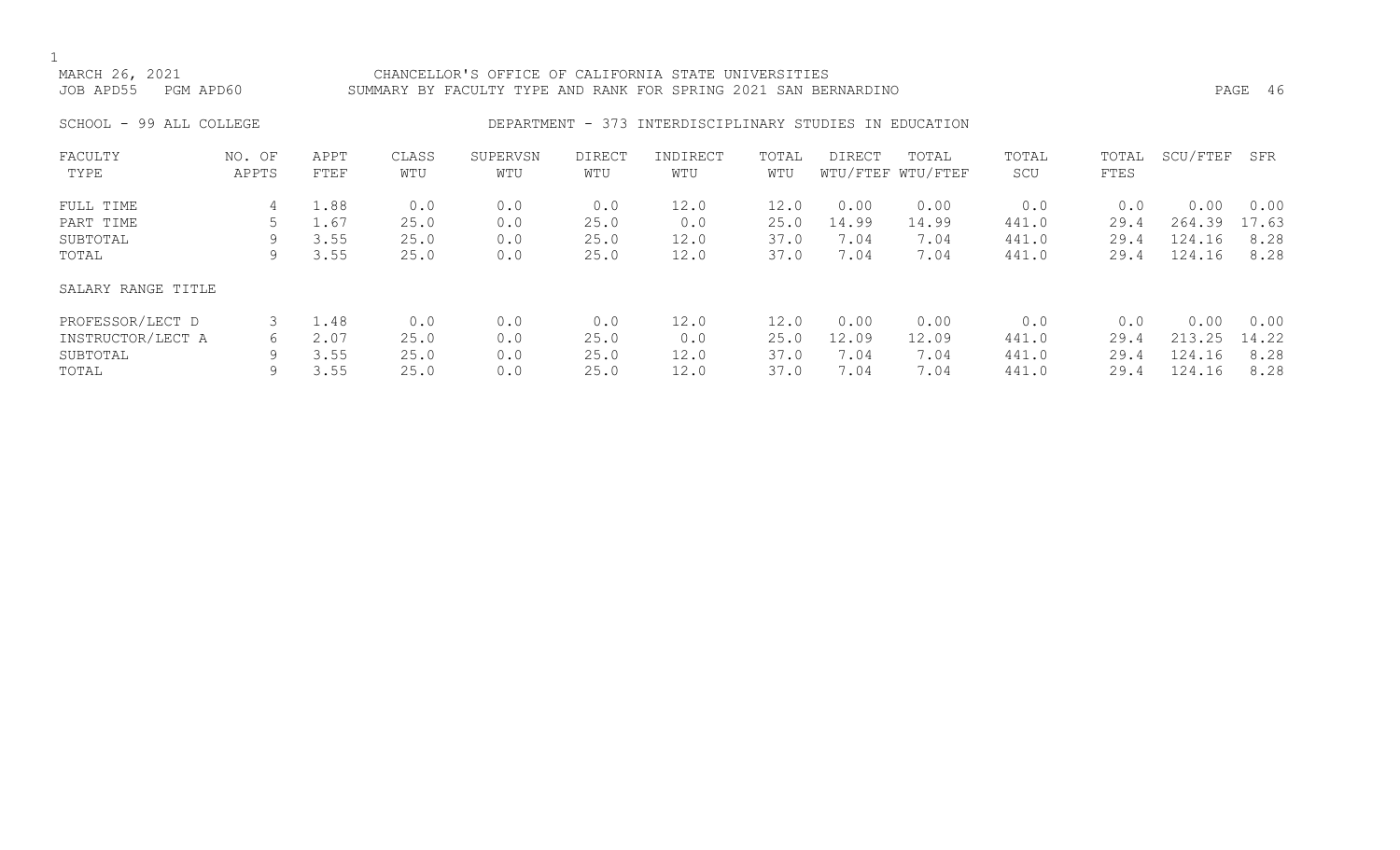MARCH 26, 2021 CHANCELLOR'S OFFICE OF CALIFORNIA STATE UNIVERSITIES
JOB APD55 PGM APD60 SUMMARY BY FACULTY TYPE AND RANK FOR SPRING 2021 SAN BERNARDINO

SCHOOL - 99 ALL COLLEGE DEPARTMENT - 373 INTERDISCIPLINARY STUDIES IN EDUCATION

| FACULTY TYPE | NO. OF APPTS | APPT FTEF | CLASS WTU | SUPERVSN WTU | DIRECT WTU | INDIRECT WTU | TOTAL WTU | DIRECT WTU/FTEF | TOTAL WTU/FTEF | TOTAL SCU | TOTAL FTES | SCU/FTEF | SFR |
|---|---|---|---|---|---|---|---|---|---|---|---|---|---|
| FULL TIME | 4 | 1.88 | 0.0 | 0.0 | 0.0 | 12.0 | 12.0 | 0.00 | 0.00 | 0.0 | 0.0 | 0.00 | 0.00 |
| PART TIME | 5 | 1.67 | 25.0 | 0.0 | 25.0 | 0.0 | 25.0 | 14.99 | 14.99 | 441.0 | 29.4 | 264.39 | 17.63 |
| SUBTOTAL | 9 | 3.55 | 25.0 | 0.0 | 25.0 | 12.0 | 37.0 | 7.04 | 7.04 | 441.0 | 29.4 | 124.16 | 8.28 |
| TOTAL | 9 | 3.55 | 25.0 | 0.0 | 25.0 | 12.0 | 37.0 | 7.04 | 7.04 | 441.0 | 29.4 | 124.16 | 8.28 |
| SALARY RANGE TITLE | | | | | | | | | | | | | |
| PROFESSOR/LECT D | 3 | 1.48 | 0.0 | 0.0 | 0.0 | 12.0 | 12.0 | 0.00 | 0.00 | 0.0 | 0.0 | 0.00 | 0.00 |
| INSTRUCTOR/LECT A | 6 | 2.07 | 25.0 | 0.0 | 25.0 | 0.0 | 25.0 | 12.09 | 12.09 | 441.0 | 29.4 | 213.25 | 14.22 |
| SUBTOTAL | 9 | 3.55 | 25.0 | 0.0 | 25.0 | 12.0 | 37.0 | 7.04 | 7.04 | 441.0 | 29.4 | 124.16 | 8.28 |
| TOTAL | 9 | 3.55 | 25.0 | 0.0 | 25.0 | 12.0 | 37.0 | 7.04 | 7.04 | 441.0 | 29.4 | 124.16 | 8.28 |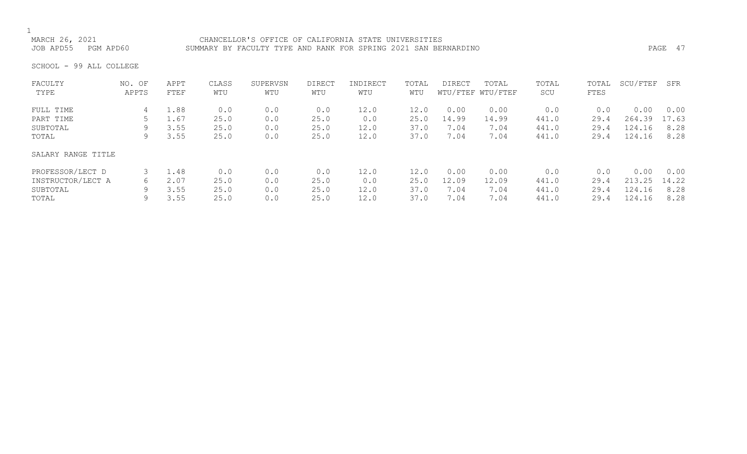CHANCELLOR'S OFFICE OF CALIFORNIA STATE UNIVERSITIES

SUMMARY BY FACULTY TYPE AND RANK FOR SPRING 2021 SAN BERNARDINO

MARCH 26, 2021

JOB APD55 PGM APD60

SCHOOL - 99 ALL COLLEGE

| FACULTY TYPE | NO. OF APPTS | APPT FTEF | CLASS WTU | SUPERVSN WTU | DIRECT WTU | INDIRECT WTU | TOTAL WTU | DIRECT WTU/FTEF | TOTAL WTU/FTEF | TOTAL SCU | TOTAL FTES | SCU/FTEF | SFR |
|---|---|---|---|---|---|---|---|---|---|---|---|---|---|
| FULL TIME | 4 | 1.88 | 0.0 | 0.0 | 0.0 | 12.0 | 12.0 | 0.00 | 0.00 | 0.0 | 0.0 | 0.00 | 0.00 |
| PART TIME | 5 | 1.67 | 25.0 | 0.0 | 25.0 | 0.0 | 25.0 | 14.99 | 14.99 | 441.0 | 29.4 | 264.39 | 17.63 |
| SUBTOTAL | 9 | 3.55 | 25.0 | 0.0 | 25.0 | 12.0 | 37.0 | 7.04 | 7.04 | 441.0 | 29.4 | 124.16 | 8.28 |
| TOTAL | 9 | 3.55 | 25.0 | 0.0 | 25.0 | 12.0 | 37.0 | 7.04 | 7.04 | 441.0 | 29.4 | 124.16 | 8.28 |

| SALARY RANGE TITLE | NO. OF APPTS | APPT FTEF | CLASS WTU | SUPERVSN WTU | DIRECT WTU | INDIRECT WTU | TOTAL WTU | DIRECT WTU/FTEF | TOTAL WTU/FTEF | TOTAL SCU | TOTAL FTES | SCU/FTEF | SFR |
|---|---|---|---|---|---|---|---|---|---|---|---|---|---|
| PROFESSOR/LECT D | 3 | 1.48 | 0.0 | 0.0 | 0.0 | 12.0 | 12.0 | 0.00 | 0.00 | 0.0 | 0.0 | 0.00 | 0.00 |
| INSTRUCTOR/LECT A | 6 | 2.07 | 25.0 | 0.0 | 25.0 | 0.0 | 25.0 | 12.09 | 12.09 | 441.0 | 29.4 | 213.25 | 14.22 |
| SUBTOTAL | 9 | 3.55 | 25.0 | 0.0 | 25.0 | 12.0 | 37.0 | 7.04 | 7.04 | 441.0 | 29.4 | 124.16 | 8.28 |
| TOTAL | 9 | 3.55 | 25.0 | 0.0 | 25.0 | 12.0 | 37.0 | 7.04 | 7.04 | 441.0 | 29.4 | 124.16 | 8.28 |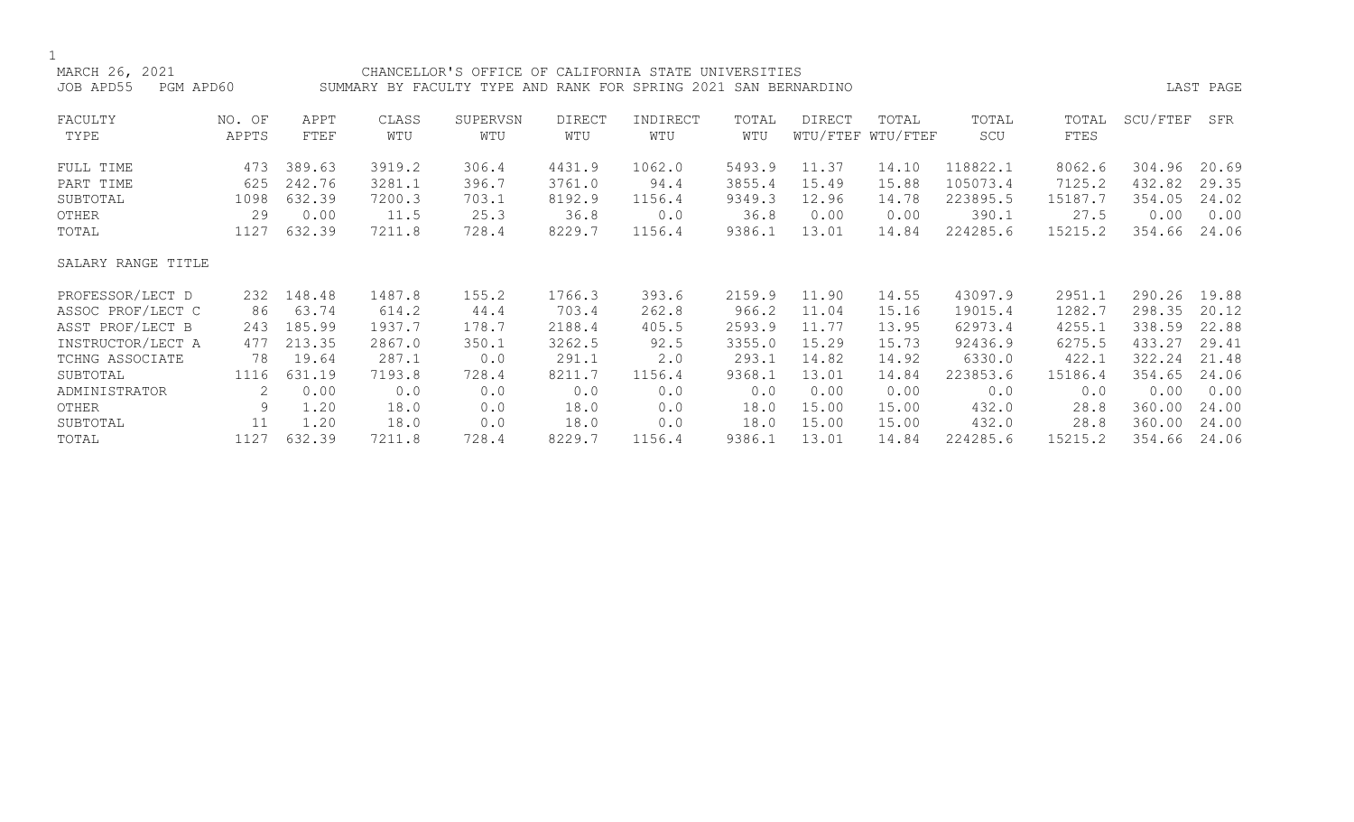MARCH 26, 2021 CHANCELLOR'S OFFICE OF CALIFORNIA STATE UNIVERSITIES
JOB APD55 PGM APD60 SUMMARY BY FACULTY TYPE AND RANK FOR SPRING 2021 SAN BERNARDINO LAST PAGE

| FACULTY TYPE | NO. OF APPTS | APPT FTEF | CLASS WTU | SUPERVSN WTU | DIRECT WTU | INDIRECT WTU | TOTAL WTU | DIRECT WTU/FTEF | TOTAL WTU/FTEF | TOTAL SCU | TOTAL FTES | SCU/FTEF | SFR |
|---|---|---|---|---|---|---|---|---|---|---|---|---|---|
| FULL TIME | 473 | 389.63 | 3919.2 | 306.4 | 4431.9 | 1062.0 | 5493.9 | 11.37 | 14.10 | 118822.1 | 8062.6 | 304.96 | 20.69 |
| PART TIME | 625 | 242.76 | 3281.1 | 396.7 | 3761.0 | 94.4 | 3855.4 | 15.49 | 15.88 | 105073.4 | 7125.2 | 432.82 | 29.35 |
| SUBTOTAL | 1098 | 632.39 | 7200.3 | 703.1 | 8192.9 | 1156.4 | 9349.3 | 12.96 | 14.78 | 223895.5 | 15187.7 | 354.05 | 24.02 |
| OTHER | 29 | 0.00 | 11.5 | 25.3 | 36.8 | 0.0 | 36.8 | 0.00 | 0.00 | 390.1 | 27.5 | 0.00 | 0.00 |
| TOTAL | 1127 | 632.39 | 7211.8 | 728.4 | 8229.7 | 1156.4 | 9386.1 | 13.01 | 14.84 | 224285.6 | 15215.2 | 354.66 | 24.06 |
| SALARY RANGE TITLE | | | | | | | | | | | | | |
| PROFESSOR/LECT D | 232 | 148.48 | 1487.8 | 155.2 | 1766.3 | 393.6 | 2159.9 | 11.90 | 14.55 | 43097.9 | 2951.1 | 290.26 | 19.88 |
| ASSOC PROF/LECT C | 86 | 63.74 | 614.2 | 44.4 | 703.4 | 262.8 | 966.2 | 11.04 | 15.16 | 19015.4 | 1282.7 | 298.35 | 20.12 |
| ASST PROF/LECT B | 243 | 185.99 | 1937.7 | 178.7 | 2188.4 | 405.5 | 2593.9 | 11.77 | 13.95 | 62973.4 | 4255.1 | 338.59 | 22.88 |
| INSTRUCTOR/LECT A | 477 | 213.35 | 2867.0 | 350.1 | 3262.5 | 92.5 | 3355.0 | 15.29 | 15.73 | 92436.9 | 6275.5 | 433.27 | 29.41 |
| TCHNG ASSOCIATE | 78 | 19.64 | 287.1 | 0.0 | 291.1 | 2.0 | 293.1 | 14.82 | 14.92 | 6330.0 | 422.1 | 322.24 | 21.48 |
| SUBTOTAL | 1116 | 631.19 | 7193.8 | 728.4 | 8211.7 | 1156.4 | 9368.1 | 13.01 | 14.84 | 223853.6 | 15186.4 | 354.65 | 24.06 |
| ADMINISTRATOR | 2 | 0.00 | 0.0 | 0.0 | 0.0 | 0.0 | 0.0 | 0.00 | 0.00 | 0.0 | 0.0 | 0.00 | 0.00 |
| OTHER | 9 | 1.20 | 18.0 | 0.0 | 18.0 | 0.0 | 18.0 | 15.00 | 15.00 | 432.0 | 28.8 | 360.00 | 24.00 |
| SUBTOTAL | 11 | 1.20 | 18.0 | 0.0 | 18.0 | 0.0 | 18.0 | 15.00 | 15.00 | 432.0 | 28.8 | 360.00 | 24.00 |
| TOTAL | 1127 | 632.39 | 7211.8 | 728.4 | 8229.7 | 1156.4 | 9386.1 | 13.01 | 14.84 | 224285.6 | 15215.2 | 354.66 | 24.06 |